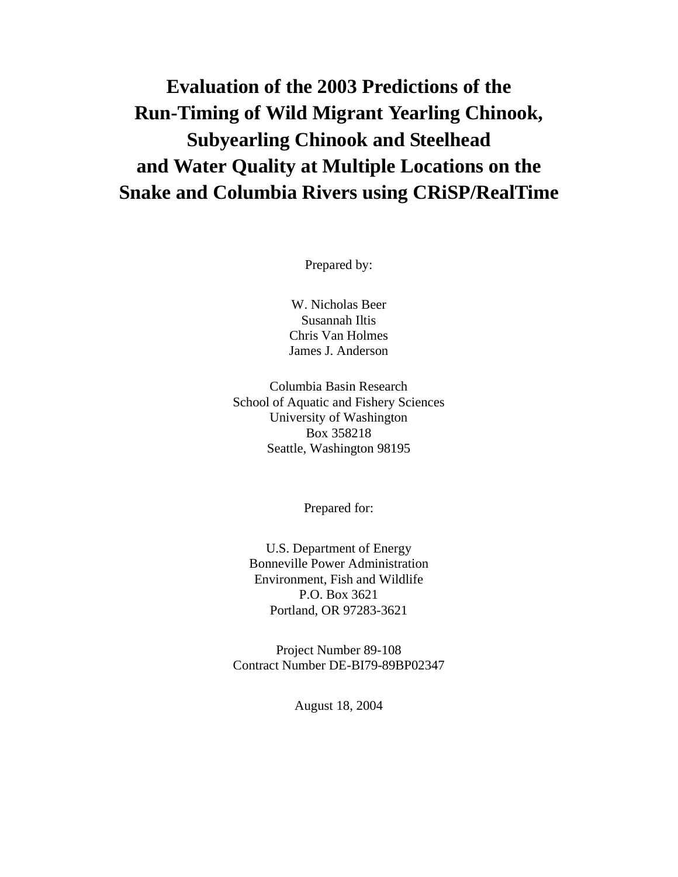# Evaluation of the 2003 Predictions of the Run-Timing of Wild Migrant Yearling Chinook, Subyearling Chinook and Steelhead and Water Quality at Multiple Locations on the Snake and Columbia Rivers using CRiSP/RealTime

Prepared by:

W. Nicholas Beer
Susannah Iltis
Chris Van Holmes
James J. Anderson

Columbia Basin Research
School of Aquatic and Fishery Sciences
University of Washington
Box 358218
Seattle, Washington 98195

Prepared for:

U.S. Department of Energy
Bonneville Power Administration
Environment, Fish and Wildlife
P.O. Box 3621
Portland, OR 97283-3621

Project Number 89-108
Contract Number DE-BI79-89BP02347

August 18, 2004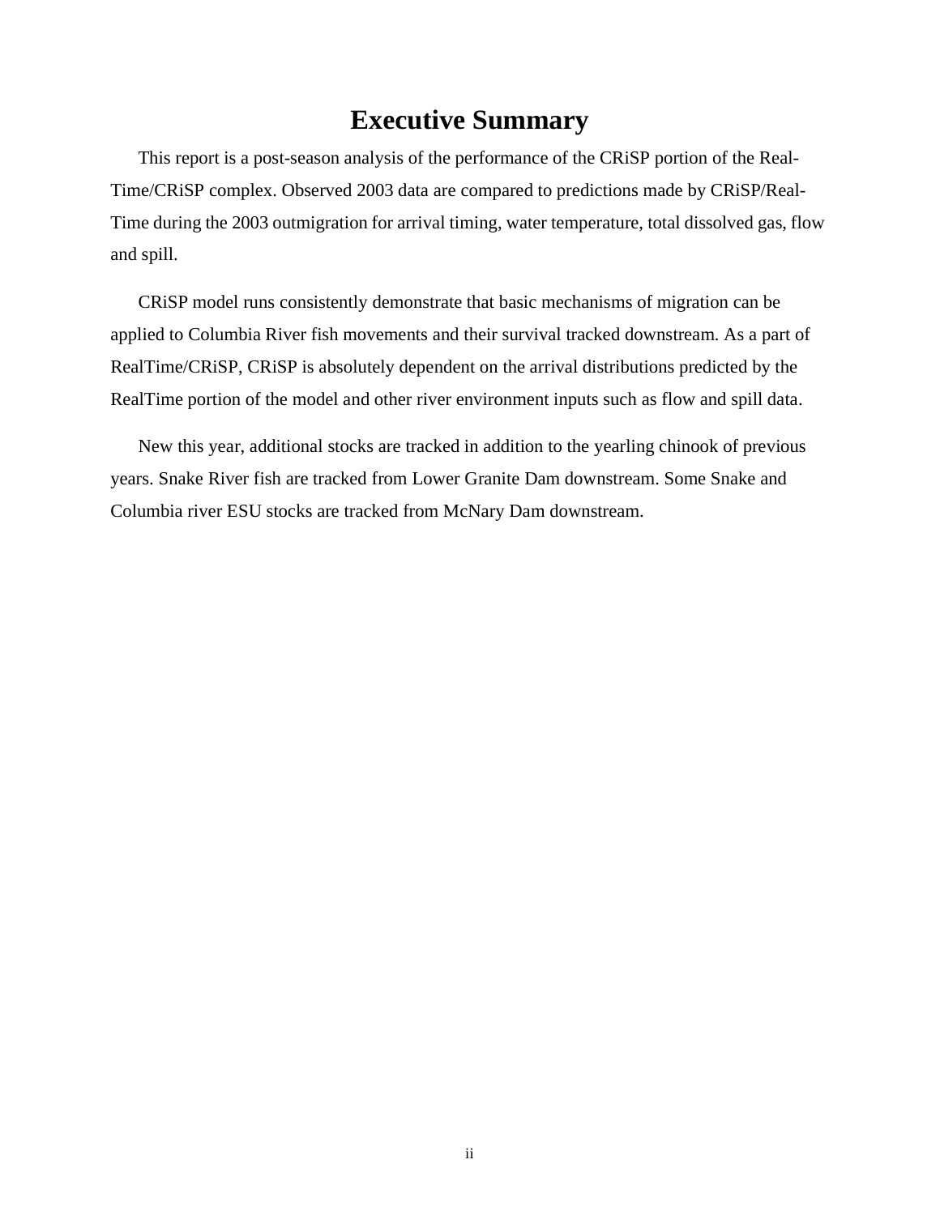# Executive Summary

This report is a post-season analysis of the performance of the CRiSP portion of the Real-Time/CRiSP complex. Observed 2003 data are compared to predictions made by CRiSP/Real-Time during the 2003 outmigration for arrival timing, water temperature, total dissolved gas, flow and spill.

CRiSP model runs consistently demonstrate that basic mechanisms of migration can be applied to Columbia River fish movements and their survival tracked downstream. As a part of RealTime/CRiSP, CRiSP is absolutely dependent on the arrival distributions predicted by the RealTime portion of the model and other river environment inputs such as flow and spill data.

New this year, additional stocks are tracked in addition to the yearling chinook of previous years. Snake River fish are tracked from Lower Granite Dam downstream. Some Snake and Columbia river ESU stocks are tracked from McNary Dam downstream.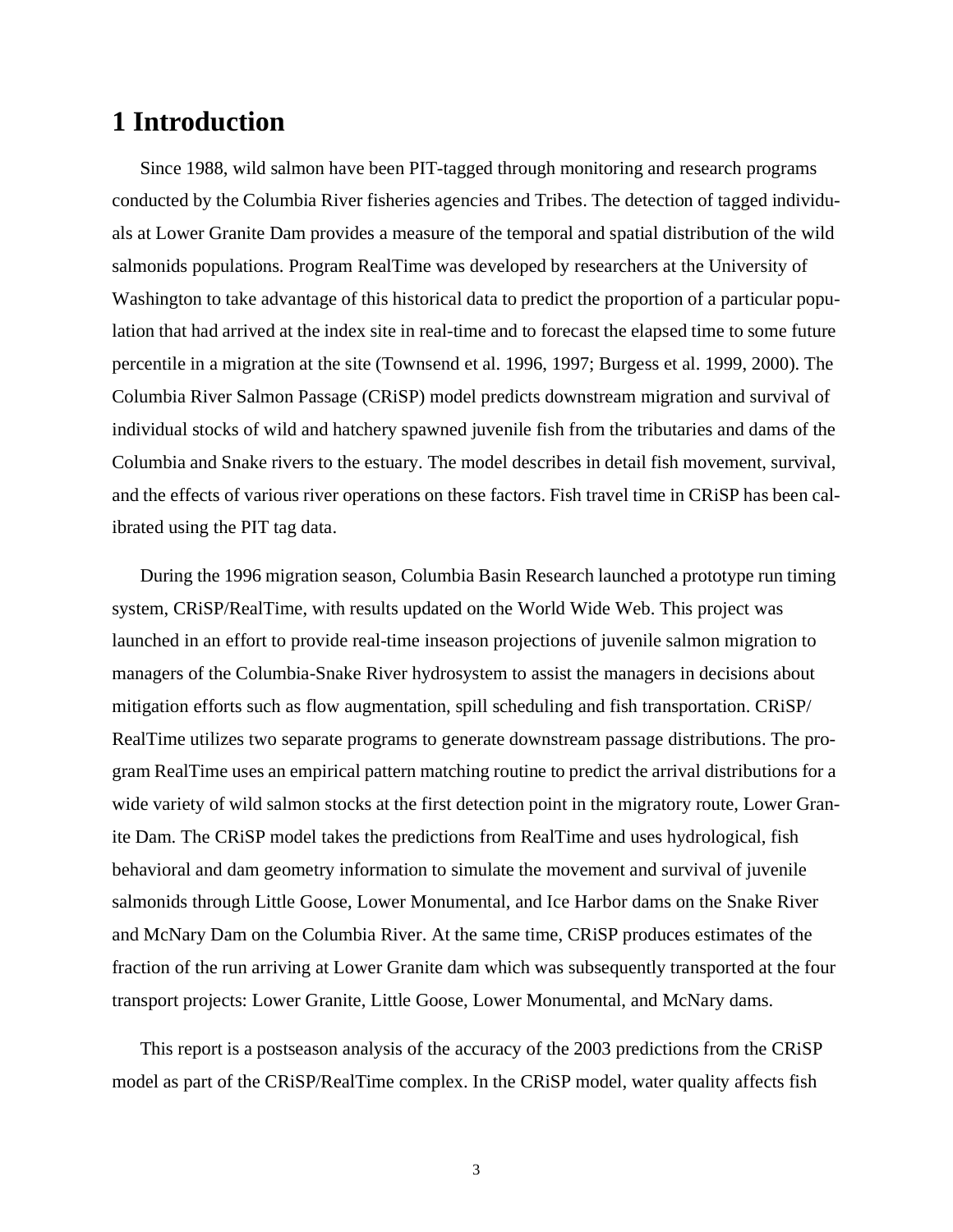# 1 Introduction

Since 1988, wild salmon have been PIT-tagged through monitoring and research programs conducted by the Columbia River fisheries agencies and Tribes. The detection of tagged individuals at Lower Granite Dam provides a measure of the temporal and spatial distribution of the wild salmonids populations. Program RealTime was developed by researchers at the University of Washington to take advantage of this historical data to predict the proportion of a particular population that had arrived at the index site in real-time and to forecast the elapsed time to some future percentile in a migration at the site (Townsend et al. 1996, 1997; Burgess et al. 1999, 2000). The Columbia River Salmon Passage (CRiSP) model predicts downstream migration and survival of individual stocks of wild and hatchery spawned juvenile fish from the tributaries and dams of the Columbia and Snake rivers to the estuary. The model describes in detail fish movement, survival, and the effects of various river operations on these factors. Fish travel time in CRiSP has been calibrated using the PIT tag data.

During the 1996 migration season, Columbia Basin Research launched a prototype run timing system, CRiSP/RealTime, with results updated on the World Wide Web. This project was launched in an effort to provide real-time inseason projections of juvenile salmon migration to managers of the Columbia-Snake River hydrosystem to assist the managers in decisions about mitigation efforts such as flow augmentation, spill scheduling and fish transportation. CRiSP/RealTime utilizes two separate programs to generate downstream passage distributions. The program RealTime uses an empirical pattern matching routine to predict the arrival distributions for a wide variety of wild salmon stocks at the first detection point in the migratory route, Lower Granite Dam. The CRiSP model takes the predictions from RealTime and uses hydrological, fish behavioral and dam geometry information to simulate the movement and survival of juvenile salmonids through Little Goose, Lower Monumental, and Ice Harbor dams on the Snake River and McNary Dam on the Columbia River. At the same time, CRiSP produces estimates of the fraction of the run arriving at Lower Granite dam which was subsequently transported at the four transport projects: Lower Granite, Little Goose, Lower Monumental, and McNary dams.

This report is a postseason analysis of the accuracy of the 2003 predictions from the CRiSP model as part of the CRiSP/RealTime complex. In the CRiSP model, water quality affects fish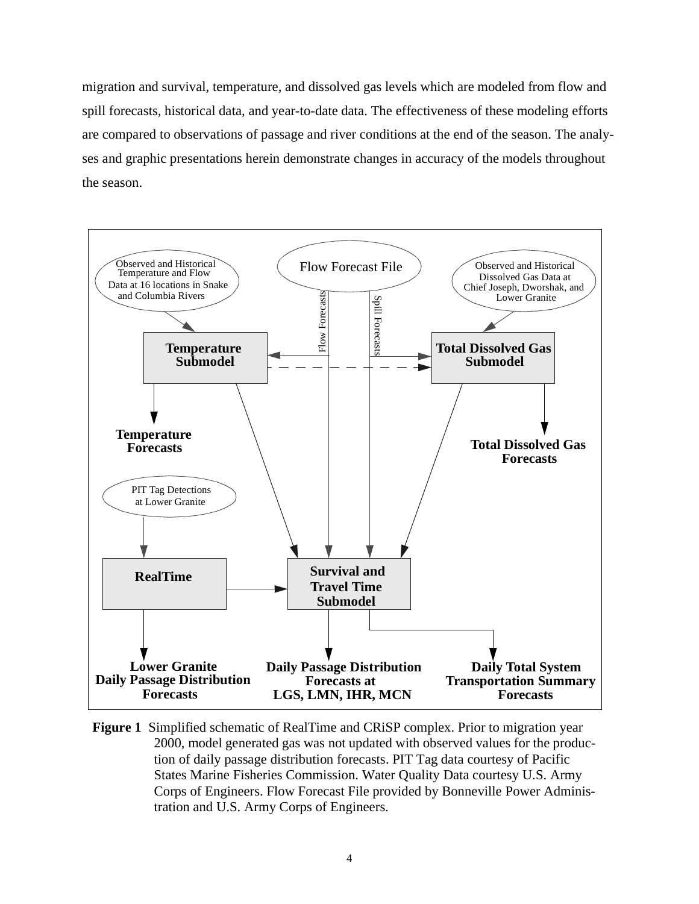migration and survival, temperature, and dissolved gas levels which are modeled from flow and spill forecasts, historical data, and year-to-date data. The effectiveness of these modeling efforts are compared to observations of passage and river conditions at the end of the season. The analyses and graphic presentations herein demonstrate changes in accuracy of the models throughout the season.

Observed and Historical Temperature and Flow Data at 16 locations in Snake and Columbia Rivers

Flow Forecast File

Observed and Historical Dissolved Gas Data at Chief Joseph, Dworshak, and Lower Granite

Flow Forecasts

Spill Forecasts

**Temperature Submodel**

**Total Dissolved Gas Submodel**

**Temperature Forecasts**

**Total Dissolved Gas Forecasts**

PIT Tag Detections at Lower Granite

**RealTime**

**Survival and Travel Time Submodel**

**Lower Granite Daily Passage Distribution Forecasts**

**Daily Passage Distribution Forecasts at LGS, LMN, IHR, MCN**

**Daily Total System Transportation Summary Forecasts**

**Figure 1** Simplified schematic of RealTime and CRiSP complex. Prior to migration year 2000, model generated gas was not updated with observed values for the production of daily passage distribution forecasts. PIT Tag data courtesy of Pacific States Marine Fisheries Commission. Water Quality Data courtesy U.S. Army Corps of Engineers. Flow Forecast File provided by Bonneville Power Administration and U.S. Army Corps of Engineers.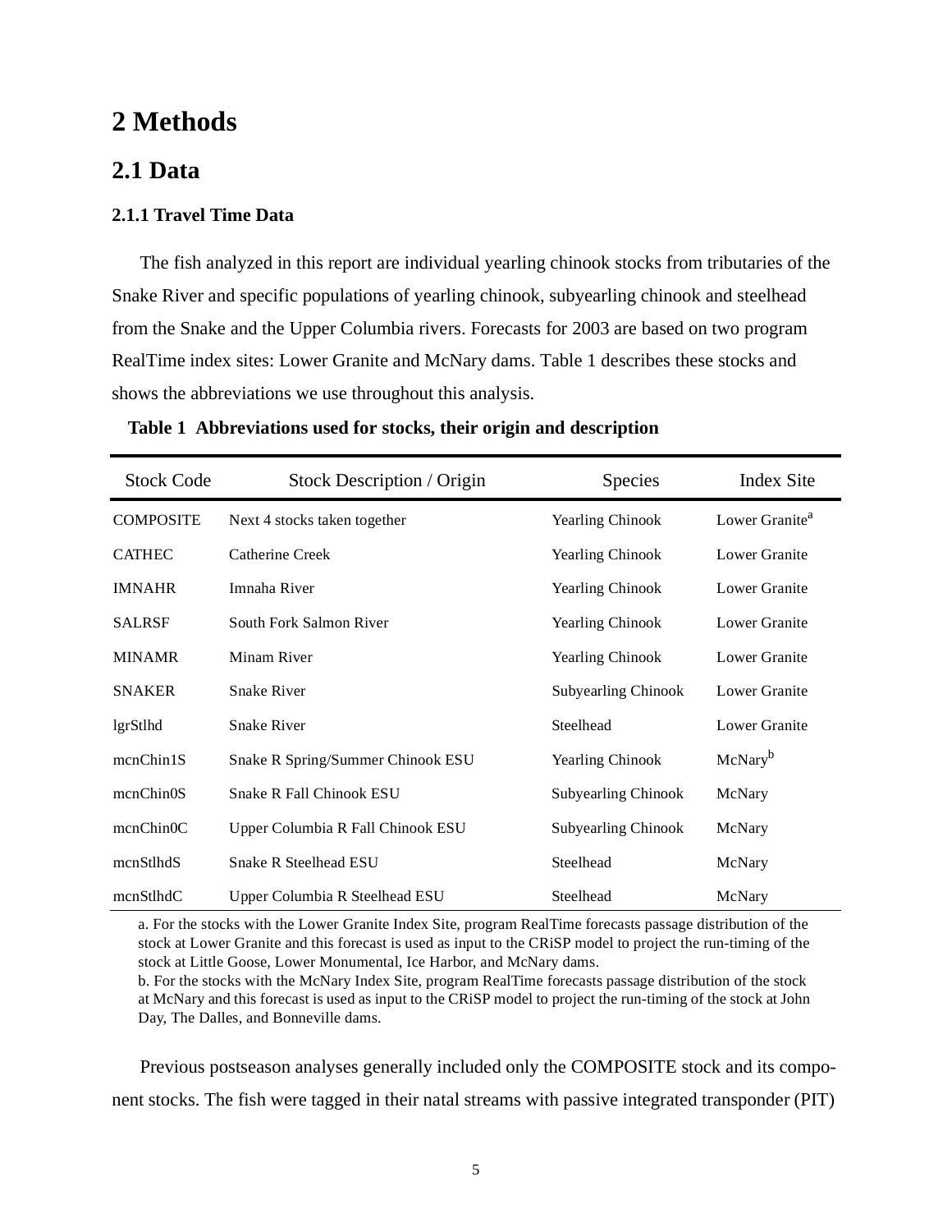# 2 Methods

## 2.1 Data

### 2.1.1 Travel Time Data

The fish analyzed in this report are individual yearling chinook stocks from tributaries of the Snake River and specific populations of yearling chinook, subyearling chinook and steelhead from the Snake and the Upper Columbia rivers. Forecasts for 2003 are based on two program RealTime index sites: Lower Granite and McNary dams. Table 1 describes these stocks and shows the abbreviations we use throughout this analysis.

**Table 1 Abbreviations used for stocks, their origin and description**

| Stock Code | Stock Description / Origin | Species | Index Site |
|---|---|---|---|
| COMPOSITE | Next 4 stocks taken together | Yearling Chinook | Lower Granite[a] |
| CATHEC | Catherine Creek | Yearling Chinook | Lower Granite |
| IMNAHR | Imnaha River | Yearling Chinook | Lower Granite |
| SALRSF | South Fork Salmon River | Yearling Chinook | Lower Granite |
| MINAMR | Minam River | Yearling Chinook | Lower Granite |
| SNAKER | Snake River | Subyearling Chinook | Lower Granite |
| lgrStlhd | Snake River | Steelhead | Lower Granite |
| mcnChin1S | Snake R Spring/Summer Chinook ESU | Yearling Chinook | McNary[b] |
| mcnChin0S | Snake R Fall Chinook ESU | Subyearling Chinook | McNary |
| mcnChin0C | Upper Columbia R Fall Chinook ESU | Subyearling Chinook | McNary |
| mcnStlhdS | Snake R Steelhead ESU | Steelhead | McNary |
| mcnStlhdC | Upper Columbia R Steelhead ESU | Steelhead | McNary |

a. For the stocks with the Lower Granite Index Site, program RealTime forecasts passage distribution of the stock at Lower Granite and this forecast is used as input to the CRiSP model to project the run-timing of the stock at Little Goose, Lower Monumental, Ice Harbor, and McNary dams.

b. For the stocks with the McNary Index Site, program RealTime forecasts passage distribution of the stock at McNary and this forecast is used as input to the CRiSP model to project the run-timing of the stock at John Day, The Dalles, and Bonneville dams.

Previous postseason analyses generally included only the COMPOSITE stock and its component stocks. The fish were tagged in their natal streams with passive integrated transponder (PIT)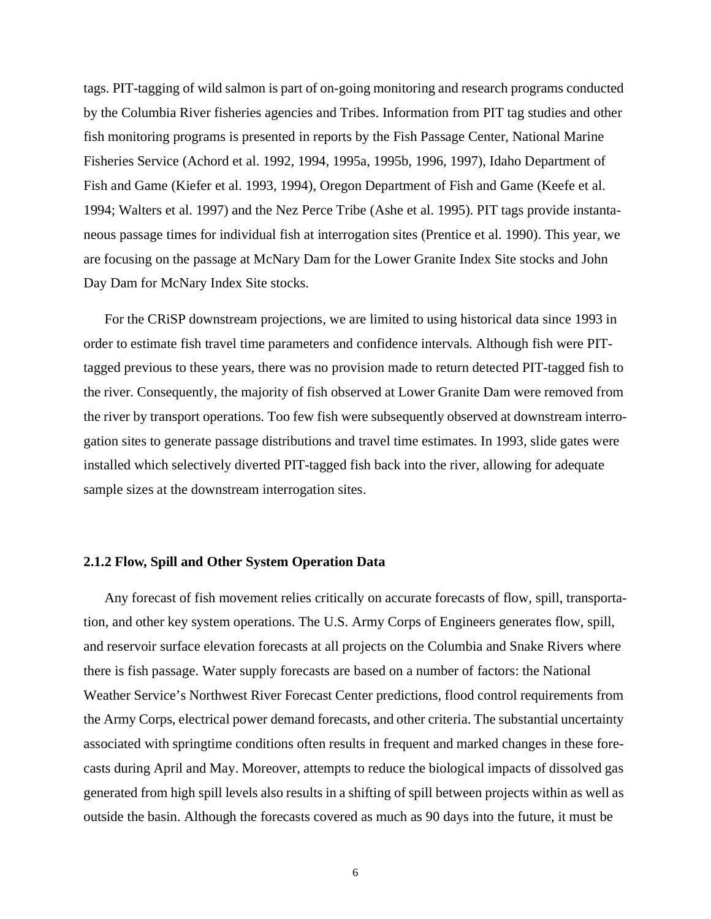tags. PIT-tagging of wild salmon is part of on-going monitoring and research programs conducted by the Columbia River fisheries agencies and Tribes. Information from PIT tag studies and other fish monitoring programs is presented in reports by the Fish Passage Center, National Marine Fisheries Service (Achord et al. 1992, 1994, 1995a, 1995b, 1996, 1997), Idaho Department of Fish and Game (Kiefer et al. 1993, 1994), Oregon Department of Fish and Game (Keefe et al. 1994; Walters et al. 1997) and the Nez Perce Tribe (Ashe et al. 1995). PIT tags provide instantaneous passage times for individual fish at interrogation sites (Prentice et al. 1990). This year, we are focusing on the passage at McNary Dam for the Lower Granite Index Site stocks and John Day Dam for McNary Index Site stocks.

For the CRiSP downstream projections, we are limited to using historical data since 1993 in order to estimate fish travel time parameters and confidence intervals. Although fish were PIT-tagged previous to these years, there was no provision made to return detected PIT-tagged fish to the river. Consequently, the majority of fish observed at Lower Granite Dam were removed from the river by transport operations. Too few fish were subsequently observed at downstream interrogation sites to generate passage distributions and travel time estimates. In 1993, slide gates were installed which selectively diverted PIT-tagged fish back into the river, allowing for adequate sample sizes at the downstream interrogation sites.

### 2.1.2 Flow, Spill and Other System Operation Data

Any forecast of fish movement relies critically on accurate forecasts of flow, spill, transportation, and other key system operations. The U.S. Army Corps of Engineers generates flow, spill, and reservoir surface elevation forecasts at all projects on the Columbia and Snake Rivers where there is fish passage. Water supply forecasts are based on a number of factors: the National Weather Service's Northwest River Forecast Center predictions, flood control requirements from the Army Corps, electrical power demand forecasts, and other criteria. The substantial uncertainty associated with springtime conditions often results in frequent and marked changes in these forecasts during April and May. Moreover, attempts to reduce the biological impacts of dissolved gas generated from high spill levels also results in a shifting of spill between projects within as well as outside the basin. Although the forecasts covered as much as 90 days into the future, it must be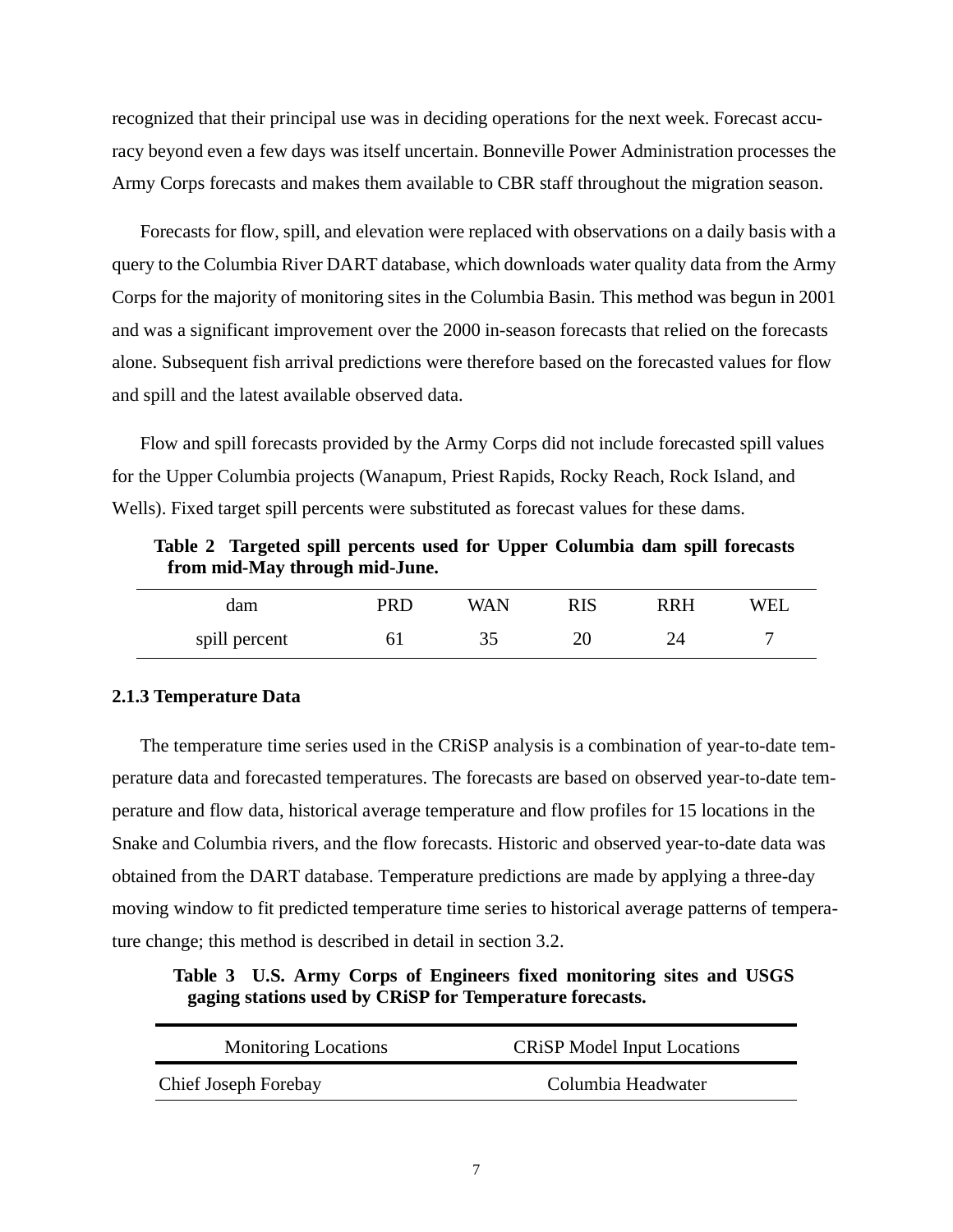recognized that their principal use was in deciding operations for the next week. Forecast accuracy beyond even a few days was itself uncertain. Bonneville Power Administration processes the Army Corps forecasts and makes them available to CBR staff throughout the migration season.

Forecasts for flow, spill, and elevation were replaced with observations on a daily basis with a query to the Columbia River DART database, which downloads water quality data from the Army Corps for the majority of monitoring sites in the Columbia Basin. This method was begun in 2001 and was a significant improvement over the 2000 in-season forecasts that relied on the forecasts alone. Subsequent fish arrival predictions were therefore based on the forecasted values for flow and spill and the latest available observed data.

Flow and spill forecasts provided by the Army Corps did not include forecasted spill values for the Upper Columbia projects (Wanapum, Priest Rapids, Rocky Reach, Rock Island, and Wells). Fixed target spill percents were substituted as forecast values for these dams.

**Table 2 Targeted spill percents used for Upper Columbia dam spill forecasts from mid-May through mid-June.**

| dam | PRD | WAN | RIS | RRH | WEL |
|---|---|---|---|---|---|
| spill percent | 61 | 35 | 20 | 24 | 7 |

### 2.1.3 Temperature Data

The temperature time series used in the CRiSP analysis is a combination of year-to-date temperature data and forecasted temperatures. The forecasts are based on observed year-to-date temperature and flow data, historical average temperature and flow profiles for 15 locations in the Snake and Columbia rivers, and the flow forecasts. Historic and observed year-to-date data was obtained from the DART database. Temperature predictions are made by applying a three-day moving window to fit predicted temperature time series to historical average patterns of temperature change; this method is described in detail in section 3.2.

**Table 3 U.S. Army Corps of Engineers fixed monitoring sites and USGS gaging stations used by CRiSP for Temperature forecasts.**

| Monitoring Locations | CRiSP Model Input Locations |
|---|---|
| Chief Joseph Forebay | Columbia Headwater |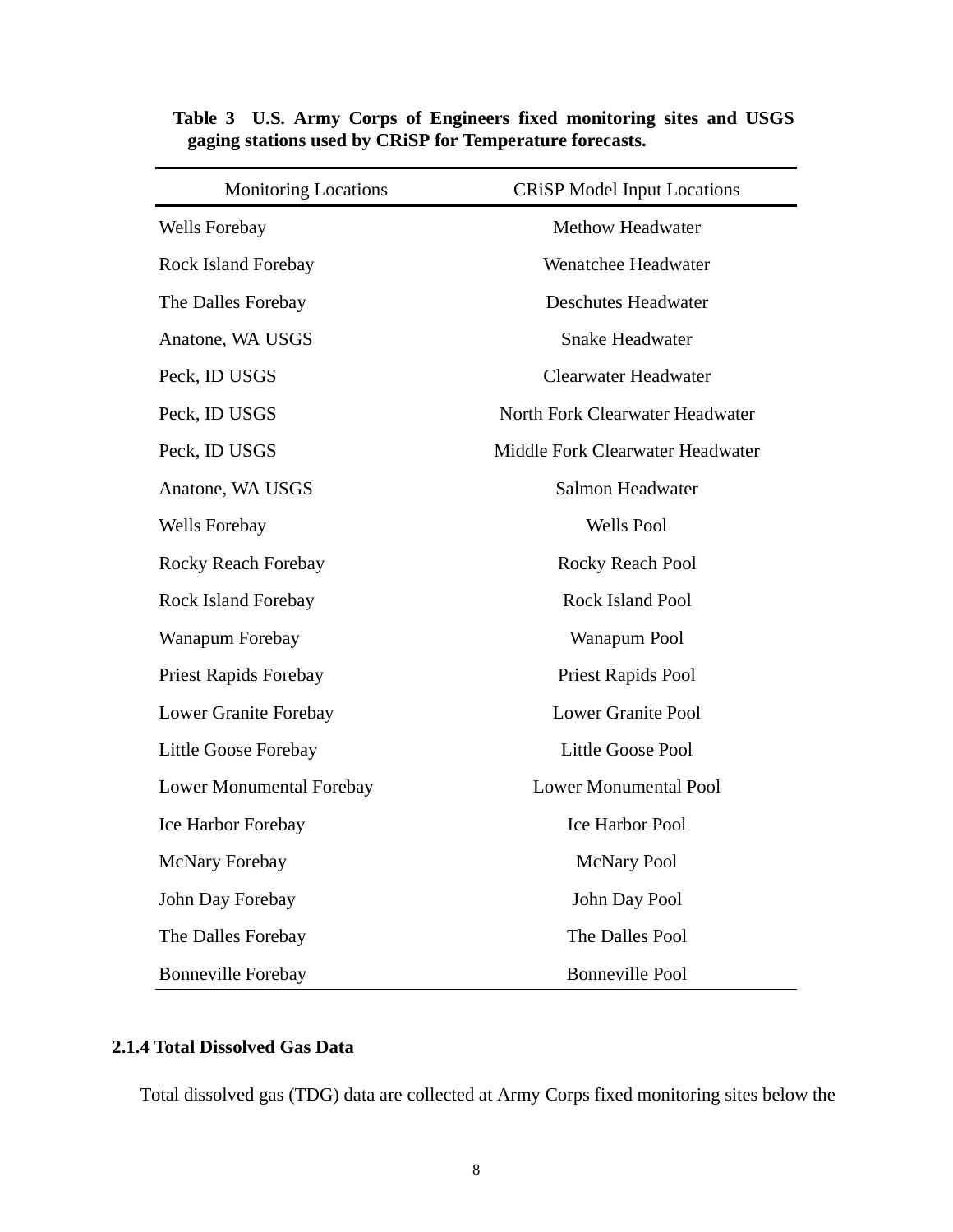**Table 3 U.S. Army Corps of Engineers fixed monitoring sites and USGS gaging stations used by CRiSP for Temperature forecasts.**

| Monitoring Locations | CRiSP Model Input Locations |
|---|---|
| Wells Forebay | Methow Headwater |
| Rock Island Forebay | Wenatchee Headwater |
| The Dalles Forebay | Deschutes Headwater |
| Anatone, WA USGS | Snake Headwater |
| Peck, ID USGS | Clearwater Headwater |
| Peck, ID USGS | North Fork Clearwater Headwater |
| Peck, ID USGS | Middle Fork Clearwater Headwater |
| Anatone, WA USGS | Salmon Headwater |
| Wells Forebay | Wells Pool |
| Rocky Reach Forebay | Rocky Reach Pool |
| Rock Island Forebay | Rock Island Pool |
| Wanapum Forebay | Wanapum Pool |
| Priest Rapids Forebay | Priest Rapids Pool |
| Lower Granite Forebay | Lower Granite Pool |
| Little Goose Forebay | Little Goose Pool |
| Lower Monumental Forebay | Lower Monumental Pool |
| Ice Harbor Forebay | Ice Harbor Pool |
| McNary Forebay | McNary Pool |
| John Day Forebay | John Day Pool |
| The Dalles Forebay | The Dalles Pool |
| Bonneville Forebay | Bonneville Pool |

### 2.1.4 Total Dissolved Gas Data

Total dissolved gas (TDG) data are collected at Army Corps fixed monitoring sites below the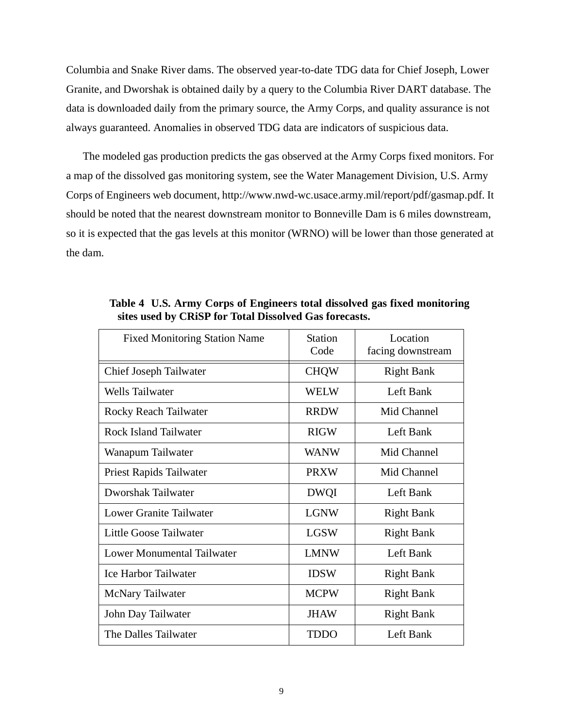Columbia and Snake River dams. The observed year-to-date TDG data for Chief Joseph, Lower Granite, and Dworshak is obtained daily by a query to the Columbia River DART database. The data is downloaded daily from the primary source, the Army Corps, and quality assurance is not always guaranteed. Anomalies in observed TDG data are indicators of suspicious data.

The modeled gas production predicts the gas observed at the Army Corps fixed monitors. For a map of the dissolved gas monitoring system, see the Water Management Division, U.S. Army Corps of Engineers web document, http://www.nwd-wc.usace.army.mil/report/pdf/gasmap.pdf. It should be noted that the nearest downstream monitor to Bonneville Dam is 6 miles downstream, so it is expected that the gas levels at this monitor (WRNO) will be lower than those generated at the dam.

**Table 4 U.S. Army Corps of Engineers total dissolved gas fixed monitoring sites used by CRiSP for Total Dissolved Gas forecasts.**

| Fixed Monitoring Station Name | Station Code | Location facing downstream |
|---|---|---|
| Chief Joseph Tailwater | CHQW | Right Bank |
| Wells Tailwater | WELW | Left Bank |
| Rocky Reach Tailwater | RRDW | Mid Channel |
| Rock Island Tailwater | RIGW | Left Bank |
| Wanapum Tailwater | WANW | Mid Channel |
| Priest Rapids Tailwater | PRXW | Mid Channel |
| Dworshak Tailwater | DWQI | Left Bank |
| Lower Granite Tailwater | LGNW | Right Bank |
| Little Goose Tailwater | LGSW | Right Bank |
| Lower Monumental Tailwater | LMNW | Left Bank |
| Ice Harbor Tailwater | IDSW | Right Bank |
| McNary Tailwater | MCPW | Right Bank |
| John Day Tailwater | JHAW | Right Bank |
| The Dalles Tailwater | TDDO | Left Bank |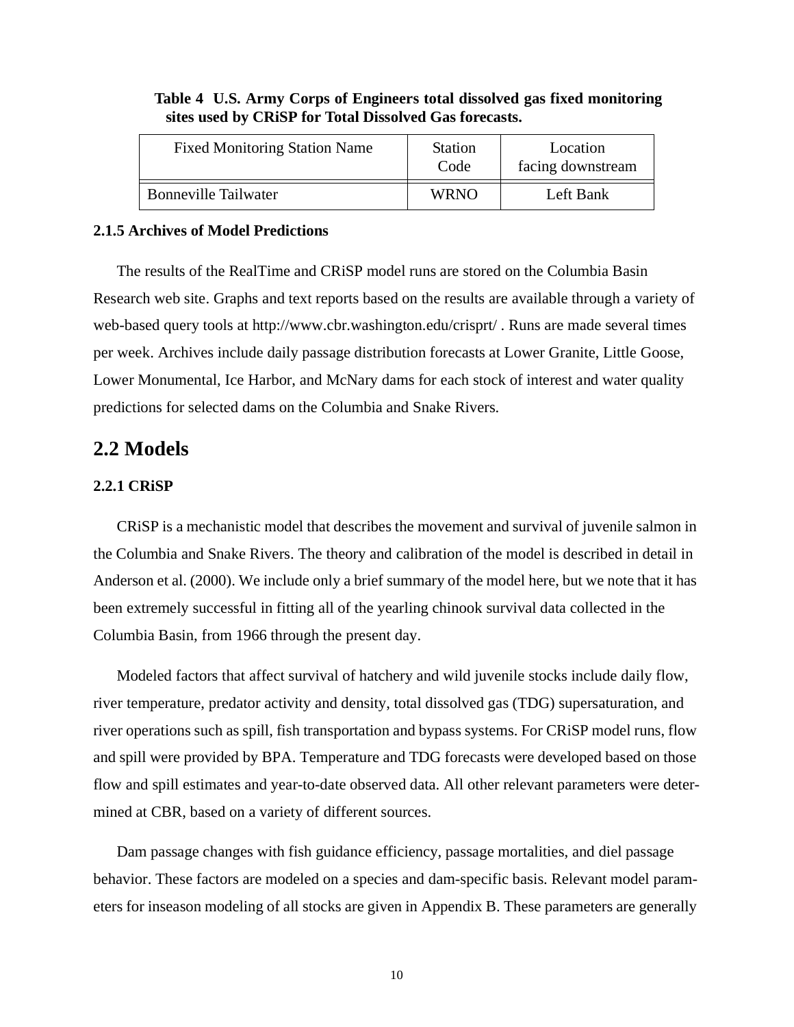**Table 4 U.S. Army Corps of Engineers total dissolved gas fixed monitoring sites used by CRiSP for Total Dissolved Gas forecasts.**

| Fixed Monitoring Station Name | Station Code | Location facing downstream |
|---|---|---|
| Bonneville Tailwater | WRNO | Left Bank |

### 2.1.5 Archives of Model Predictions

The results of the RealTime and CRiSP model runs are stored on the Columbia Basin Research web site. Graphs and text reports based on the results are available through a variety of web-based query tools at http://www.cbr.washington.edu/crisprt/ . Runs are made several times per week. Archives include daily passage distribution forecasts at Lower Granite, Little Goose, Lower Monumental, Ice Harbor, and McNary dams for each stock of interest and water quality predictions for selected dams on the Columbia and Snake Rivers.

## 2.2 Models

### 2.2.1 CRiSP

CRiSP is a mechanistic model that describes the movement and survival of juvenile salmon in the Columbia and Snake Rivers. The theory and calibration of the model is described in detail in Anderson et al. (2000). We include only a brief summary of the model here, but we note that it has been extremely successful in fitting all of the yearling chinook survival data collected in the Columbia Basin, from 1966 through the present day.

Modeled factors that affect survival of hatchery and wild juvenile stocks include daily flow, river temperature, predator activity and density, total dissolved gas (TDG) supersaturation, and river operations such as spill, fish transportation and bypass systems. For CRiSP model runs, flow and spill were provided by BPA. Temperature and TDG forecasts were developed based on those flow and spill estimates and year-to-date observed data. All other relevant parameters were determined at CBR, based on a variety of different sources.

Dam passage changes with fish guidance efficiency, passage mortalities, and diel passage behavior. These factors are modeled on a species and dam-specific basis. Relevant model parameters for inseason modeling of all stocks are given in Appendix B. These parameters are generally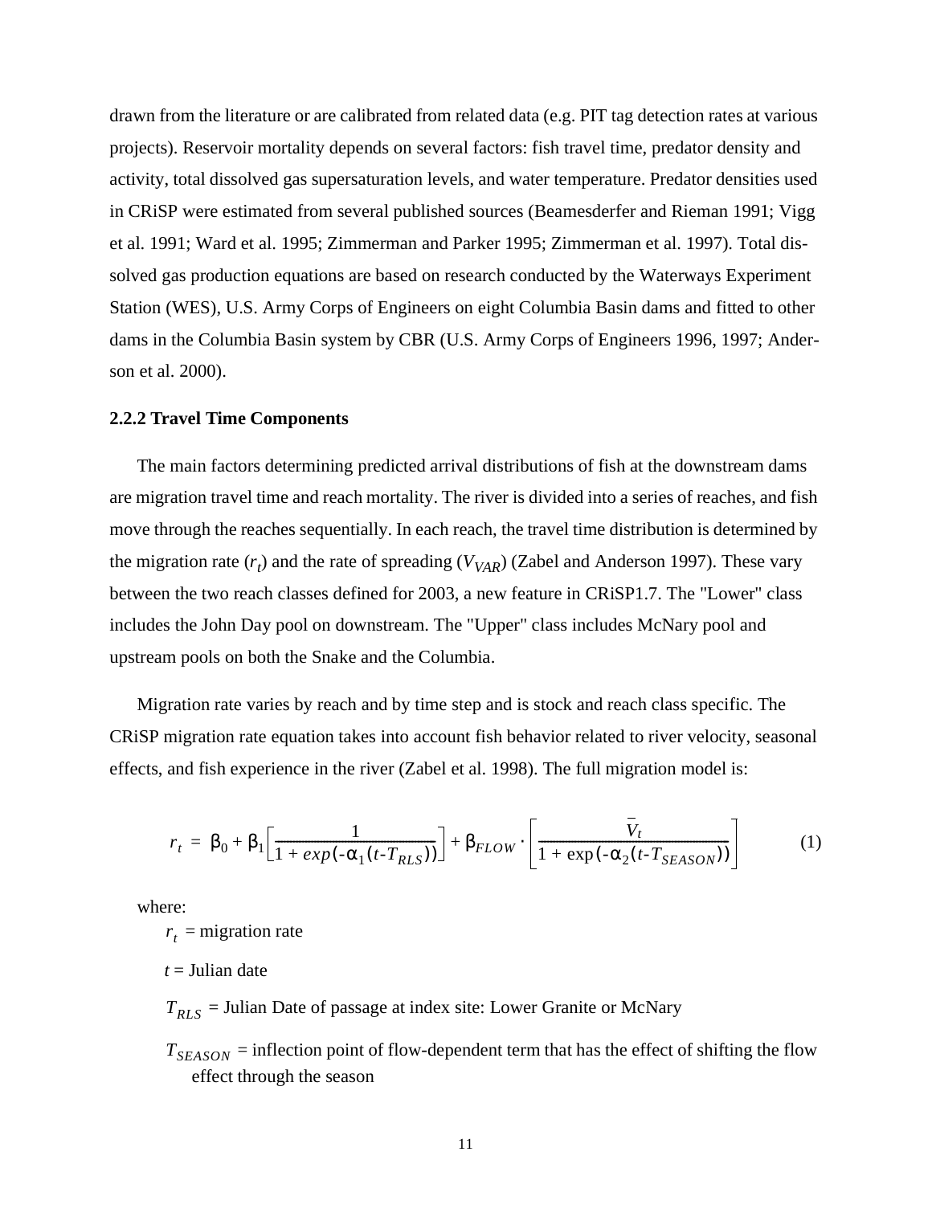drawn from the literature or are calibrated from related data (e.g. PIT tag detection rates at various projects). Reservoir mortality depends on several factors: fish travel time, predator density and activity, total dissolved gas supersaturation levels, and water temperature. Predator densities used in CRiSP were estimated from several published sources (Beamesderfer and Rieman 1991; Vigg et al. 1991; Ward et al. 1995; Zimmerman and Parker 1995; Zimmerman et al. 1997). Total dissolved gas production equations are based on research conducted by the Waterways Experiment Station (WES), U.S. Army Corps of Engineers on eight Columbia Basin dams and fitted to other dams in the Columbia Basin system by CBR (U.S. Army Corps of Engineers 1996, 1997; Anderson et al. 2000).

### 2.2.2 Travel Time Components

The main factors determining predicted arrival distributions of fish at the downstream dams are migration travel time and reach mortality. The river is divided into a series of reaches, and fish move through the reaches sequentially. In each reach, the travel time distribution is determined by the migration rate ($r_t$) and the rate of spreading ($V_{VAR}$) (Zabel and Anderson 1997). These vary between the two reach classes defined for 2003, a new feature in CRiSP1.7. The "Lower" class includes the John Day pool on downstream. The "Upper" class includes McNary pool and upstream pools on both the Snake and the Columbia.

Migration rate varies by reach and by time step and is stock and reach class specific. The CRiSP migration rate equation takes into account fish behavior related to river velocity, seasonal effects, and fish experience in the river (Zabel et al. 1998). The full migration model is:

$$r_t = \beta_0 + \beta_1 \left[\frac{1}{1 + exp(-\alpha_1(t - T_{RLS}))}\right] + \beta_{FLOW} \cdot \left[\frac{\bar{V}_t}{1 + \exp(-\alpha_2(t - T_{SEASON}))}\right] \quad (1)$$

where:

$r_t$ = migration rate

$t$ = Julian date

$T_{RLS}$ = Julian Date of passage at index site: Lower Granite or McNary

$T_{SEASON}$ = inflection point of flow-dependent term that has the effect of shifting the flow effect through the season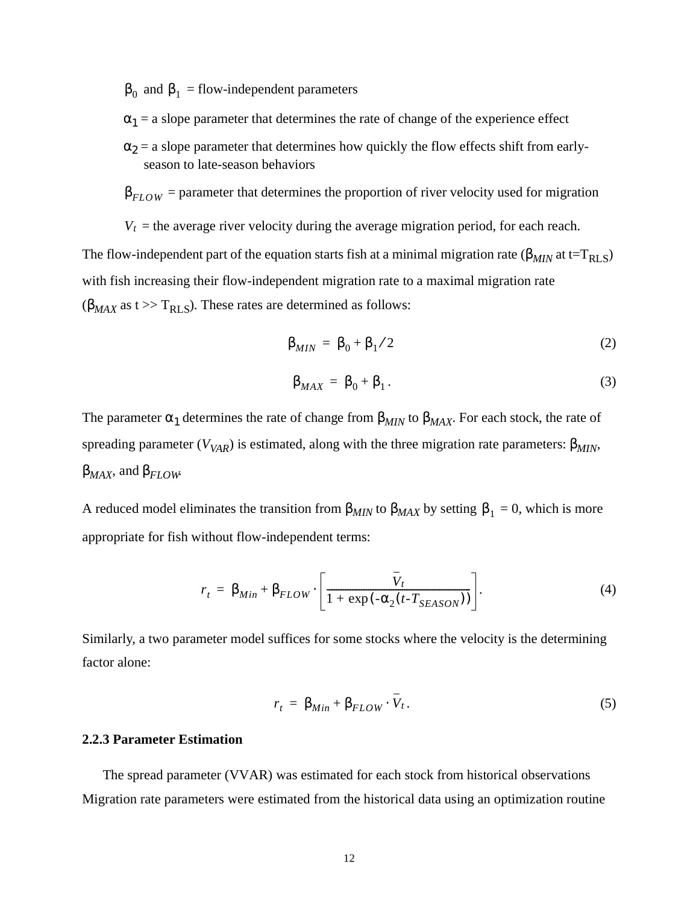$\beta_0$ and $\beta_1$ = flow-independent parameters

$\alpha_1$ = a slope parameter that determines the rate of change of the experience effect

$\alpha_2$ = a slope parameter that determines how quickly the flow effects shift from early-season to late-season behaviors

$\beta_{FLOW}$ = parameter that determines the proportion of river velocity used for migration

$V_t$ = the average river velocity during the average migration period, for each reach.

The flow-independent part of the equation starts fish at a minimal migration rate ($\beta_{MIN}$ at t=$T_{RLS}$) with fish increasing their flow-independent migration rate to a maximal migration rate ($\beta_{MAX}$ as t >> $T_{RLS}$). These rates are determined as follows:

$$\beta_{MIN} = \beta_0 + \beta_1 / 2 \tag{2}$$

$$\beta_{MAX} = \beta_0 + \beta_1 . \tag{3}$$

The parameter $\alpha_1$ determines the rate of change from $\beta_{MIN}$ to $\beta_{MAX}$. For each stock, the rate of spreading parameter ($V_{VAR}$) is estimated, along with the three migration rate parameters: $\beta_{MIN}$, $\beta_{MAX}$, and $\beta_{FLOW}$.

A reduced model eliminates the transition from $\beta_{MIN}$ to $\beta_{MAX}$ by setting $\beta_1 = 0$, which is more appropriate for fish without flow-independent terms:

$$r_t = \beta_{Min} + \beta_{FLOW} \cdot \left[ \frac{\overline{V}_t}{1 + \exp(-\alpha_2(t - T_{SEASON}))} \right]. \tag{4}$$

Similarly, a two parameter model suffices for some stocks where the velocity is the determining factor alone:

$$r_t = \beta_{Min} + \beta_{FLOW} \cdot \overline{V}_t . \tag{5}$$

### 2.2.3 Parameter Estimation

The spread parameter (VVAR) was estimated for each stock from historical observations Migration rate parameters were estimated from the historical data using an optimization routine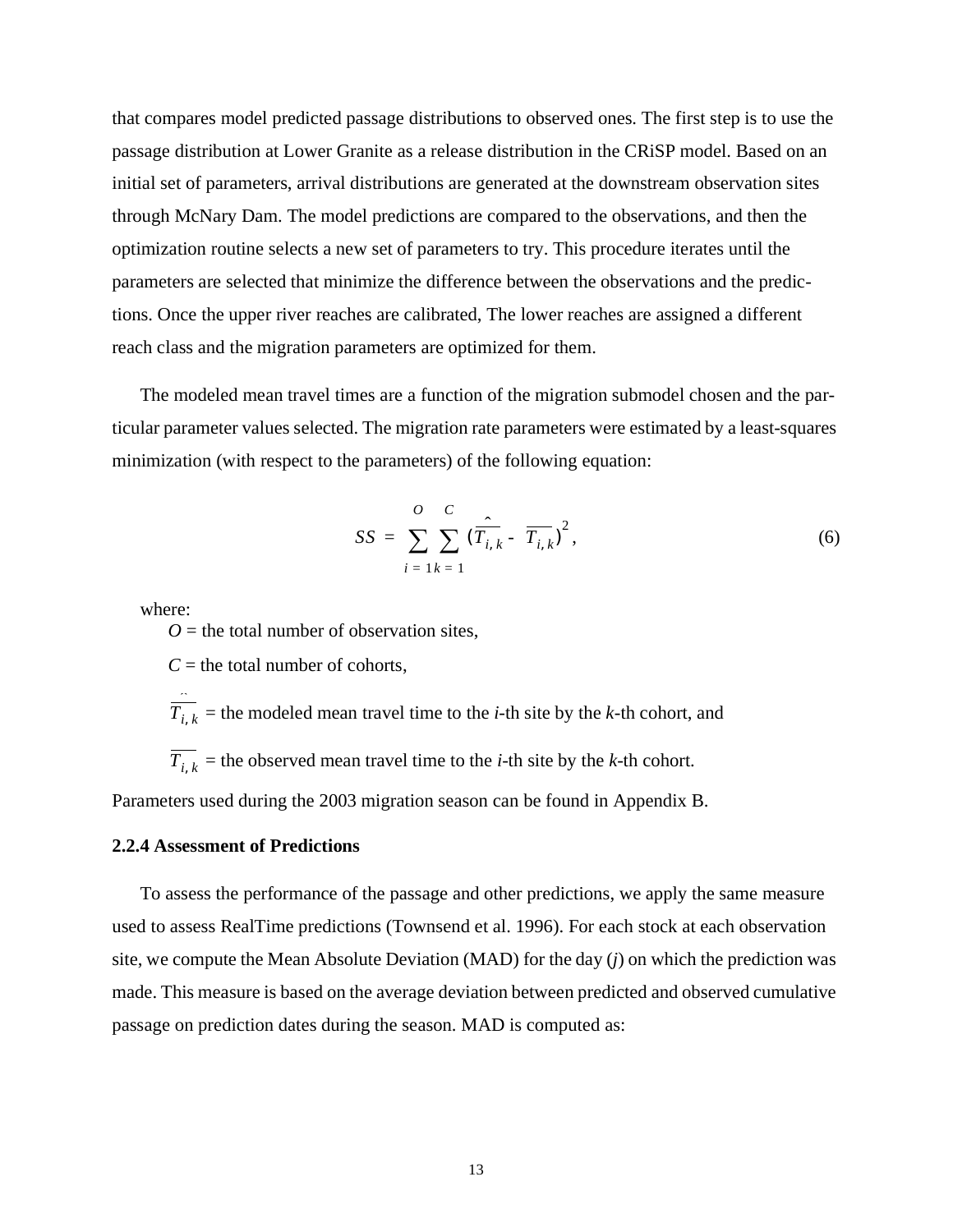that compares model predicted passage distributions to observed ones. The first step is to use the passage distribution at Lower Granite as a release distribution in the CRiSP model. Based on an initial set of parameters, arrival distributions are generated at the downstream observation sites through McNary Dam. The model predictions are compared to the observations, and then the optimization routine selects a new set of parameters to try. This procedure iterates until the parameters are selected that minimize the difference between the observations and the predictions. Once the upper river reaches are calibrated, The lower reaches are assigned a different reach class and the migration parameters are optimized for them.

The modeled mean travel times are a function of the migration submodel chosen and the particular parameter values selected. The migration rate parameters were estimated by a least-squares minimization (with respect to the parameters) of the following equation:

$$SS = \sum_{i=1}^{O} \sum_{k=1}^{C} (\hat{\overline{T_{i,k}}} - \overline{T_{i,k}})^2, \tag{6}$$

where:

$O$ = the total number of observation sites,

$C$ = the total number of cohorts,

$\hat{\overline{T_{i,k}}}$ = the modeled mean travel time to the $i$-th site by the $k$-th cohort, and

$\overline{T_{i,k}}$ = the observed mean travel time to the $i$-th site by the $k$-th cohort.

Parameters used during the 2003 migration season can be found in Appendix B.

### 2.2.4 Assessment of Predictions

To assess the performance of the passage and other predictions, we apply the same measure used to assess RealTime predictions (Townsend et al. 1996). For each stock at each observation site, we compute the Mean Absolute Deviation (MAD) for the day ($j$) on which the prediction was made. This measure is based on the average deviation between predicted and observed cumulative passage on prediction dates during the season. MAD is computed as: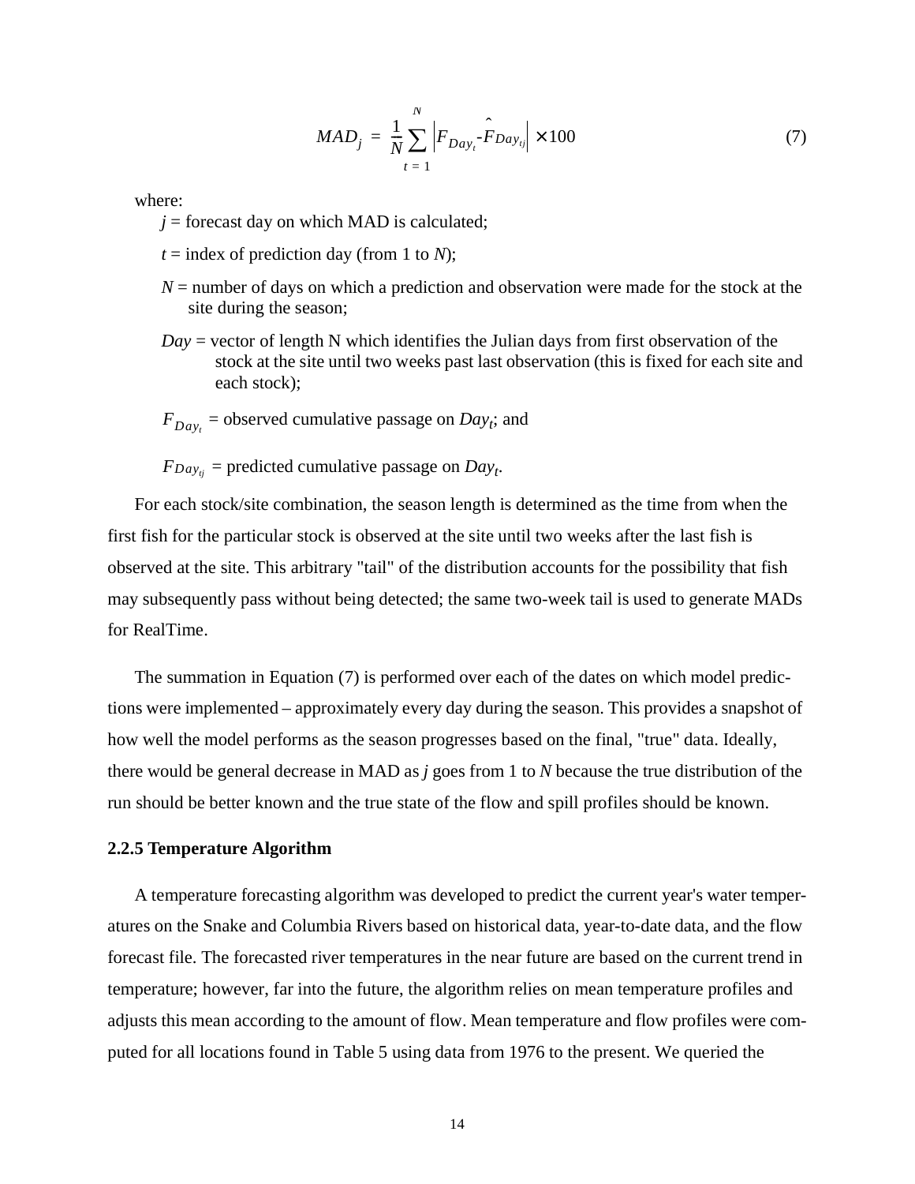$$MAD_j = \frac{1}{N} \sum_{t=1}^{N} \left| F_{Day_t} - \hat{F}_{Day_{tj}} \right| \times 100 \tag{7}$$

where:

- $j$ = forecast day on which MAD is calculated;
- $t$ = index of prediction day (from 1 to $N$);
- $N$ = number of days on which a prediction and observation were made for the stock at the site during the season;
- $Day$ = vector of length N which identifies the Julian days from first observation of the stock at the site until two weeks past last observation (this is fixed for each site and each stock);
- $F_{Day_t}$ = observed cumulative passage on $Day_t$; and
- $F_{Day_{tj}}$ = predicted cumulative passage on $Day_t$.

For each stock/site combination, the season length is determined as the time from when the first fish for the particular stock is observed at the site until two weeks after the last fish is observed at the site. This arbitrary "tail" of the distribution accounts for the possibility that fish may subsequently pass without being detected; the same two-week tail is used to generate MADs for RealTime.

The summation in Equation (7) is performed over each of the dates on which model predictions were implemented – approximately every day during the season. This provides a snapshot of how well the model performs as the season progresses based on the final, "true" data. Ideally, there would be general decrease in MAD as $j$ goes from 1 to $N$ because the true distribution of the run should be better known and the true state of the flow and spill profiles should be known.

### 2.2.5 Temperature Algorithm

A temperature forecasting algorithm was developed to predict the current year's water temperatures on the Snake and Columbia Rivers based on historical data, year-to-date data, and the flow forecast file. The forecasted river temperatures in the near future are based on the current trend in temperature; however, far into the future, the algorithm relies on mean temperature profiles and adjusts this mean according to the amount of flow. Mean temperature and flow profiles were computed for all locations found in Table 5 using data from 1976 to the present. We queried the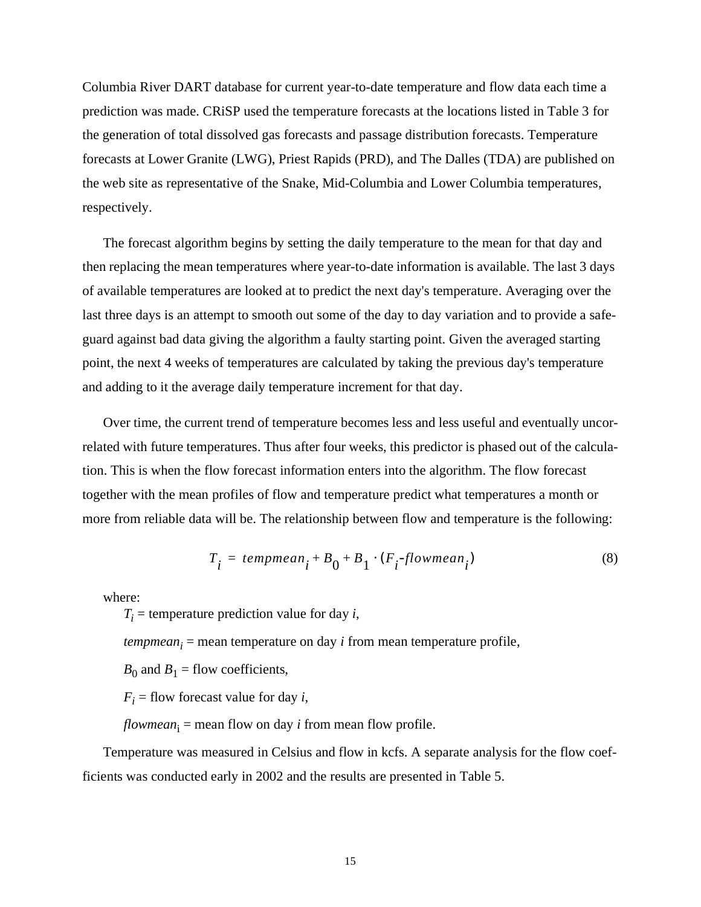Columbia River DART database for current year-to-date temperature and flow data each time a prediction was made. CRiSP used the temperature forecasts at the locations listed in Table 3 for the generation of total dissolved gas forecasts and passage distribution forecasts. Temperature forecasts at Lower Granite (LWG), Priest Rapids (PRD), and The Dalles (TDA) are published on the web site as representative of the Snake, Mid-Columbia and Lower Columbia temperatures, respectively.

The forecast algorithm begins by setting the daily temperature to the mean for that day and then replacing the mean temperatures where year-to-date information is available. The last 3 days of available temperatures are looked at to predict the next day's temperature. Averaging over the last three days is an attempt to smooth out some of the day to day variation and to provide a safeguard against bad data giving the algorithm a faulty starting point. Given the averaged starting point, the next 4 weeks of temperatures are calculated by taking the previous day's temperature and adding to it the average daily temperature increment for that day.

Over time, the current trend of temperature becomes less and less useful and eventually uncorrelated with future temperatures. Thus after four weeks, this predictor is phased out of the calculation. This is when the flow forecast information enters into the algorithm. The flow forecast together with the mean profiles of flow and temperature predict what temperatures a month or more from reliable data will be. The relationship between flow and temperature is the following:

$$T_i = tempmean_i + B_0 + B_1 \cdot (F_i - flowmean_i) \tag{8}$$

where:

$T_i$ = temperature prediction value for day $i$,

$tempmean_i$ = mean temperature on day $i$ from mean temperature profile,

$B_0$ and $B_1$ = flow coefficients,

$F_i$ = flow forecast value for day $i$,

$flowmean_i$ = mean flow on day $i$ from mean flow profile.

Temperature was measured in Celsius and flow in kcfs. A separate analysis for the flow coefficients was conducted early in 2002 and the results are presented in Table 5.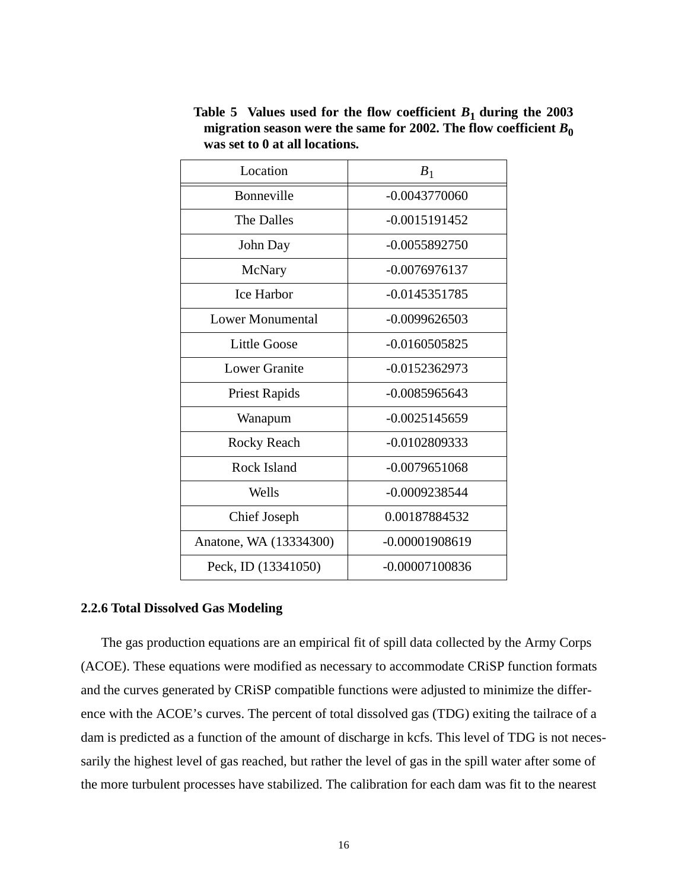**Table 5 Values used for the flow coefficient $B_1$ during the 2003 migration season were the same for 2002. The flow coefficient $B_0$ was set to 0 at all locations.**

| Location | $B_1$ |
|---|---|
| Bonneville | -0.0043770060 |
| The Dalles | -0.0015191452 |
| John Day | -0.0055892750 |
| McNary | -0.0076976137 |
| Ice Harbor | -0.0145351785 |
| Lower Monumental | -0.0099626503 |
| Little Goose | -0.0160505825 |
| Lower Granite | -0.0152362973 |
| Priest Rapids | -0.0085965643 |
| Wanapum | -0.0025145659 |
| Rocky Reach | -0.0102809333 |
| Rock Island | -0.0079651068 |
| Wells | -0.0009238544 |
| Chief Joseph | 0.00187884532 |
| Anatone, WA (13334300) | -0.00001908619 |
| Peck, ID (13341050) | -0.00007100836 |

### 2.2.6 Total Dissolved Gas Modeling

The gas production equations are an empirical fit of spill data collected by the Army Corps (ACOE). These equations were modified as necessary to accommodate CRiSP function formats and the curves generated by CRiSP compatible functions were adjusted to minimize the difference with the ACOE's curves. The percent of total dissolved gas (TDG) exiting the tailrace of a dam is predicted as a function of the amount of discharge in kcfs. This level of TDG is not necessarily the highest level of gas reached, but rather the level of gas in the spill water after some of the more turbulent processes have stabilized. The calibration for each dam was fit to the nearest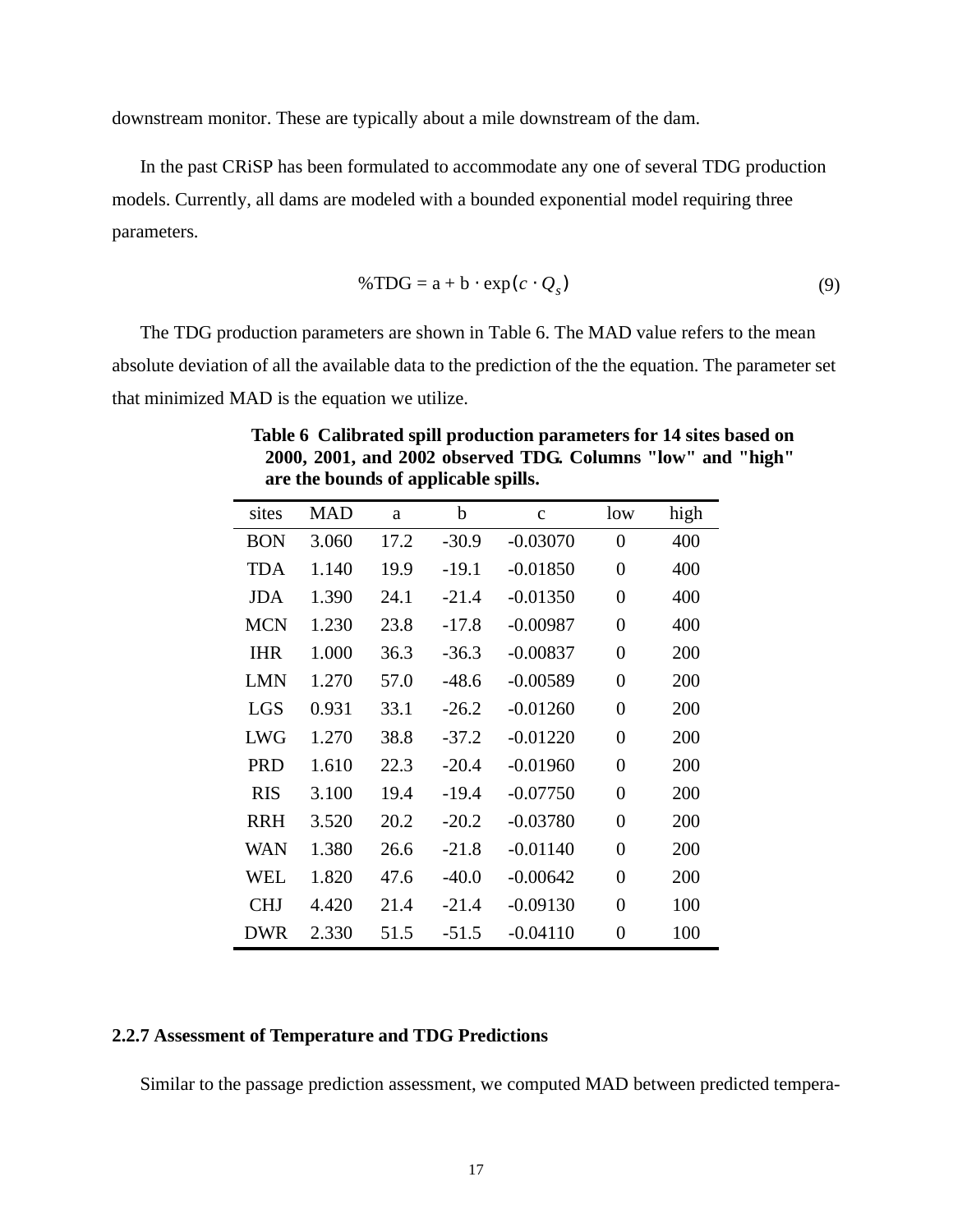downstream monitor. These are typically about a mile downstream of the dam.

In the past CRiSP has been formulated to accommodate any one of several TDG production models. Currently, all dams are modeled with a bounded exponential model requiring three parameters.

$$\%\text{TDG} = \text{a} + \text{b} \cdot \exp(c \cdot Q_s) \tag{9}$$

The TDG production parameters are shown in Table 6. The MAD value refers to the mean absolute deviation of all the available data to the prediction of the the equation. The parameter set that minimized MAD is the equation we utilize.

**Table 6 Calibrated spill production parameters for 14 sites based on 2000, 2001, and 2002 observed TDG. Columns "low" and "high" are the bounds of applicable spills.**

| sites | MAD | a | b | c | low | high |
|---|---|---|---|---|---|---|
| BON | 3.060 | 17.2 | -30.9 | -0.03070 | 0 | 400 |
| TDA | 1.140 | 19.9 | -19.1 | -0.01850 | 0 | 400 |
| JDA | 1.390 | 24.1 | -21.4 | -0.01350 | 0 | 400 |
| MCN | 1.230 | 23.8 | -17.8 | -0.00987 | 0 | 400 |
| IHR | 1.000 | 36.3 | -36.3 | -0.00837 | 0 | 200 |
| LMN | 1.270 | 57.0 | -48.6 | -0.00589 | 0 | 200 |
| LGS | 0.931 | 33.1 | -26.2 | -0.01260 | 0 | 200 |
| LWG | 1.270 | 38.8 | -37.2 | -0.01220 | 0 | 200 |
| PRD | 1.610 | 22.3 | -20.4 | -0.01960 | 0 | 200 |
| RIS | 3.100 | 19.4 | -19.4 | -0.07750 | 0 | 200 |
| RRH | 3.520 | 20.2 | -20.2 | -0.03780 | 0 | 200 |
| WAN | 1.380 | 26.6 | -21.8 | -0.01140 | 0 | 200 |
| WEL | 1.820 | 47.6 | -40.0 | -0.00642 | 0 | 200 |
| CHJ | 4.420 | 21.4 | -21.4 | -0.09130 | 0 | 100 |
| DWR | 2.330 | 51.5 | -51.5 | -0.04110 | 0 | 100 |

### 2.2.7 Assessment of Temperature and TDG Predictions

Similar to the passage prediction assessment, we computed MAD between predicted tempera-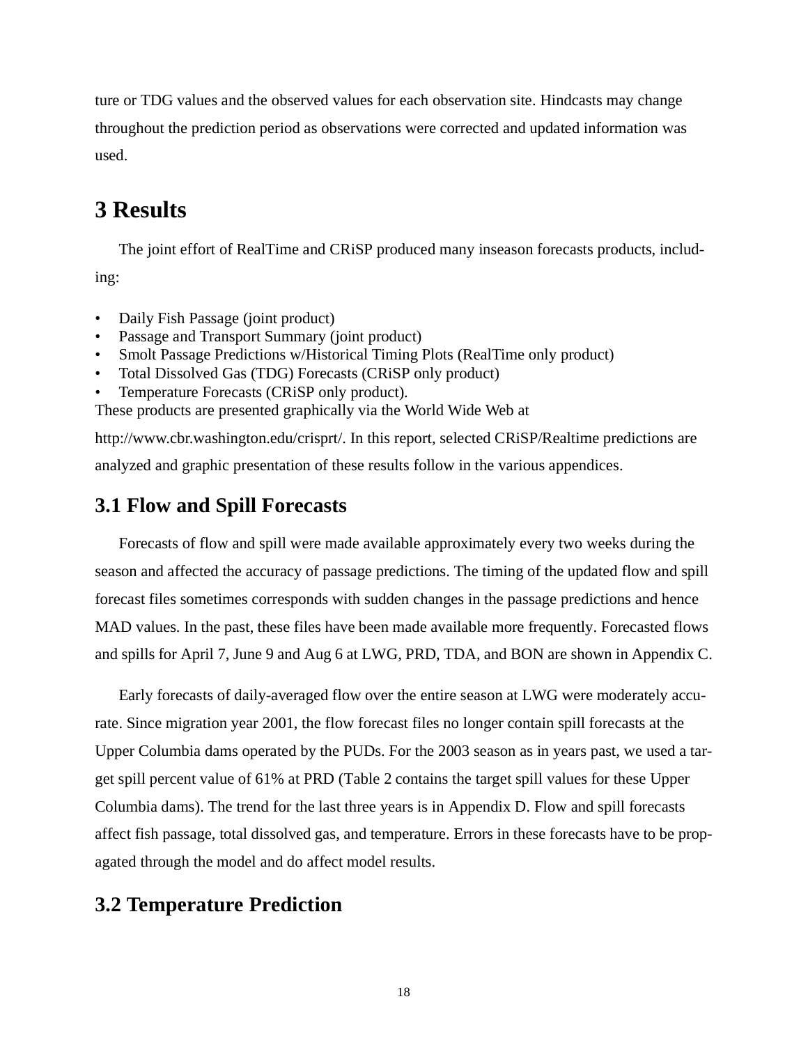ture or TDG values and the observed values for each observation site. Hindcasts may change throughout the prediction period as observations were corrected and updated information was used.

# 3 Results

The joint effort of RealTime and CRiSP produced many inseason forecasts products, including:

- Daily Fish Passage (joint product)
- Passage and Transport Summary (joint product)
- Smolt Passage Predictions w/Historical Timing Plots (RealTime only product)
- Total Dissolved Gas (TDG) Forecasts (CRiSP only product)
- Temperature Forecasts (CRiSP only product).

These products are presented graphically via the World Wide Web at http://www.cbr.washington.edu/crisprt/. In this report, selected CRiSP/Realtime predictions are analyzed and graphic presentation of these results follow in the various appendices.

## 3.1 Flow and Spill Forecasts

Forecasts of flow and spill were made available approximately every two weeks during the season and affected the accuracy of passage predictions. The timing of the updated flow and spill forecast files sometimes corresponds with sudden changes in the passage predictions and hence MAD values. In the past, these files have been made available more frequently. Forecasted flows and spills for April 7, June 9 and Aug 6 at LWG, PRD, TDA, and BON are shown in Appendix C.

Early forecasts of daily-averaged flow over the entire season at LWG were moderately accurate. Since migration year 2001, the flow forecast files no longer contain spill forecasts at the Upper Columbia dams operated by the PUDs. For the 2003 season as in years past, we used a target spill percent value of 61% at PRD (Table 2 contains the target spill values for these Upper Columbia dams). The trend for the last three years is in Appendix D. Flow and spill forecasts affect fish passage, total dissolved gas, and temperature. Errors in these forecasts have to be propagated through the model and do affect model results.

## 3.2 Temperature Prediction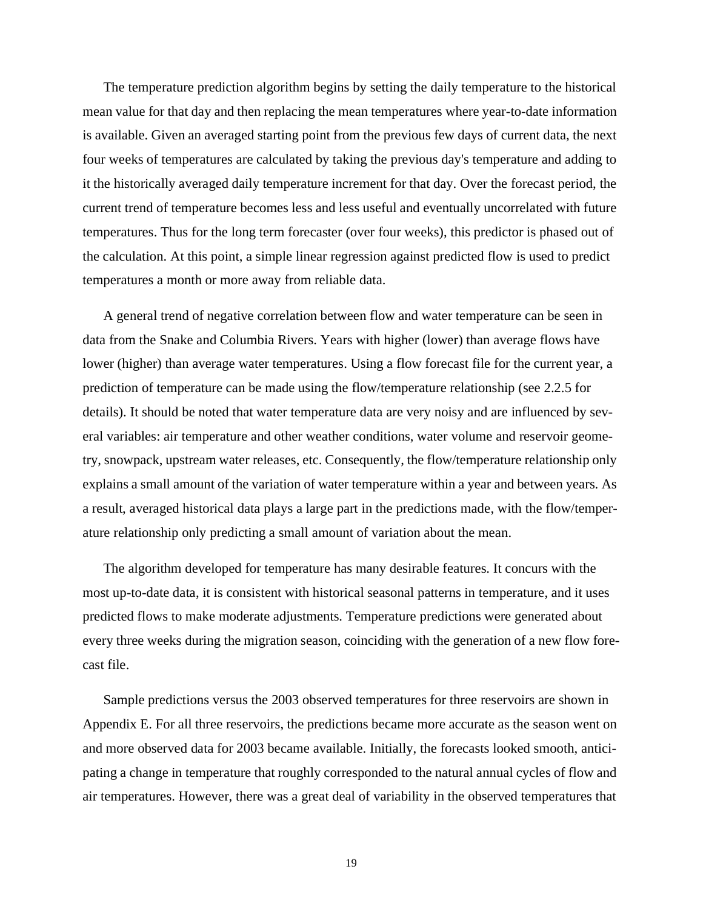The temperature prediction algorithm begins by setting the daily temperature to the historical mean value for that day and then replacing the mean temperatures where year-to-date information is available. Given an averaged starting point from the previous few days of current data, the next four weeks of temperatures are calculated by taking the previous day's temperature and adding to it the historically averaged daily temperature increment for that day. Over the forecast period, the current trend of temperature becomes less and less useful and eventually uncorrelated with future temperatures. Thus for the long term forecaster (over four weeks), this predictor is phased out of the calculation. At this point, a simple linear regression against predicted flow is used to predict temperatures a month or more away from reliable data.

A general trend of negative correlation between flow and water temperature can be seen in data from the Snake and Columbia Rivers. Years with higher (lower) than average flows have lower (higher) than average water temperatures. Using a flow forecast file for the current year, a prediction of temperature can be made using the flow/temperature relationship (see 2.2.5 for details). It should be noted that water temperature data are very noisy and are influenced by several variables: air temperature and other weather conditions, water volume and reservoir geometry, snowpack, upstream water releases, etc. Consequently, the flow/temperature relationship only explains a small amount of the variation of water temperature within a year and between years. As a result, averaged historical data plays a large part in the predictions made, with the flow/temperature relationship only predicting a small amount of variation about the mean.

The algorithm developed for temperature has many desirable features. It concurs with the most up-to-date data, it is consistent with historical seasonal patterns in temperature, and it uses predicted flows to make moderate adjustments. Temperature predictions were generated about every three weeks during the migration season, coinciding with the generation of a new flow forecast file.

Sample predictions versus the 2003 observed temperatures for three reservoirs are shown in Appendix E. For all three reservoirs, the predictions became more accurate as the season went on and more observed data for 2003 became available. Initially, the forecasts looked smooth, anticipating a change in temperature that roughly corresponded to the natural annual cycles of flow and air temperatures. However, there was a great deal of variability in the observed temperatures that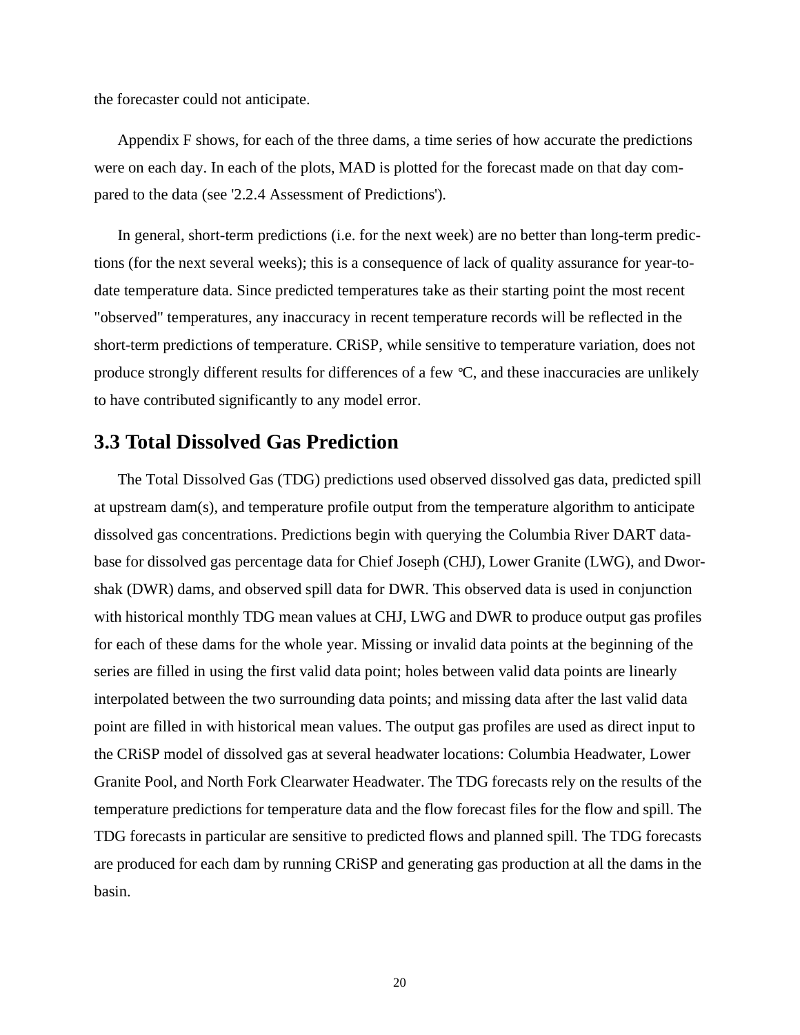the forecaster could not anticipate.

Appendix F shows, for each of the three dams, a time series of how accurate the predictions were on each day. In each of the plots, MAD is plotted for the forecast made on that day compared to the data (see '2.2.4 Assessment of Predictions').

In general, short-term predictions (i.e. for the next week) are no better than long-term predictions (for the next several weeks); this is a consequence of lack of quality assurance for year-to-date temperature data. Since predicted temperatures take as their starting point the most recent "observed" temperatures, any inaccuracy in recent temperature records will be reflected in the short-term predictions of temperature. CRiSP, while sensitive to temperature variation, does not produce strongly different results for differences of a few ℃, and these inaccuracies are unlikely to have contributed significantly to any model error.

## 3.3 Total Dissolved Gas Prediction

The Total Dissolved Gas (TDG) predictions used observed dissolved gas data, predicted spill at upstream dam(s), and temperature profile output from the temperature algorithm to anticipate dissolved gas concentrations. Predictions begin with querying the Columbia River DART database for dissolved gas percentage data for Chief Joseph (CHJ), Lower Granite (LWG), and Dworshak (DWR) dams, and observed spill data for DWR. This observed data is used in conjunction with historical monthly TDG mean values at CHJ, LWG and DWR to produce output gas profiles for each of these dams for the whole year. Missing or invalid data points at the beginning of the series are filled in using the first valid data point; holes between valid data points are linearly interpolated between the two surrounding data points; and missing data after the last valid data point are filled in with historical mean values. The output gas profiles are used as direct input to the CRiSP model of dissolved gas at several headwater locations: Columbia Headwater, Lower Granite Pool, and North Fork Clearwater Headwater. The TDG forecasts rely on the results of the temperature predictions for temperature data and the flow forecast files for the flow and spill. The TDG forecasts in particular are sensitive to predicted flows and planned spill. The TDG forecasts are produced for each dam by running CRiSP and generating gas production at all the dams in the basin.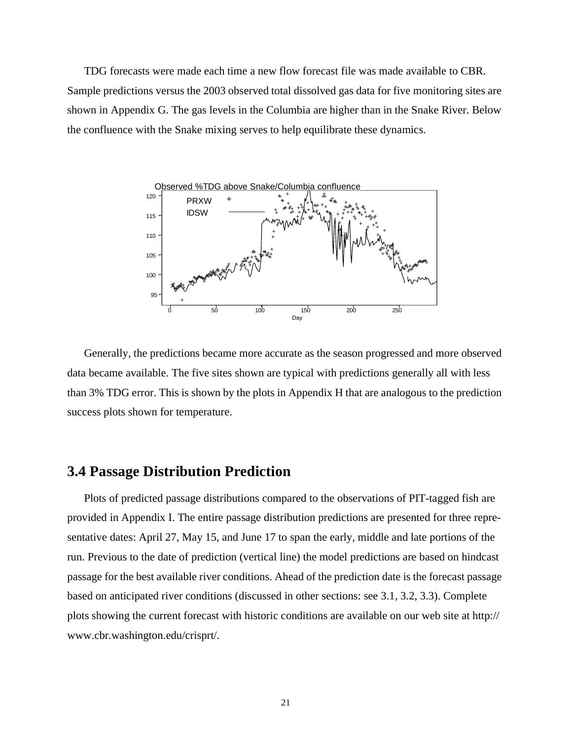TDG forecasts were made each time a new flow forecast file was made available to CBR. Sample predictions versus the 2003 observed total dissolved gas data for five monitoring sites are shown in Appendix G. The gas levels in the Columbia are higher than in the Snake River. Below the confluence with the Snake mixing serves to help equilibrate these dynamics.

Generally, the predictions became more accurate as the season progressed and more observed data became available. The five sites shown are typical with predictions generally all with less than 3% TDG error. This is shown by the plots in Appendix H that are analogous to the prediction success plots shown for temperature.

## 3.4 Passage Distribution Prediction

Plots of predicted passage distributions compared to the observations of PIT-tagged fish are provided in Appendix I. The entire passage distribution predictions are presented for three representative dates: April 27, May 15, and June 17 to span the early, middle and late portions of the run. Previous to the date of prediction (vertical line) the model predictions are based on hindcast passage for the best available river conditions. Ahead of the prediction date is the forecast passage based on anticipated river conditions (discussed in other sections: see 3.1, 3.2, 3.3). Complete plots showing the current forecast with historic conditions are available on our web site at http://www.cbr.washington.edu/crisprt/.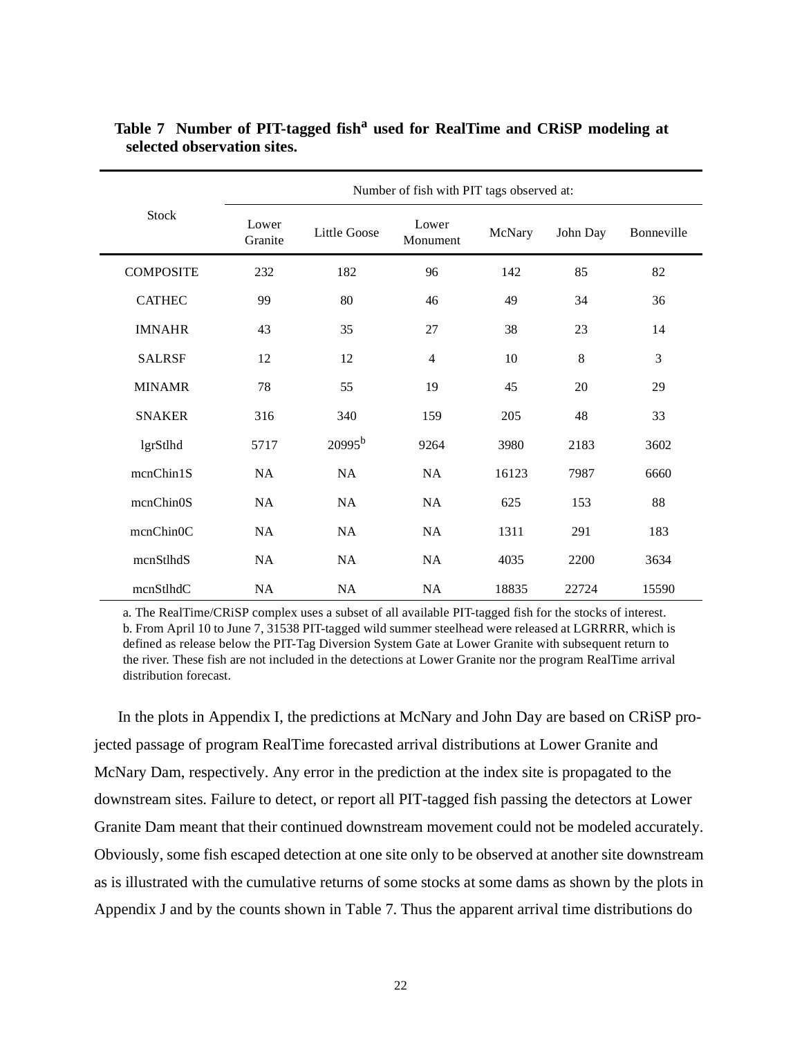**Table 7 Number of PIT-tagged fish[a] used for RealTime and CRiSP modeling at selected observation sites.**

| Stock | Number of fish with PIT tags observed at: | | | | | |
|---|---|---|---|---|---|---|
| | Lower Granite | Little Goose | Lower Monument | McNary | John Day | Bonneville |
| COMPOSITE | 232 | 182 | 96 | 142 | 85 | 82 |
| CATHEC | 99 | 80 | 46 | 49 | 34 | 36 |
| IMNAHR | 43 | 35 | 27 | 38 | 23 | 14 |
| SALRSF | 12 | 12 | 4 | 10 | 8 | 3 |
| MINAMR | 78 | 55 | 19 | 45 | 20 | 29 |
| SNAKER | 316 | 340 | 159 | 205 | 48 | 33 |
| lgrStlhd | 5717 | 20995[b] | 9264 | 3980 | 2183 | 3602 |
| mcnChin1S | NA | NA | NA | 16123 | 7987 | 6660 |
| mcnChin0S | NA | NA | NA | 625 | 153 | 88 |
| mcnChin0C | NA | NA | NA | 1311 | 291 | 183 |
| mcnStlhdS | NA | NA | NA | 4035 | 2200 | 3634 |
| mcnStlhdC | NA | NA | NA | 18835 | 22724 | 15590 |

a. The RealTime/CRiSP complex uses a subset of all available PIT-tagged fish for the stocks of interest.
b. From April 10 to June 7, 31538 PIT-tagged wild summer steelhead were released at LGRRRR, which is defined as release below the PIT-Tag Diversion System Gate at Lower Granite with subsequent return to the river. These fish are not included in the detections at Lower Granite nor the program RealTime arrival distribution forecast.

In the plots in Appendix I, the predictions at McNary and John Day are based on CRiSP projected passage of program RealTime forecasted arrival distributions at Lower Granite and McNary Dam, respectively. Any error in the prediction at the index site is propagated to the downstream sites. Failure to detect, or report all PIT-tagged fish passing the detectors at Lower Granite Dam meant that their continued downstream movement could not be modeled accurately. Obviously, some fish escaped detection at one site only to be observed at another site downstream as is illustrated with the cumulative returns of some stocks at some dams as shown by the plots in Appendix J and by the counts shown in Table 7. Thus the apparent arrival time distributions do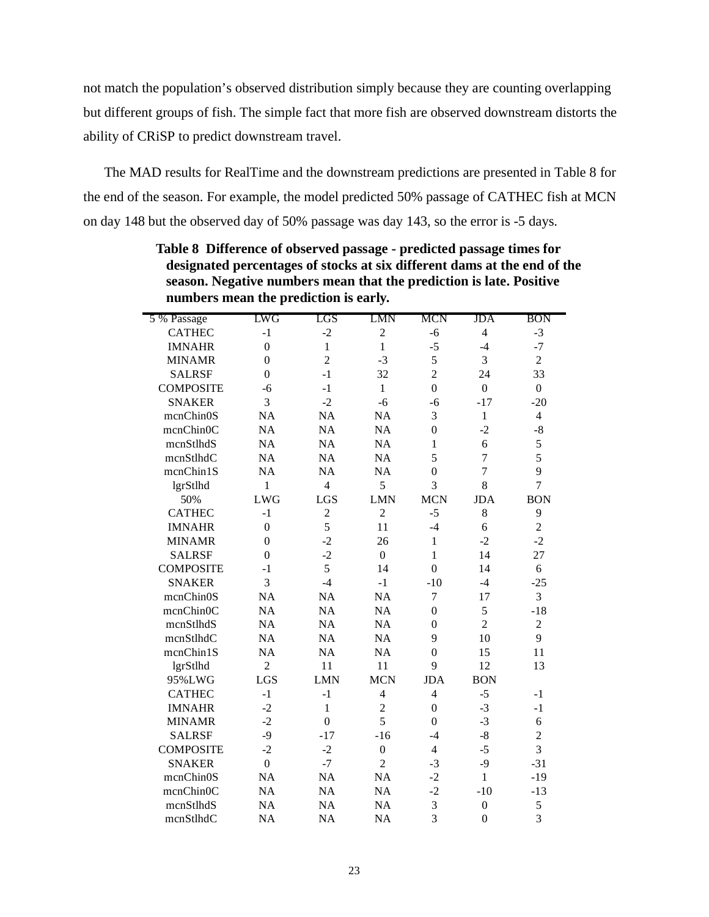not match the population's observed distribution simply because they are counting overlapping but different groups of fish. The simple fact that more fish are observed downstream distorts the ability of CRiSP to predict downstream travel.

The MAD results for RealTime and the downstream predictions are presented in Table 8 for the end of the season. For example, the model predicted 50% passage of CATHEC fish at MCN on day 148 but the observed day of 50% passage was day 143, so the error is -5 days.

**Table 8 Difference of observed passage - predicted passage times for designated percentages of stocks at six different dams at the end of the season. Negative numbers mean that the prediction is late. Positive numbers mean the prediction is early.**

| 5 % Passage | LWG | LGS | LMN | MCN | JDA | BON |
|---|---|---|---|---|---|---|
| CATHEC | -1 | -2 | 2 | -6 | 4 | -3 |
| IMNAHR | 0 | 1 | 1 | -5 | -4 | -7 |
| MINAMR | 0 | 2 | -3 | 5 | 3 | 2 |
| SALRSF | 0 | -1 | 32 | 2 | 24 | 33 |
| COMPOSITE | -6 | -1 | 1 | 0 | 0 | 0 |
| SNAKER | 3 | -2 | -6 | -6 | -17 | -20 |
| mcnChin0S | NA | NA | NA | 3 | 1 | 4 |
| mcnChin0C | NA | NA | NA | 0 | -2 | -8 |
| mcnStlhdS | NA | NA | NA | 1 | 6 | 5 |
| mcnStlhdC | NA | NA | NA | 5 | 7 | 5 |
| mcnChin1S | NA | NA | NA | 0 | 7 | 9 |
| lgrStlhd | 1 | 4 | 5 | 3 | 8 | 7 |
| 50% | LWG | LGS | LMN | MCN | JDA | BON |
| CATHEC | -1 | 2 | 2 | -5 | 8 | 9 |
| IMNAHR | 0 | 5 | 11 | -4 | 6 | 2 |
| MINAMR | 0 | -2 | 26 | 1 | -2 | -2 |
| SALRSF | 0 | -2 | 0 | 1 | 14 | 27 |
| COMPOSITE | -1 | 5 | 14 | 0 | 14 | 6 |
| SNAKER | 3 | -4 | -1 | -10 | -4 | -25 |
| mcnChin0S | NA | NA | NA | 7 | 17 | 3 |
| mcnChin0C | NA | NA | NA | 0 | 5 | -18 |
| mcnStlhdS | NA | NA | NA | 0 | 2 | 2 |
| mcnStlhdC | NA | NA | NA | 9 | 10 | 9 |
| mcnChin1S | NA | NA | NA | 0 | 15 | 11 |
| lgrStlhd | 2 | 11 | 11 | 9 | 12 | 13 |
| 95%LWG | LGS | LMN | MCN | JDA | BON | |
| CATHEC | -1 | -1 | 4 | 4 | -5 | -1 |
| IMNAHR | -2 | 1 | 2 | 0 | -3 | -1 |
| MINAMR | -2 | 0 | 5 | 0 | -3 | 6 |
| SALRSF | -9 | -17 | -16 | -4 | -8 | 2 |
| COMPOSITE | -2 | -2 | 0 | 4 | -5 | 3 |
| SNAKER | 0 | -7 | 2 | -3 | -9 | -31 |
| mcnChin0S | NA | NA | NA | -2 | 1 | -19 |
| mcnChin0C | NA | NA | NA | -2 | -10 | -13 |
| mcnStlhdS | NA | NA | NA | 3 | 0 | 5 |
| mcnStlhdC | NA | NA | NA | 3 | 0 | 3 |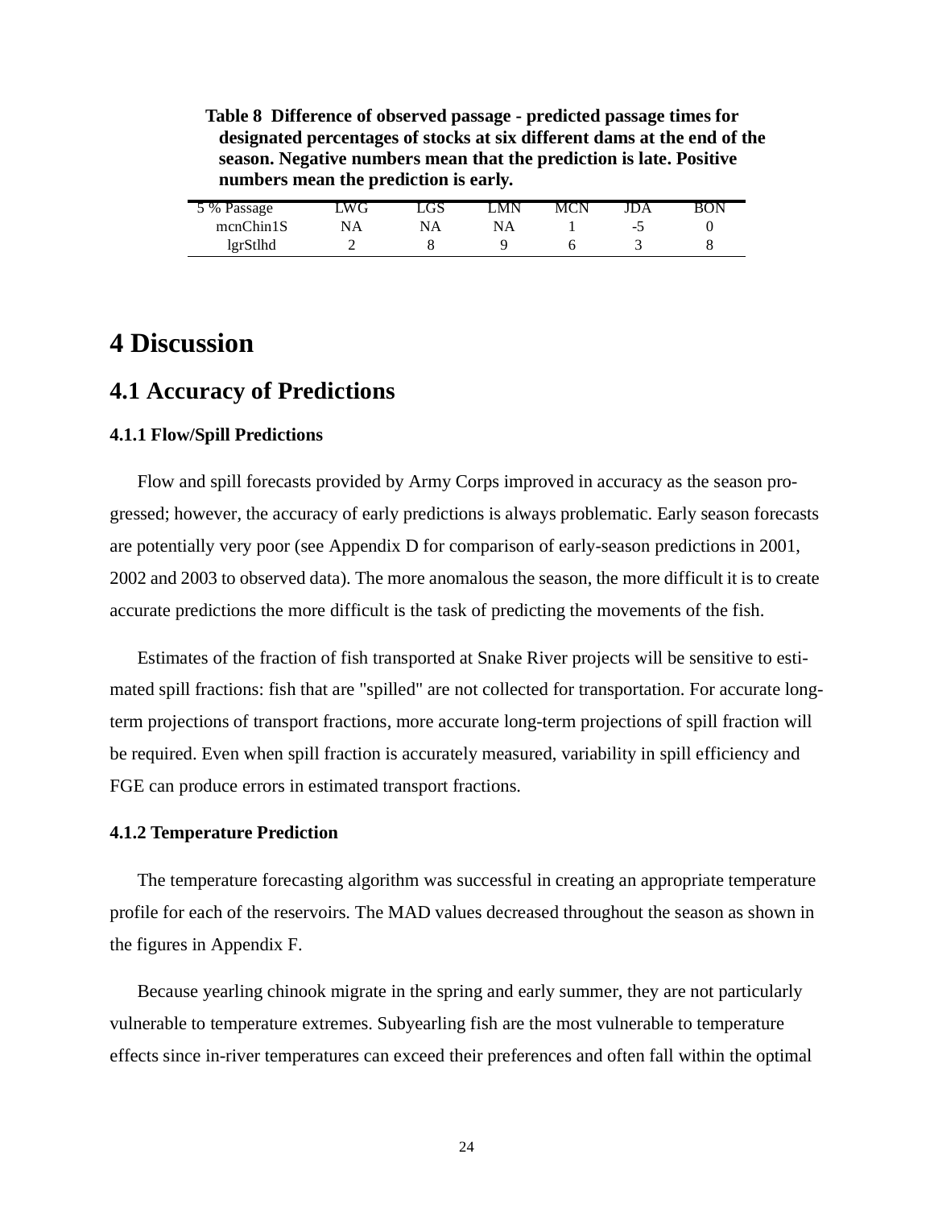**Table 8 Difference of observed passage - predicted passage times for designated percentages of stocks at six different dams at the end of the season. Negative numbers mean that the prediction is late. Positive numbers mean the prediction is early.**

| 5 % Passage | LWG | LGS | LMN | MCN | JDA | BON |
|---|---|---|---|---|---|---|
| mcnChin1S | NA | NA | NA | 1 | -5 | 0 |
| lgrStlhd | 2 | 8 | 9 | 6 | 3 | 8 |

# 4 Discussion

## 4.1 Accuracy of Predictions

### 4.1.1 Flow/Spill Predictions

Flow and spill forecasts provided by Army Corps improved in accuracy as the season progressed; however, the accuracy of early predictions is always problematic. Early season forecasts are potentially very poor (see Appendix D for comparison of early-season predictions in 2001, 2002 and 2003 to observed data). The more anomalous the season, the more difficult it is to create accurate predictions the more difficult is the task of predicting the movements of the fish.

Estimates of the fraction of fish transported at Snake River projects will be sensitive to estimated spill fractions: fish that are "spilled" are not collected for transportation. For accurate long-term projections of transport fractions, more accurate long-term projections of spill fraction will be required. Even when spill fraction is accurately measured, variability in spill efficiency and FGE can produce errors in estimated transport fractions.

### 4.1.2 Temperature Prediction

The temperature forecasting algorithm was successful in creating an appropriate temperature profile for each of the reservoirs. The MAD values decreased throughout the season as shown in the figures in Appendix F.

Because yearling chinook migrate in the spring and early summer, they are not particularly vulnerable to temperature extremes. Subyearling fish are the most vulnerable to temperature effects since in-river temperatures can exceed their preferences and often fall within the optimal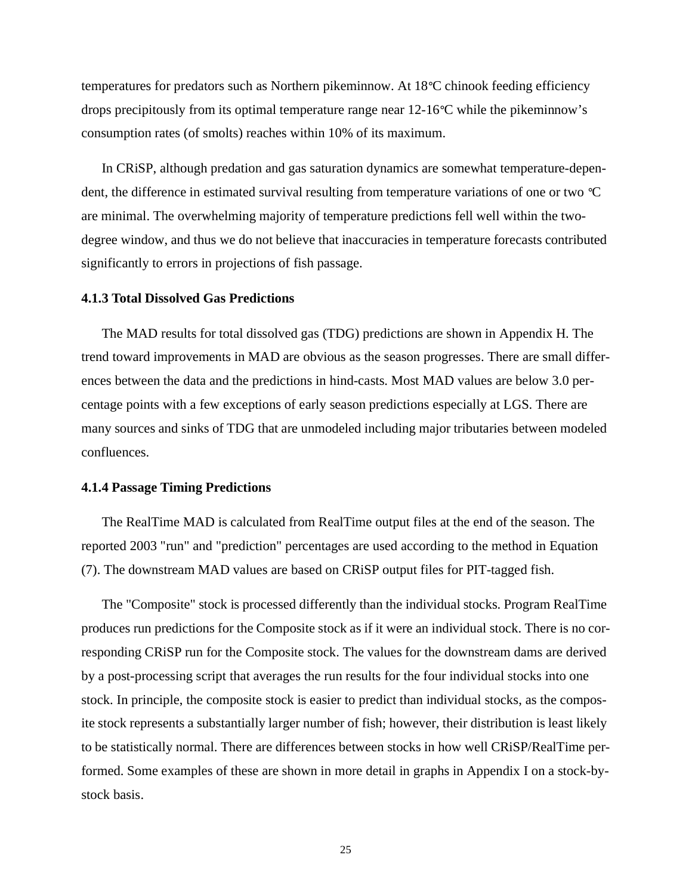temperatures for predators such as Northern pikeminnow. At 18°C chinook feeding efficiency drops precipitously from its optimal temperature range near 12-16°C while the pikeminnow's consumption rates (of smolts) reaches within 10% of its maximum.

In CRiSP, although predation and gas saturation dynamics are somewhat temperature-dependent, the difference in estimated survival resulting from temperature variations of one or two °C are minimal. The overwhelming majority of temperature predictions fell well within the two-degree window, and thus we do not believe that inaccuracies in temperature forecasts contributed significantly to errors in projections of fish passage.

### 4.1.3 Total Dissolved Gas Predictions

The MAD results for total dissolved gas (TDG) predictions are shown in Appendix H. The trend toward improvements in MAD are obvious as the season progresses. There are small differences between the data and the predictions in hind-casts. Most MAD values are below 3.0 percentage points with a few exceptions of early season predictions especially at LGS. There are many sources and sinks of TDG that are unmodeled including major tributaries between modeled confluences.

### 4.1.4 Passage Timing Predictions

The RealTime MAD is calculated from RealTime output files at the end of the season. The reported 2003 "run" and "prediction" percentages are used according to the method in Equation (7). The downstream MAD values are based on CRiSP output files for PIT-tagged fish.

The "Composite" stock is processed differently than the individual stocks. Program RealTime produces run predictions for the Composite stock as if it were an individual stock. There is no corresponding CRiSP run for the Composite stock. The values for the downstream dams are derived by a post-processing script that averages the run results for the four individual stocks into one stock. In principle, the composite stock is easier to predict than individual stocks, as the composite stock represents a substantially larger number of fish; however, their distribution is least likely to be statistically normal. There are differences between stocks in how well CRiSP/RealTime performed. Some examples of these are shown in more detail in graphs in Appendix I on a stock-by-stock basis.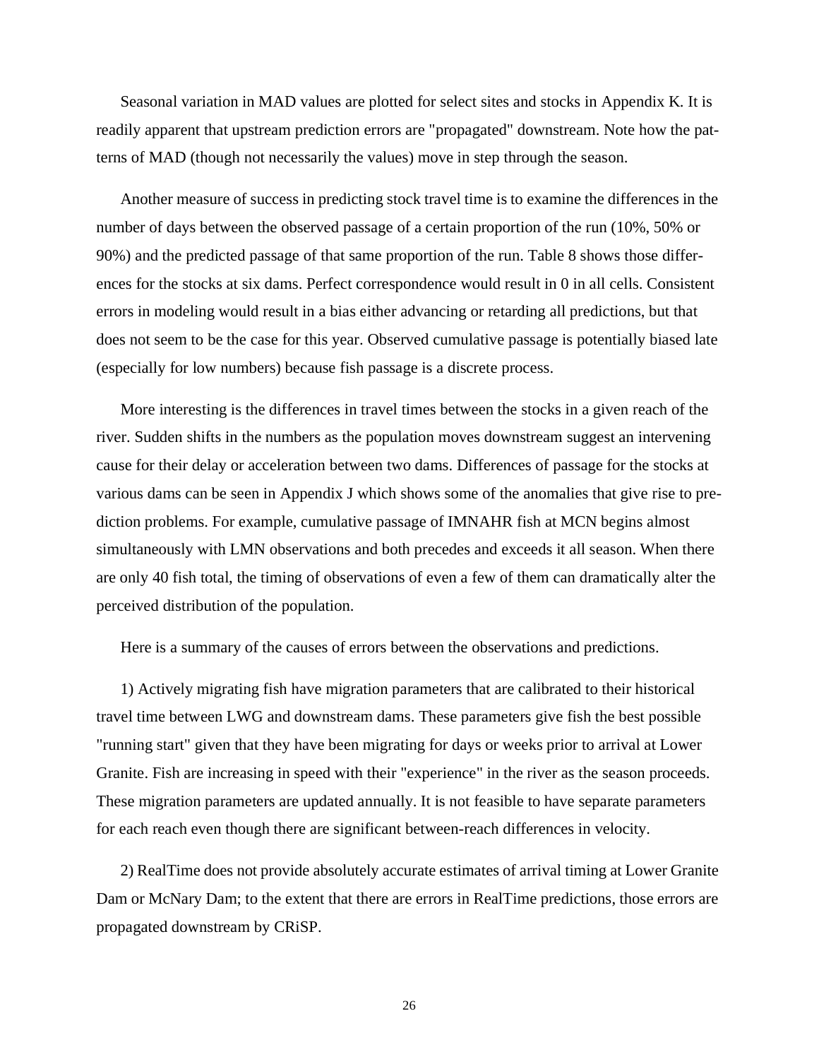Seasonal variation in MAD values are plotted for select sites and stocks in Appendix K. It is readily apparent that upstream prediction errors are "propagated" downstream. Note how the patterns of MAD (though not necessarily the values) move in step through the season.

Another measure of success in predicting stock travel time is to examine the differences in the number of days between the observed passage of a certain proportion of the run (10%, 50% or 90%) and the predicted passage of that same proportion of the run. Table 8 shows those differences for the stocks at six dams. Perfect correspondence would result in 0 in all cells. Consistent errors in modeling would result in a bias either advancing or retarding all predictions, but that does not seem to be the case for this year. Observed cumulative passage is potentially biased late (especially for low numbers) because fish passage is a discrete process.

More interesting is the differences in travel times between the stocks in a given reach of the river. Sudden shifts in the numbers as the population moves downstream suggest an intervening cause for their delay or acceleration between two dams. Differences of passage for the stocks at various dams can be seen in Appendix J which shows some of the anomalies that give rise to prediction problems. For example, cumulative passage of IMNAHR fish at MCN begins almost simultaneously with LMN observations and both precedes and exceeds it all season. When there are only 40 fish total, the timing of observations of even a few of them can dramatically alter the perceived distribution of the population.

Here is a summary of the causes of errors between the observations and predictions.

1) Actively migrating fish have migration parameters that are calibrated to their historical travel time between LWG and downstream dams. These parameters give fish the best possible "running start" given that they have been migrating for days or weeks prior to arrival at Lower Granite. Fish are increasing in speed with their "experience" in the river as the season proceeds. These migration parameters are updated annually. It is not feasible to have separate parameters for each reach even though there are significant between-reach differences in velocity.

2) RealTime does not provide absolutely accurate estimates of arrival timing at Lower Granite Dam or McNary Dam; to the extent that there are errors in RealTime predictions, those errors are propagated downstream by CRiSP.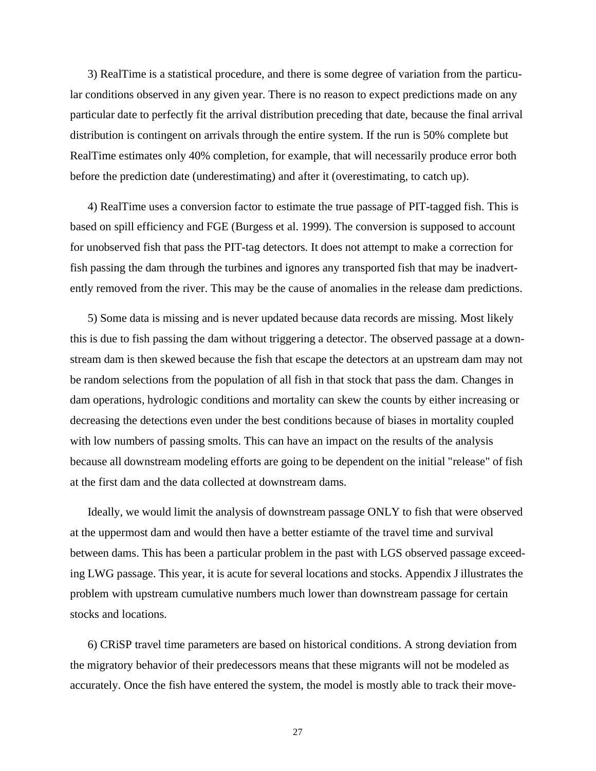3) RealTime is a statistical procedure, and there is some degree of variation from the particular conditions observed in any given year. There is no reason to expect predictions made on any particular date to perfectly fit the arrival distribution preceding that date, because the final arrival distribution is contingent on arrivals through the entire system. If the run is 50% complete but RealTime estimates only 40% completion, for example, that will necessarily produce error both before the prediction date (underestimating) and after it (overestimating, to catch up).

4) RealTime uses a conversion factor to estimate the true passage of PIT-tagged fish. This is based on spill efficiency and FGE (Burgess et al. 1999). The conversion is supposed to account for unobserved fish that pass the PIT-tag detectors. It does not attempt to make a correction for fish passing the dam through the turbines and ignores any transported fish that may be inadvertently removed from the river. This may be the cause of anomalies in the release dam predictions.

5) Some data is missing and is never updated because data records are missing. Most likely this is due to fish passing the dam without triggering a detector. The observed passage at a downstream dam is then skewed because the fish that escape the detectors at an upstream dam may not be random selections from the population of all fish in that stock that pass the dam. Changes in dam operations, hydrologic conditions and mortality can skew the counts by either increasing or decreasing the detections even under the best conditions because of biases in mortality coupled with low numbers of passing smolts. This can have an impact on the results of the analysis because all downstream modeling efforts are going to be dependent on the initial "release" of fish at the first dam and the data collected at downstream dams.

Ideally, we would limit the analysis of downstream passage ONLY to fish that were observed at the uppermost dam and would then have a better estiamte of the travel time and survival between dams. This has been a particular problem in the past with LGS observed passage exceeding LWG passage. This year, it is acute for several locations and stocks. Appendix J illustrates the problem with upstream cumulative numbers much lower than downstream passage for certain stocks and locations.

6) CRiSP travel time parameters are based on historical conditions. A strong deviation from the migratory behavior of their predecessors means that these migrants will not be modeled as accurately. Once the fish have entered the system, the model is mostly able to track their move-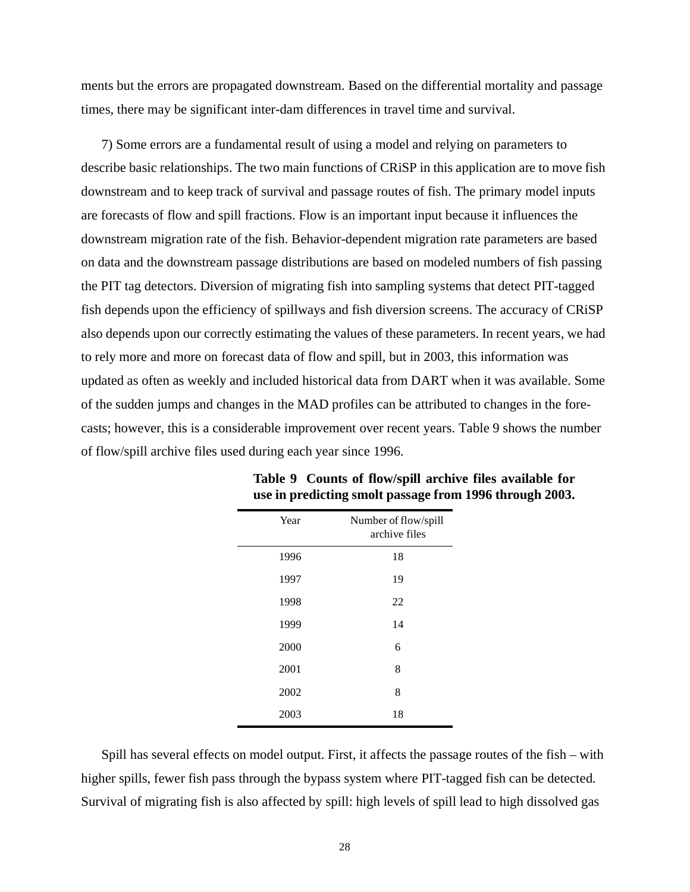ments but the errors are propagated downstream. Based on the differential mortality and passage times, there may be significant inter-dam differences in travel time and survival.

7) Some errors are a fundamental result of using a model and relying on parameters to describe basic relationships. The two main functions of CRiSP in this application are to move fish downstream and to keep track of survival and passage routes of fish. The primary model inputs are forecasts of flow and spill fractions. Flow is an important input because it influences the downstream migration rate of the fish. Behavior-dependent migration rate parameters are based on data and the downstream passage distributions are based on modeled numbers of fish passing the PIT tag detectors. Diversion of migrating fish into sampling systems that detect PIT-tagged fish depends upon the efficiency of spillways and fish diversion screens. The accuracy of CRiSP also depends upon our correctly estimating the values of these parameters. In recent years, we had to rely more and more on forecast data of flow and spill, but in 2003, this information was updated as often as weekly and included historical data from DART when it was available. Some of the sudden jumps and changes in the MAD profiles can be attributed to changes in the forecasts; however, this is a considerable improvement over recent years. Table 9 shows the number of flow/spill archive files used during each year since 1996.

**Table 9 Counts of flow/spill archive files available for use in predicting smolt passage from 1996 through 2003.**

| Year | Number of flow/spill archive files |
|---|---|
| 1996 | 18 |
| 1997 | 19 |
| 1998 | 22 |
| 1999 | 14 |
| 2000 | 6 |
| 2001 | 8 |
| 2002 | 8 |
| 2003 | 18 |

Spill has several effects on model output. First, it affects the passage routes of the fish – with higher spills, fewer fish pass through the bypass system where PIT-tagged fish can be detected. Survival of migrating fish is also affected by spill: high levels of spill lead to high dissolved gas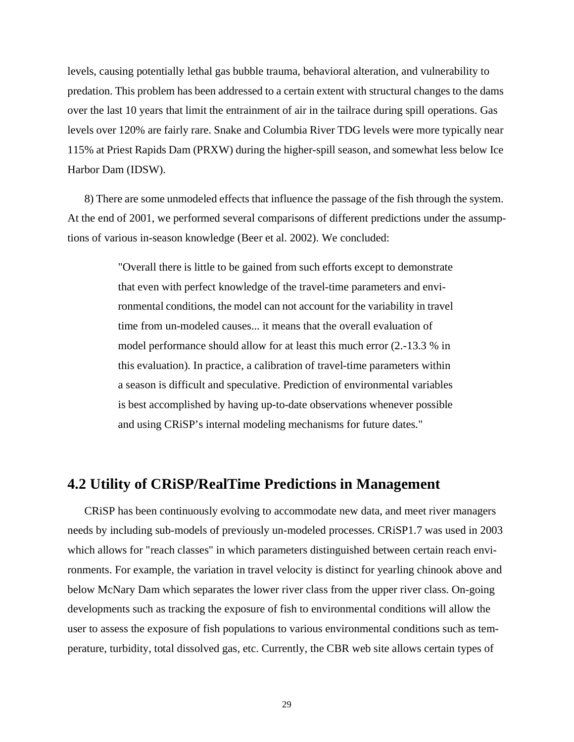levels, causing potentially lethal gas bubble trauma, behavioral alteration, and vulnerability to predation. This problem has been addressed to a certain extent with structural changes to the dams over the last 10 years that limit the entrainment of air in the tailrace during spill operations. Gas levels over 120% are fairly rare. Snake and Columbia River TDG levels were more typically near 115% at Priest Rapids Dam (PRXW) during the higher-spill season, and somewhat less below Ice Harbor Dam (IDSW).

8) There are some unmodeled effects that influence the passage of the fish through the system. At the end of 2001, we performed several comparisons of different predictions under the assumptions of various in-season knowledge (Beer et al. 2002). We concluded:

> "Overall there is little to be gained from such efforts except to demonstrate that even with perfect knowledge of the travel-time parameters and environmental conditions, the model can not account for the variability in travel time from un-modeled causes... it means that the overall evaluation of model performance should allow for at least this much error (2.-13.3 % in this evaluation). In practice, a calibration of travel-time parameters within a season is difficult and speculative. Prediction of environmental variables is best accomplished by having up-to-date observations whenever possible and using CRiSP's internal modeling mechanisms for future dates."

## 4.2 Utility of CRiSP/RealTime Predictions in Management

CRiSP has been continuously evolving to accommodate new data, and meet river managers needs by including sub-models of previously un-modeled processes. CRiSP1.7 was used in 2003 which allows for "reach classes" in which parameters distinguished between certain reach environments. For example, the variation in travel velocity is distinct for yearling chinook above and below McNary Dam which separates the lower river class from the upper river class. On-going developments such as tracking the exposure of fish to environmental conditions will allow the user to assess the exposure of fish populations to various environmental conditions such as temperature, turbidity, total dissolved gas, etc. Currently, the CBR web site allows certain types of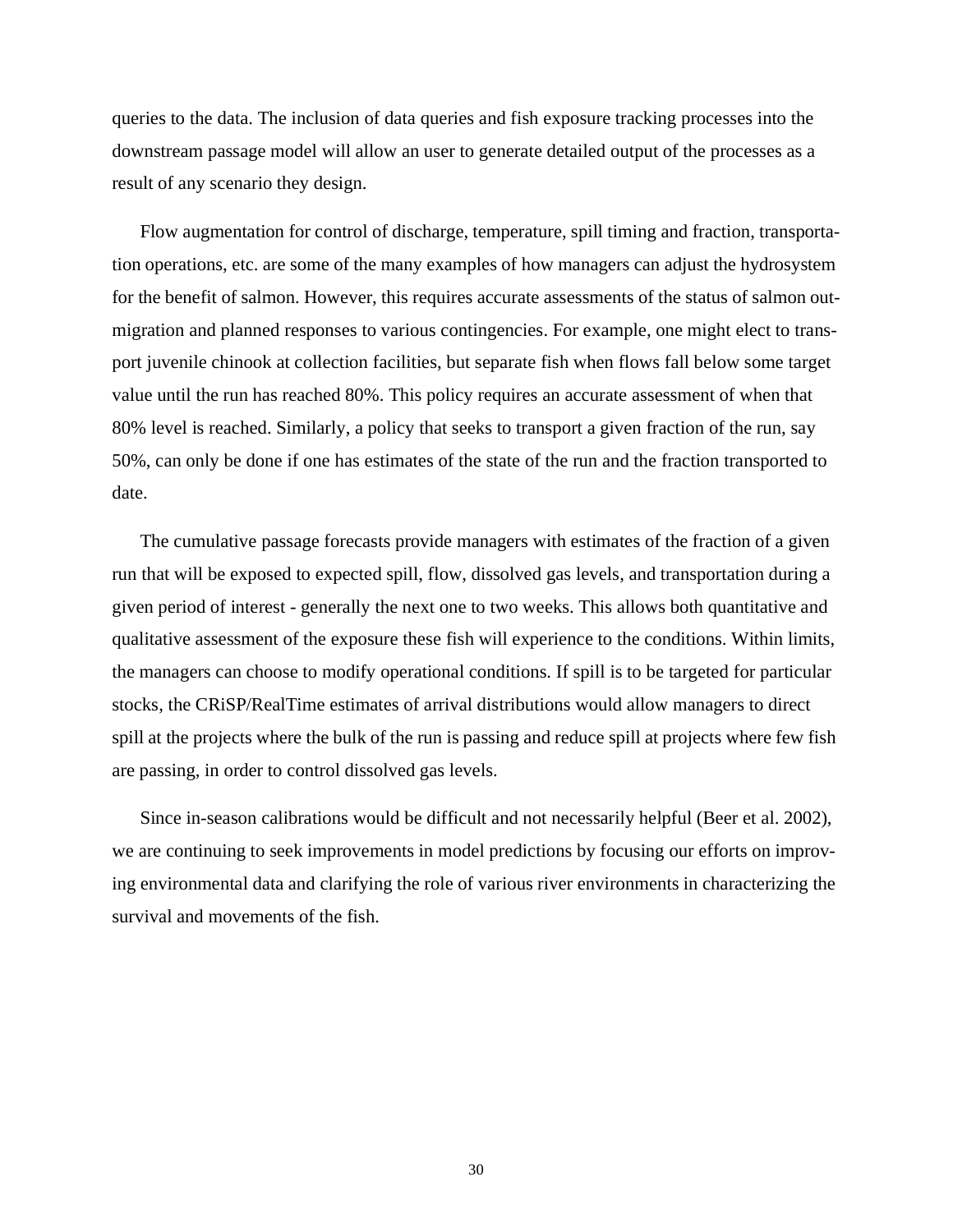queries to the data. The inclusion of data queries and fish exposure tracking processes into the downstream passage model will allow an user to generate detailed output of the processes as a result of any scenario they design.

Flow augmentation for control of discharge, temperature, spill timing and fraction, transportation operations, etc. are some of the many examples of how managers can adjust the hydrosystem for the benefit of salmon. However, this requires accurate assessments of the status of salmon outmigration and planned responses to various contingencies. For example, one might elect to transport juvenile chinook at collection facilities, but separate fish when flows fall below some target value until the run has reached 80%. This policy requires an accurate assessment of when that 80% level is reached. Similarly, a policy that seeks to transport a given fraction of the run, say 50%, can only be done if one has estimates of the state of the run and the fraction transported to date.

The cumulative passage forecasts provide managers with estimates of the fraction of a given run that will be exposed to expected spill, flow, dissolved gas levels, and transportation during a given period of interest - generally the next one to two weeks. This allows both quantitative and qualitative assessment of the exposure these fish will experience to the conditions. Within limits, the managers can choose to modify operational conditions. If spill is to be targeted for particular stocks, the CRiSP/RealTime estimates of arrival distributions would allow managers to direct spill at the projects where the bulk of the run is passing and reduce spill at projects where few fish are passing, in order to control dissolved gas levels.

Since in-season calibrations would be difficult and not necessarily helpful (Beer et al. 2002), we are continuing to seek improvements in model predictions by focusing our efforts on improving environmental data and clarifying the role of various river environments in characterizing the survival and movements of the fish.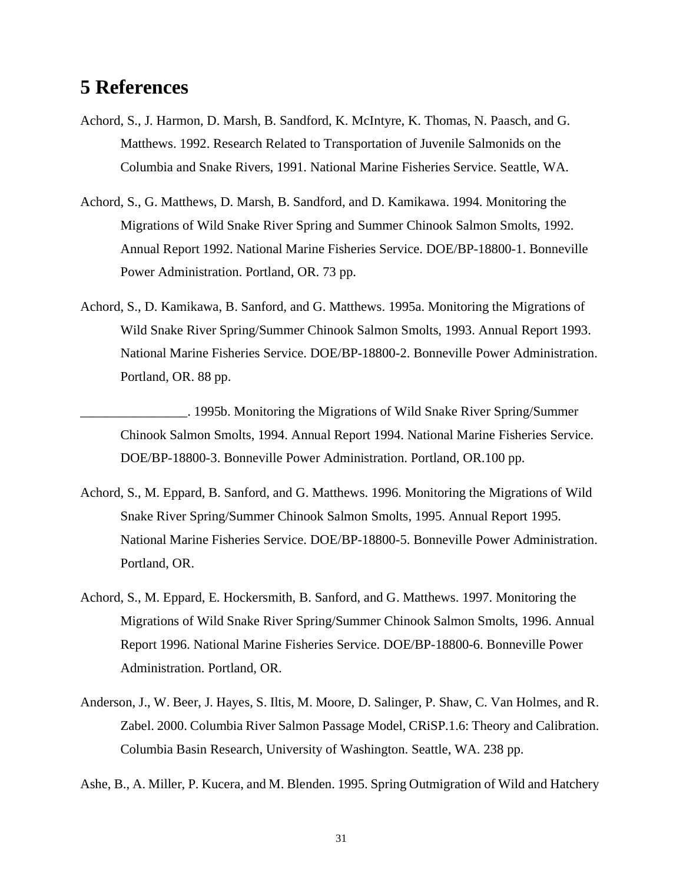# 5 References

Achord, S., J. Harmon, D. Marsh, B. Sandford, K. McIntyre, K. Thomas, N. Paasch, and G. Matthews. 1992. Research Related to Transportation of Juvenile Salmonids on the Columbia and Snake Rivers, 1991. National Marine Fisheries Service. Seattle, WA.

Achord, S., G. Matthews, D. Marsh, B. Sandford, and D. Kamikawa. 1994. Monitoring the Migrations of Wild Snake River Spring and Summer Chinook Salmon Smolts, 1992. Annual Report 1992. National Marine Fisheries Service. DOE/BP-18800-1. Bonneville Power Administration. Portland, OR. 73 pp.

Achord, S., D. Kamikawa, B. Sanford, and G. Matthews. 1995a. Monitoring the Migrations of Wild Snake River Spring/Summer Chinook Salmon Smolts, 1993. Annual Report 1993. National Marine Fisheries Service. DOE/BP-18800-2. Bonneville Power Administration. Portland, OR. 88 pp.

________________. 1995b. Monitoring the Migrations of Wild Snake River Spring/Summer Chinook Salmon Smolts, 1994. Annual Report 1994. National Marine Fisheries Service. DOE/BP-18800-3. Bonneville Power Administration. Portland, OR.100 pp.

Achord, S., M. Eppard, B. Sanford, and G. Matthews. 1996. Monitoring the Migrations of Wild Snake River Spring/Summer Chinook Salmon Smolts, 1995. Annual Report 1995. National Marine Fisheries Service. DOE/BP-18800-5. Bonneville Power Administration. Portland, OR.

Achord, S., M. Eppard, E. Hockersmith, B. Sanford, and G. Matthews. 1997. Monitoring the Migrations of Wild Snake River Spring/Summer Chinook Salmon Smolts, 1996. Annual Report 1996. National Marine Fisheries Service. DOE/BP-18800-6. Bonneville Power Administration. Portland, OR.

Anderson, J., W. Beer, J. Hayes, S. Iltis, M. Moore, D. Salinger, P. Shaw, C. Van Holmes, and R. Zabel. 2000. Columbia River Salmon Passage Model, CRiSP.1.6: Theory and Calibration. Columbia Basin Research, University of Washington. Seattle, WA. 238 pp.

Ashe, B., A. Miller, P. Kucera, and M. Blenden. 1995. Spring Outmigration of Wild and Hatchery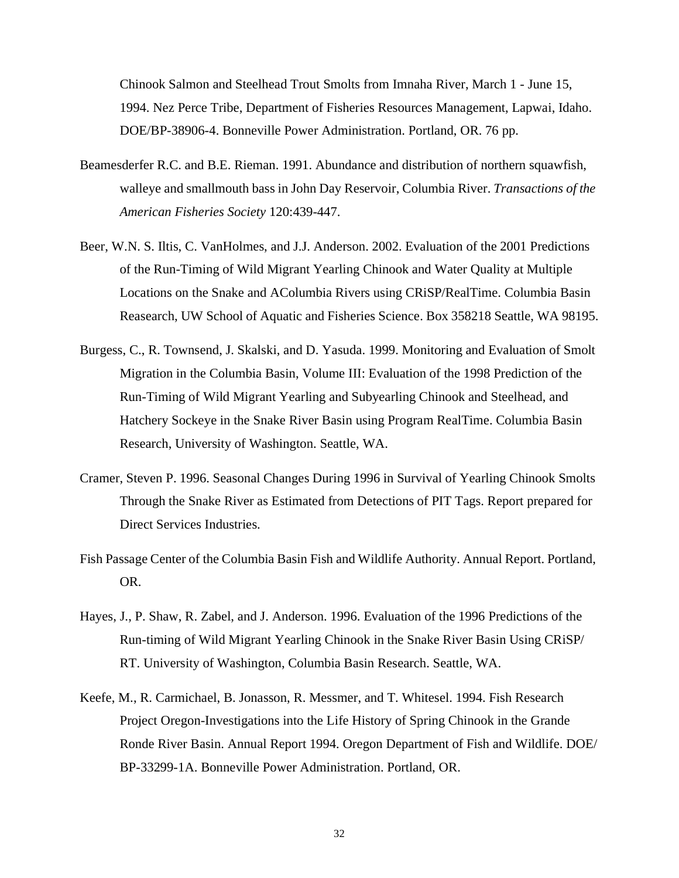Chinook Salmon and Steelhead Trout Smolts from Imnaha River, March 1 - June 15, 1994. Nez Perce Tribe, Department of Fisheries Resources Management, Lapwai, Idaho. DOE/BP-38906-4. Bonneville Power Administration. Portland, OR. 76 pp.

Beamesderfer R.C. and B.E. Rieman. 1991. Abundance and distribution of northern squawfish, walleye and smallmouth bass in John Day Reservoir, Columbia River. *Transactions of the American Fisheries Society* 120:439-447.

Beer, W.N. S. Iltis, C. VanHolmes, and J.J. Anderson. 2002. Evaluation of the 2001 Predictions of the Run-Timing of Wild Migrant Yearling Chinook and Water Quality at Multiple Locations on the Snake and AColumbia Rivers using CRiSP/RealTime. Columbia Basin Reasearch, UW School of Aquatic and Fisheries Science. Box 358218 Seattle, WA 98195.

Burgess, C., R. Townsend, J. Skalski, and D. Yasuda. 1999. Monitoring and Evaluation of Smolt Migration in the Columbia Basin, Volume III: Evaluation of the 1998 Prediction of the Run-Timing of Wild Migrant Yearling and Subyearling Chinook and Steelhead, and Hatchery Sockeye in the Snake River Basin using Program RealTime. Columbia Basin Research, University of Washington. Seattle, WA.

Cramer, Steven P. 1996. Seasonal Changes During 1996 in Survival of Yearling Chinook Smolts Through the Snake River as Estimated from Detections of PIT Tags. Report prepared for Direct Services Industries.

Fish Passage Center of the Columbia Basin Fish and Wildlife Authority. Annual Report. Portland, OR.

Hayes, J., P. Shaw, R. Zabel, and J. Anderson. 1996. Evaluation of the 1996 Predictions of the Run-timing of Wild Migrant Yearling Chinook in the Snake River Basin Using CRiSP/RT. University of Washington, Columbia Basin Research. Seattle, WA.

Keefe, M., R. Carmichael, B. Jonasson, R. Messmer, and T. Whitesel. 1994. Fish Research Project Oregon-Investigations into the Life History of Spring Chinook in the Grande Ronde River Basin. Annual Report 1994. Oregon Department of Fish and Wildlife. DOE/BP-33299-1A. Bonneville Power Administration. Portland, OR.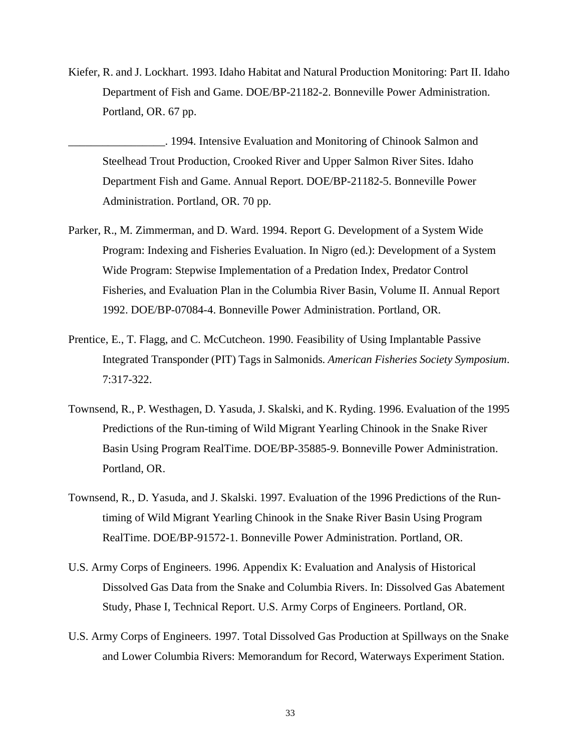Kiefer, R. and J. Lockhart. 1993. Idaho Habitat and Natural Production Monitoring: Part II. Idaho Department of Fish and Game. DOE/BP-21182-2. Bonneville Power Administration. Portland, OR. 67 pp.

_________________. 1994. Intensive Evaluation and Monitoring of Chinook Salmon and Steelhead Trout Production, Crooked River and Upper Salmon River Sites. Idaho Department Fish and Game. Annual Report. DOE/BP-21182-5. Bonneville Power Administration. Portland, OR. 70 pp.

Parker, R., M. Zimmerman, and D. Ward. 1994. Report G. Development of a System Wide Program: Indexing and Fisheries Evaluation. In Nigro (ed.): Development of a System Wide Program: Stepwise Implementation of a Predation Index, Predator Control Fisheries, and Evaluation Plan in the Columbia River Basin, Volume II. Annual Report 1992. DOE/BP-07084-4. Bonneville Power Administration. Portland, OR.

Prentice, E., T. Flagg, and C. McCutcheon. 1990. Feasibility of Using Implantable Passive Integrated Transponder (PIT) Tags in Salmonids. *American Fisheries Society Symposium*. 7:317-322.

Townsend, R., P. Westhagen, D. Yasuda, J. Skalski, and K. Ryding. 1996. Evaluation of the 1995 Predictions of the Run-timing of Wild Migrant Yearling Chinook in the Snake River Basin Using Program RealTime. DOE/BP-35885-9. Bonneville Power Administration. Portland, OR.

Townsend, R., D. Yasuda, and J. Skalski. 1997. Evaluation of the 1996 Predictions of the Run-timing of Wild Migrant Yearling Chinook in the Snake River Basin Using Program RealTime. DOE/BP-91572-1. Bonneville Power Administration. Portland, OR.

U.S. Army Corps of Engineers. 1996. Appendix K: Evaluation and Analysis of Historical Dissolved Gas Data from the Snake and Columbia Rivers. In: Dissolved Gas Abatement Study, Phase I, Technical Report. U.S. Army Corps of Engineers. Portland, OR.

U.S. Army Corps of Engineers. 1997. Total Dissolved Gas Production at Spillways on the Snake and Lower Columbia Rivers: Memorandum for Record, Waterways Experiment Station.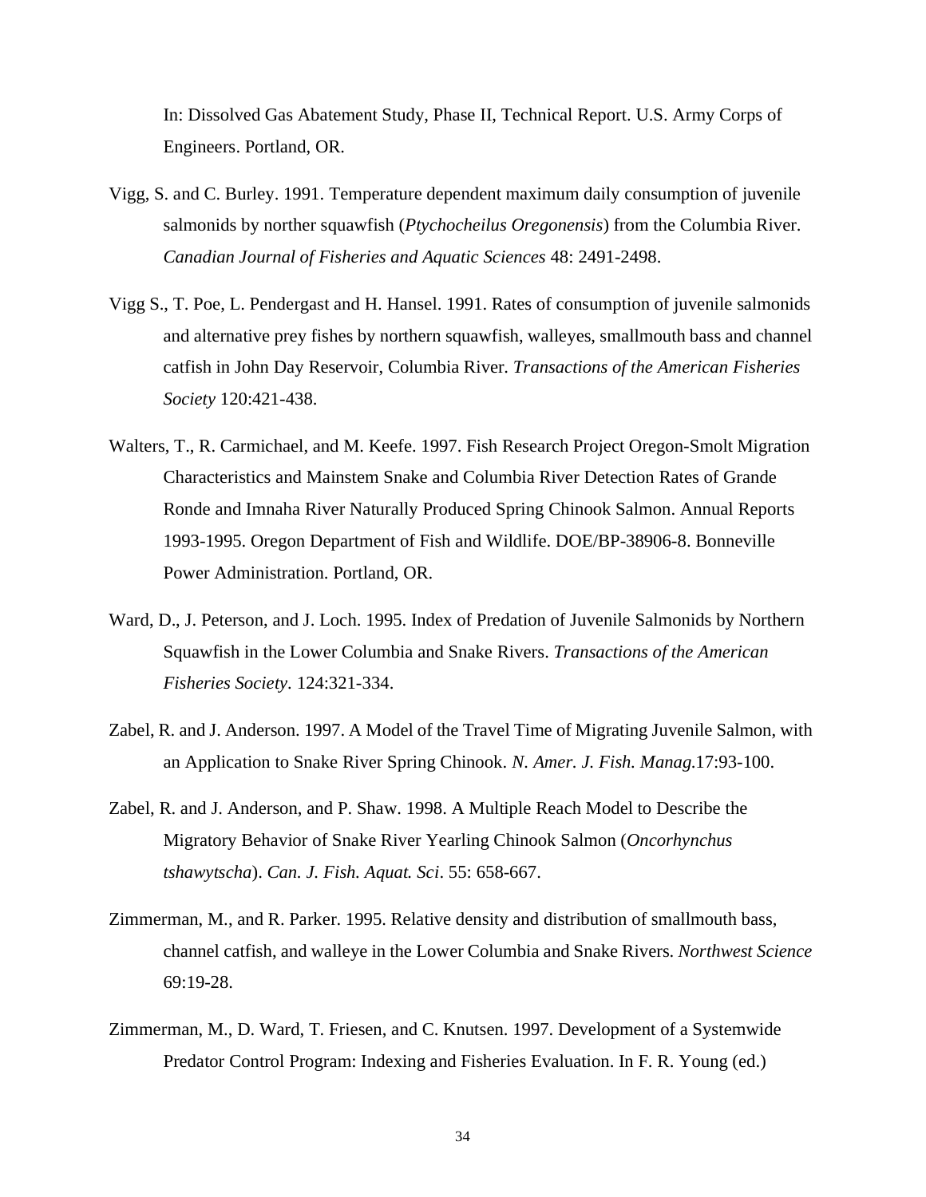In: Dissolved Gas Abatement Study, Phase II, Technical Report. U.S. Army Corps of Engineers. Portland, OR.

Vigg, S. and C. Burley. 1991. Temperature dependent maximum daily consumption of juvenile salmonids by norther squawfish (*Ptychocheilus Oregonensis*) from the Columbia River. *Canadian Journal of Fisheries and Aquatic Sciences* 48: 2491-2498.

Vigg S., T. Poe, L. Pendergast and H. Hansel. 1991. Rates of consumption of juvenile salmonids and alternative prey fishes by northern squawfish, walleyes, smallmouth bass and channel catfish in John Day Reservoir, Columbia River. *Transactions of the American Fisheries Society* 120:421-438.

Walters, T., R. Carmichael, and M. Keefe. 1997. Fish Research Project Oregon-Smolt Migration Characteristics and Mainstem Snake and Columbia River Detection Rates of Grande Ronde and Imnaha River Naturally Produced Spring Chinook Salmon. Annual Reports 1993-1995. Oregon Department of Fish and Wildlife. DOE/BP-38906-8. Bonneville Power Administration. Portland, OR.

Ward, D., J. Peterson, and J. Loch. 1995. Index of Predation of Juvenile Salmonids by Northern Squawfish in the Lower Columbia and Snake Rivers. *Transactions of the American Fisheries Society*. 124:321-334.

Zabel, R. and J. Anderson. 1997. A Model of the Travel Time of Migrating Juvenile Salmon, with an Application to Snake River Spring Chinook. *N. Amer. J. Fish. Manag.*17:93-100.

Zabel, R. and J. Anderson, and P. Shaw. 1998. A Multiple Reach Model to Describe the Migratory Behavior of Snake River Yearling Chinook Salmon (*Oncorhynchus tshawytscha*). *Can. J. Fish. Aquat. Sci*. 55: 658-667.

Zimmerman, M., and R. Parker. 1995. Relative density and distribution of smallmouth bass, channel catfish, and walleye in the Lower Columbia and Snake Rivers. *Northwest Science* 69:19-28.

Zimmerman, M., D. Ward, T. Friesen, and C. Knutsen. 1997. Development of a Systemwide Predator Control Program: Indexing and Fisheries Evaluation. In F. R. Young (ed.)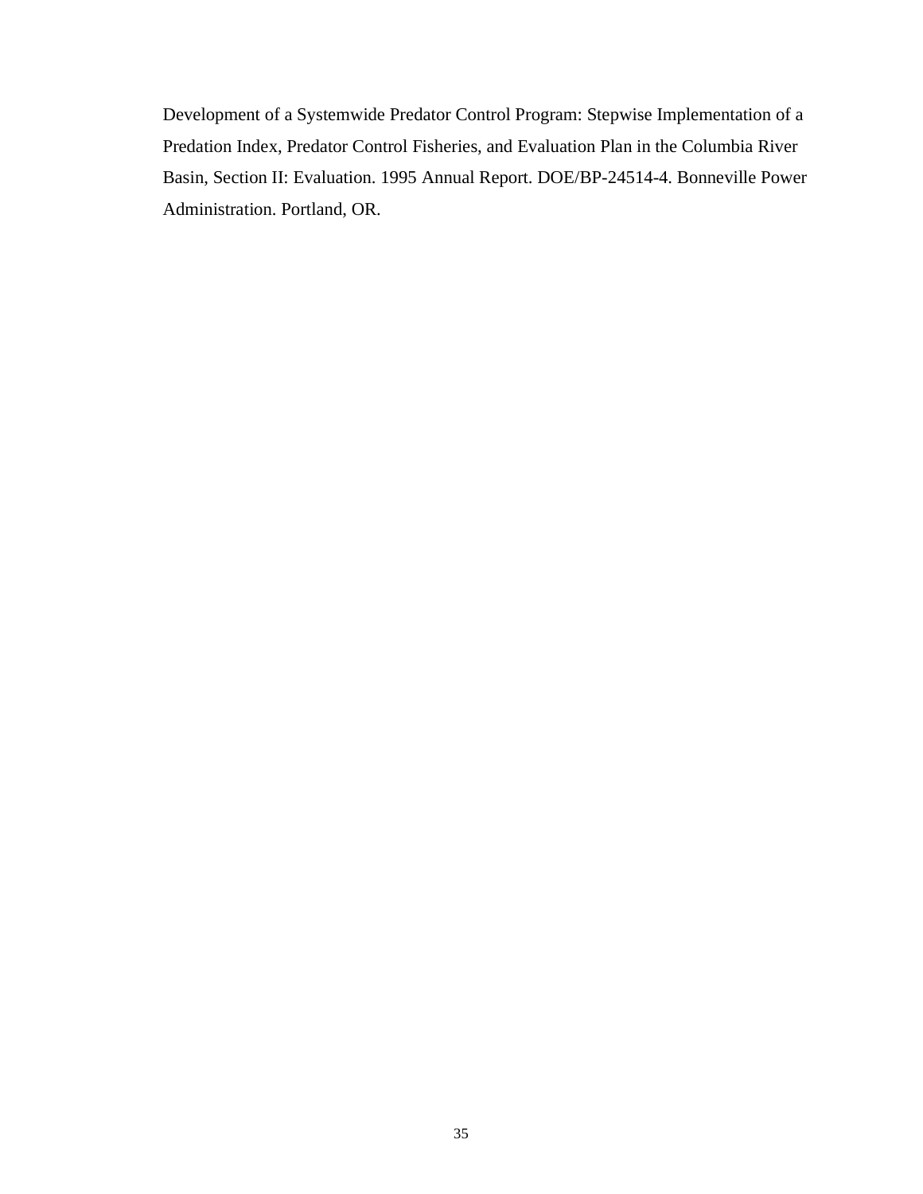Development of a Systemwide Predator Control Program: Stepwise Implementation of a Predation Index, Predator Control Fisheries, and Evaluation Plan in the Columbia River Basin, Section II: Evaluation. 1995 Annual Report. DOE/BP-24514-4. Bonneville Power Administration. Portland, OR.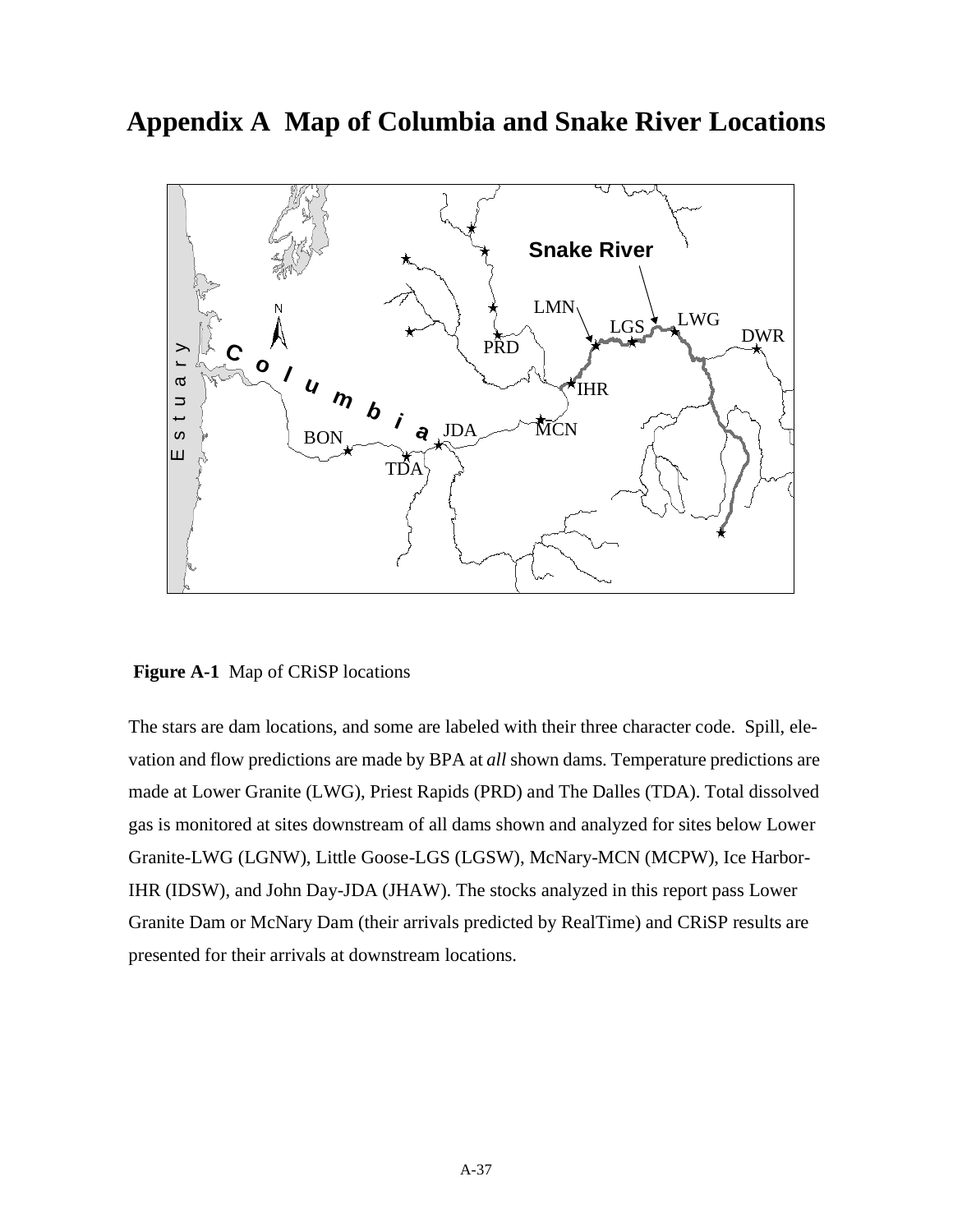# Appendix A Map of Columbia and Snake River Locations

**Figure A-1** Map of CRiSP locations

The stars are dam locations, and some are labeled with their three character code. Spill, elevation and flow predictions are made by BPA at *all* shown dams. Temperature predictions are made at Lower Granite (LWG), Priest Rapids (PRD) and The Dalles (TDA). Total dissolved gas is monitored at sites downstream of all dams shown and analyzed for sites below Lower Granite-LWG (LGNW), Little Goose-LGS (LGSW), McNary-MCN (MCPW), Ice Harbor-IHR (IDSW), and John Day-JDA (JHAW). The stocks analyzed in this report pass Lower Granite Dam or McNary Dam (their arrivals predicted by RealTime) and CRiSP results are presented for their arrivals at downstream locations.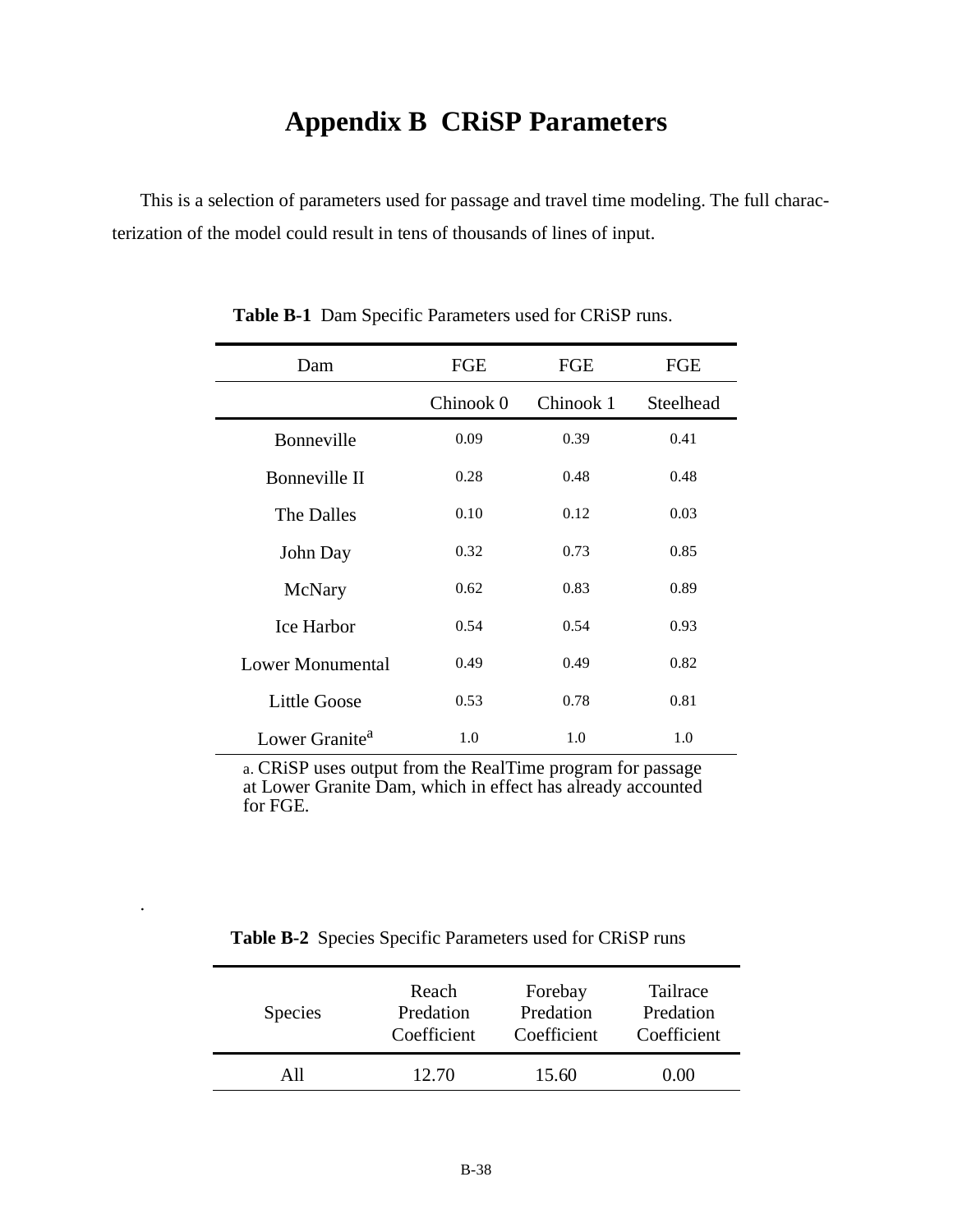# Appendix B  CRiSP Parameters

This is a selection of parameters used for passage and travel time modeling. The full characterization of the model could result in tens of thousands of lines of input.

**Table B-1**  Dam Specific Parameters used for CRiSP runs.

| Dam | FGE Chinook 0 | FGE Chinook 1 | FGE Steelhead |
|---|---|---|---|
| Bonneville | 0.09 | 0.39 | 0.41 |
| Bonneville II | 0.28 | 0.48 | 0.48 |
| The Dalles | 0.10 | 0.12 | 0.03 |
| John Day | 0.32 | 0.73 | 0.85 |
| McNary | 0.62 | 0.83 | 0.89 |
| Ice Harbor | 0.54 | 0.54 | 0.93 |
| Lower Monumental | 0.49 | 0.49 | 0.82 |
| Little Goose | 0.53 | 0.78 | 0.81 |
| Lower Granite[a] | 1.0 | 1.0 | 1.0 |

a. CRiSP uses output from the RealTime program for passage at Lower Granite Dam, which in effect has already accounted for FGE.

**Table B-2**  Species Specific Parameters used for CRiSP runs

| Species | Reach Predation Coefficient | Forebay Predation Coefficient | Tailrace Predation Coefficient |
|---|---|---|---|
| All | 12.70 | 15.60 | 0.00 |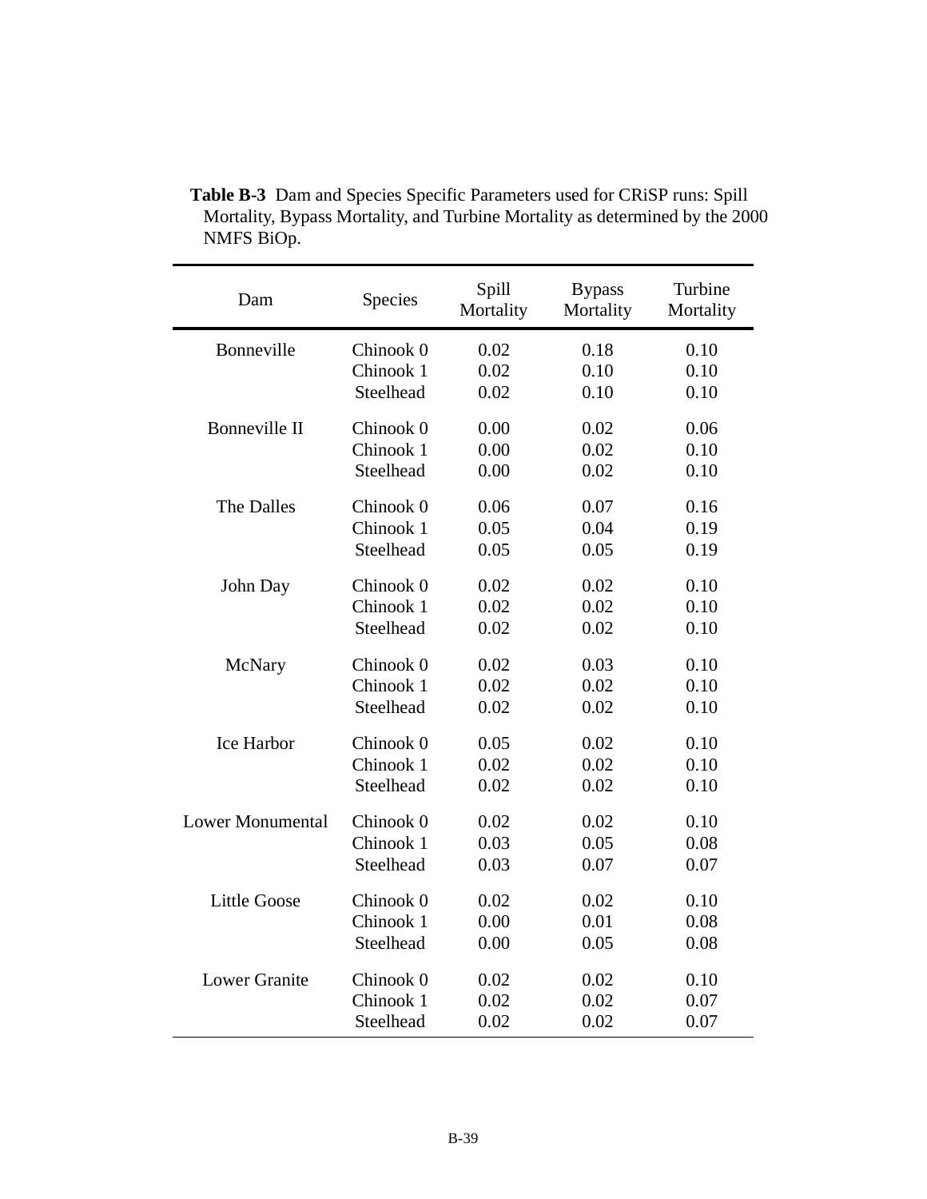**Table B-3** Dam and Species Specific Parameters used for CRiSP runs: Spill Mortality, Bypass Mortality, and Turbine Mortality as determined by the 2000 NMFS BiOp.

| Dam | Species | Spill Mortality | Bypass Mortality | Turbine Mortality |
|---|---|---|---|---|
| Bonneville | Chinook 0 | 0.02 | 0.18 | 0.10 |
| | Chinook 1 | 0.02 | 0.10 | 0.10 |
| | Steelhead | 0.02 | 0.10 | 0.10 |
| Bonneville II | Chinook 0 | 0.00 | 0.02 | 0.06 |
| | Chinook 1 | 0.00 | 0.02 | 0.10 |
| | Steelhead | 0.00 | 0.02 | 0.10 |
| The Dalles | Chinook 0 | 0.06 | 0.07 | 0.16 |
| | Chinook 1 | 0.05 | 0.04 | 0.19 |
| | Steelhead | 0.05 | 0.05 | 0.19 |
| John Day | Chinook 0 | 0.02 | 0.02 | 0.10 |
| | Chinook 1 | 0.02 | 0.02 | 0.10 |
| | Steelhead | 0.02 | 0.02 | 0.10 |
| McNary | Chinook 0 | 0.02 | 0.03 | 0.10 |
| | Chinook 1 | 0.02 | 0.02 | 0.10 |
| | Steelhead | 0.02 | 0.02 | 0.10 |
| Ice Harbor | Chinook 0 | 0.05 | 0.02 | 0.10 |
| | Chinook 1 | 0.02 | 0.02 | 0.10 |
| | Steelhead | 0.02 | 0.02 | 0.10 |
| Lower Monumental | Chinook 0 | 0.02 | 0.02 | 0.10 |
| | Chinook 1 | 0.03 | 0.05 | 0.08 |
| | Steelhead | 0.03 | 0.07 | 0.07 |
| Little Goose | Chinook 0 | 0.02 | 0.02 | 0.10 |
| | Chinook 1 | 0.00 | 0.01 | 0.08 |
| | Steelhead | 0.00 | 0.05 | 0.08 |
| Lower Granite | Chinook 0 | 0.02 | 0.02 | 0.10 |
| | Chinook 1 | 0.02 | 0.02 | 0.07 |
| | Steelhead | 0.02 | 0.02 | 0.07 |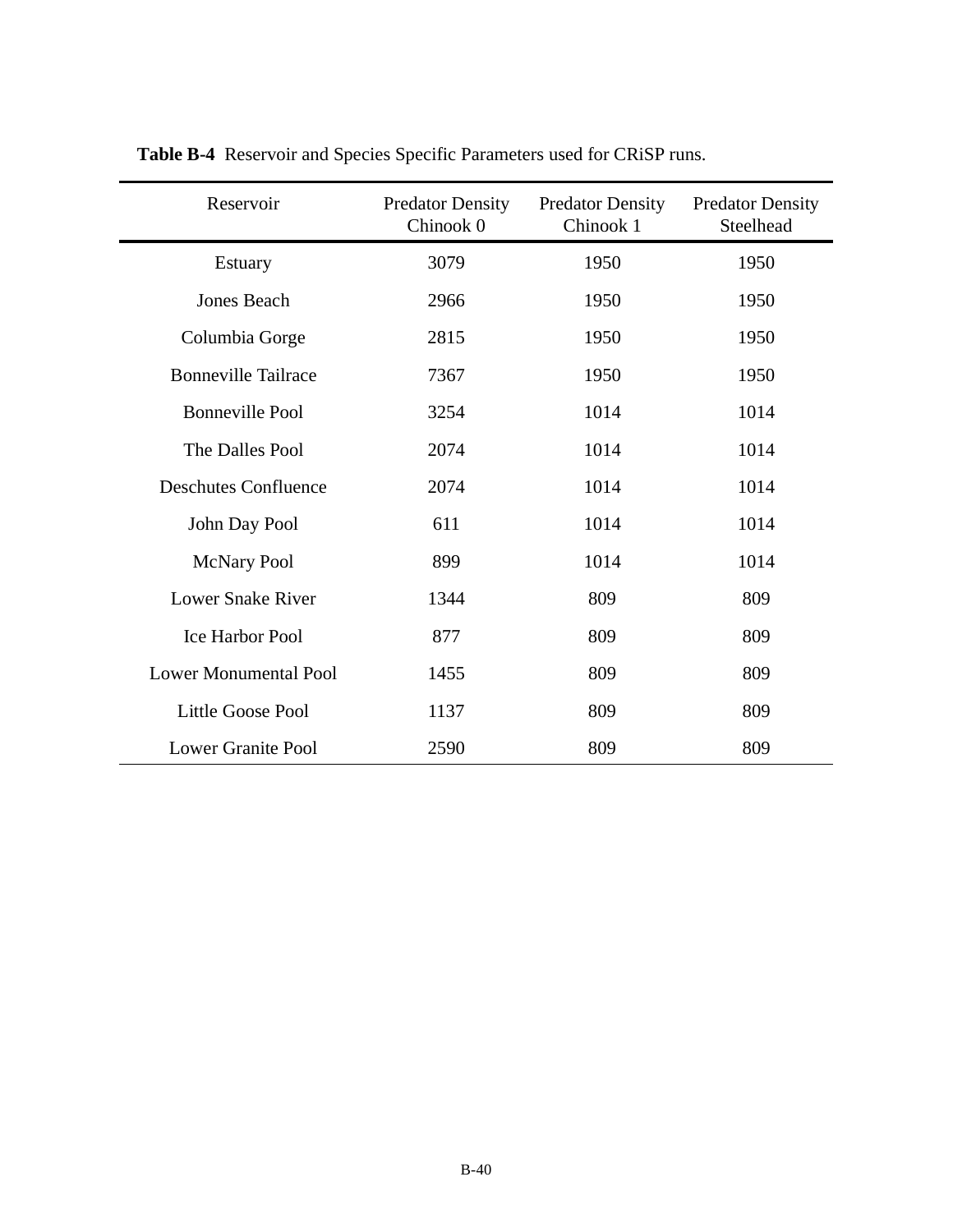**Table B-4** Reservoir and Species Specific Parameters used for CRiSP runs.

| Reservoir | Predator Density Chinook 0 | Predator Density Chinook 1 | Predator Density Steelhead |
|---|---|---|---|
| Estuary | 3079 | 1950 | 1950 |
| Jones Beach | 2966 | 1950 | 1950 |
| Columbia Gorge | 2815 | 1950 | 1950 |
| Bonneville Tailrace | 7367 | 1950 | 1950 |
| Bonneville Pool | 3254 | 1014 | 1014 |
| The Dalles Pool | 2074 | 1014 | 1014 |
| Deschutes Confluence | 2074 | 1014 | 1014 |
| John Day Pool | 611 | 1014 | 1014 |
| McNary Pool | 899 | 1014 | 1014 |
| Lower Snake River | 1344 | 809 | 809 |
| Ice Harbor Pool | 877 | 809 | 809 |
| Lower Monumental Pool | 1455 | 809 | 809 |
| Little Goose Pool | 1137 | 809 | 809 |
| Lower Granite Pool | 2590 | 809 | 809 |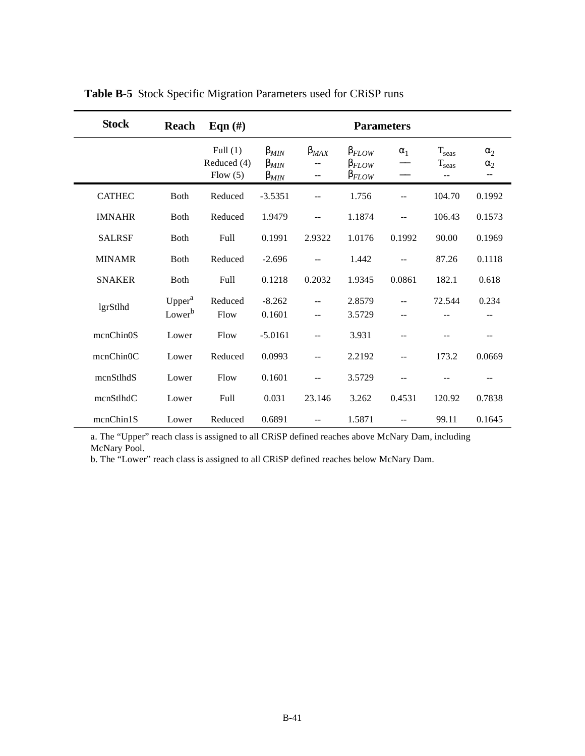**Table B-5** Stock Specific Migration Parameters used for CRiSP runs

| Stock | Reach | Eqn (#) | Parameters | | | | | |
|---|---|---|---|---|---|---|---|---|
| | | Full (1)<br>Reduced (4)<br>Flow (5) | $\beta_{MIN}$<br>$\beta_{MIN}$<br>$\beta_{MIN}$ | $\beta_{MAX}$<br>--<br>-- | $\beta_{FLOW}$<br>$\beta_{FLOW}$<br>$\beta_{FLOW}$ | $\alpha_1$<br>—<br>— | $T_{seas}$<br>$T_{seas}$<br>-- | $\alpha_2$<br>$\alpha_2$<br>-- |
| CATHEC | Both | Reduced | -3.5351 | -- | 1.756 | -- | 104.70 | 0.1992 |
| IMNAHR | Both | Reduced | 1.9479 | -- | 1.1874 | -- | 106.43 | 0.1573 |
| SALRSF | Both | Full | 0.1991 | 2.9322 | 1.0176 | 0.1992 | 90.00 | 0.1969 |
| MINAMR | Both | Reduced | -2.696 | -- | 1.442 | -- | 87.26 | 0.1118 |
| SNAKER | Both | Full | 0.1218 | 0.2032 | 1.9345 | 0.0861 | 182.1 | 0.618 |
| lgrStlhd | Upper[a]<br>Lower[b] | Reduced<br>Flow | -8.262<br>0.1601 | --<br>-- | 2.8579<br>3.5729 | --<br>-- | 72.544<br>-- | 0.234<br>-- |
| mcnChin0S | Lower | Flow | -5.0161 | -- | 3.931 | -- | -- | -- |
| mcnChin0C | Lower | Reduced | 0.0993 | -- | 2.2192 | -- | 173.2 | 0.0669 |
| mcnStlhdS | Lower | Flow | 0.1601 | -- | 3.5729 | -- | -- | -- |
| mcnStlhdC | Lower | Full | 0.031 | 23.146 | 3.262 | 0.4531 | 120.92 | 0.7838 |
| mcnChin1S | Lower | Reduced | 0.6891 | -- | 1.5871 | -- | 99.11 | 0.1645 |

a. The "Upper" reach class is assigned to all CRiSP defined reaches above McNary Dam, including McNary Pool.

b. The "Lower" reach class is assigned to all CRiSP defined reaches below McNary Dam.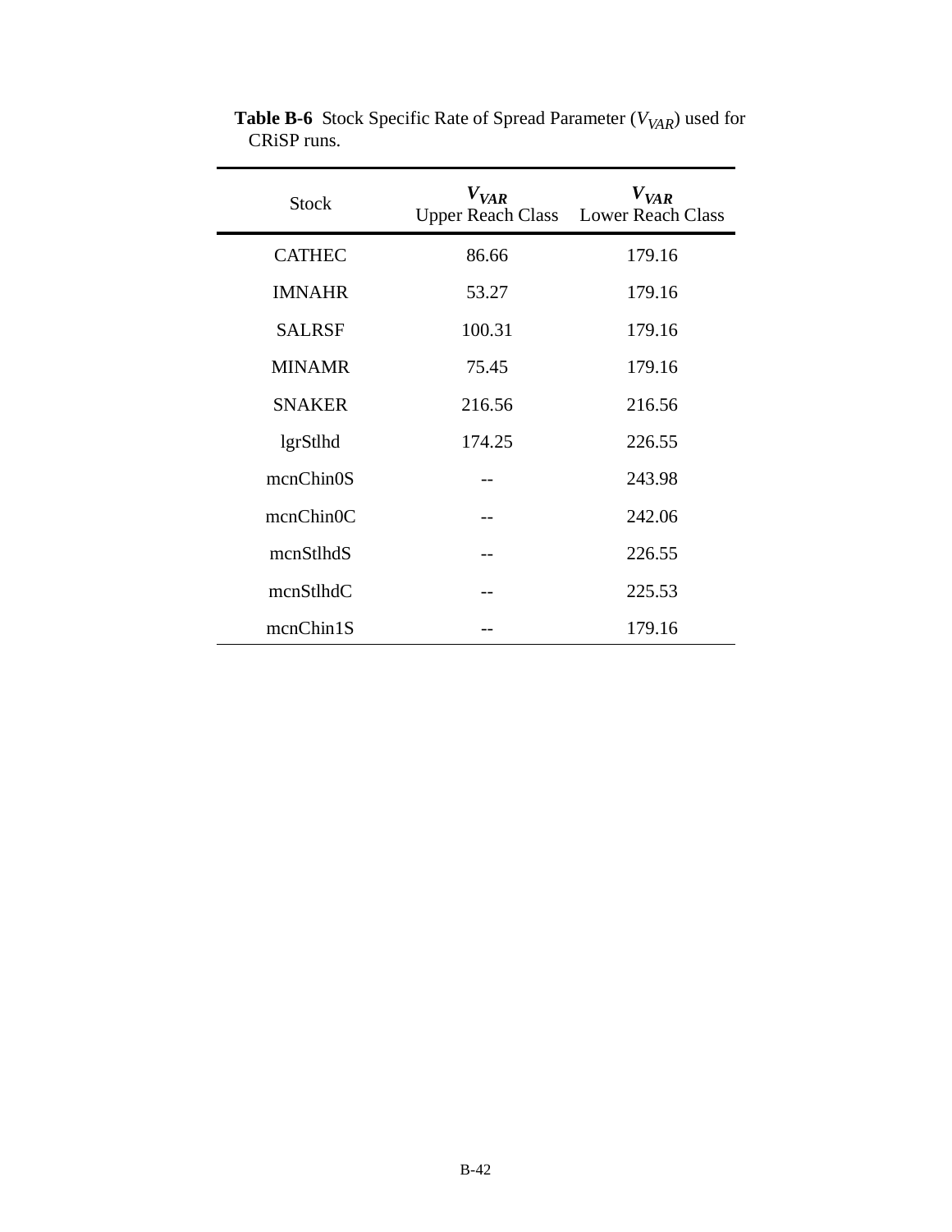**Table B-6** Stock Specific Rate of Spread Parameter ($V_{VAR}$) used for CRiSP runs.

| Stock | $V_{VAR}$ Upper Reach Class | $V_{VAR}$ Lower Reach Class |
|---|---|---|
| CATHEC | 86.66 | 179.16 |
| IMNAHR | 53.27 | 179.16 |
| SALRSF | 100.31 | 179.16 |
| MINAMR | 75.45 | 179.16 |
| SNAKER | 216.56 | 216.56 |
| lgrStlhd | 174.25 | 226.55 |
| mcnChin0S | -- | 243.98 |
| mcnChin0C | -- | 242.06 |
| mcnStlhdS | -- | 226.55 |
| mcnStlhdC | -- | 225.53 |
| mcnChin1S | -- | 179.16 |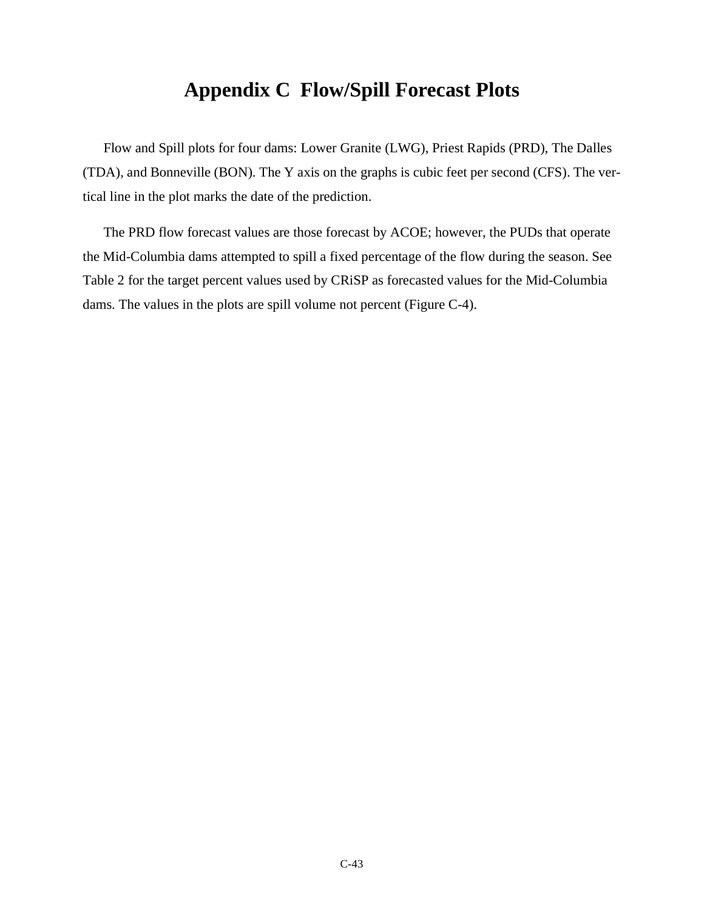# Appendix C  Flow/Spill Forecast Plots

Flow and Spill plots for four dams: Lower Granite (LWG), Priest Rapids (PRD), The Dalles (TDA), and Bonneville (BON). The Y axis on the graphs is cubic feet per second (CFS). The vertical line in the plot marks the date of the prediction.

The PRD flow forecast values are those forecast by ACOE; however, the PUDs that operate the Mid-Columbia dams attempted to spill a fixed percentage of the flow during the season. See Table 2 for the target percent values used by CRiSP as forecasted values for the Mid-Columbia dams. The values in the plots are spill volume not percent (Figure C-4).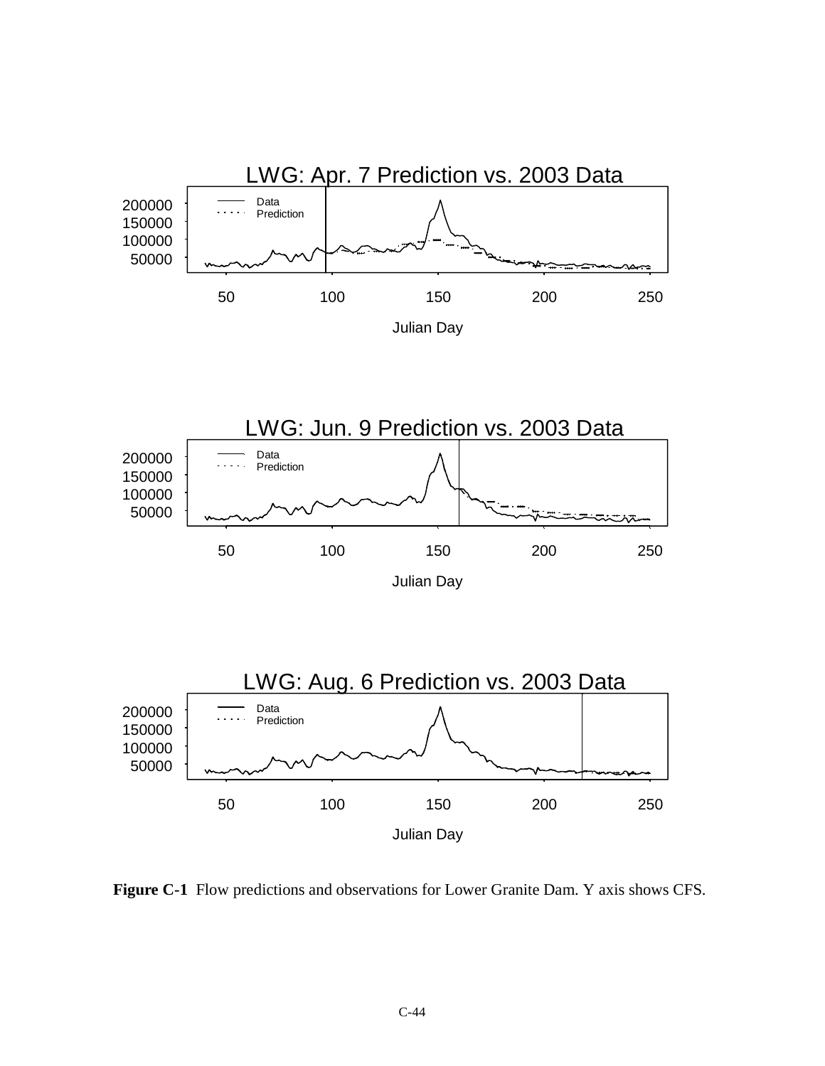LWG: Apr. 7 Prediction vs. 2003 Data

LWG: Jun. 9 Prediction vs. 2003 Data

LWG: Aug. 6 Prediction vs. 2003 Data

**Figure C-1** Flow predictions and observations for Lower Granite Dam. Y axis shows CFS.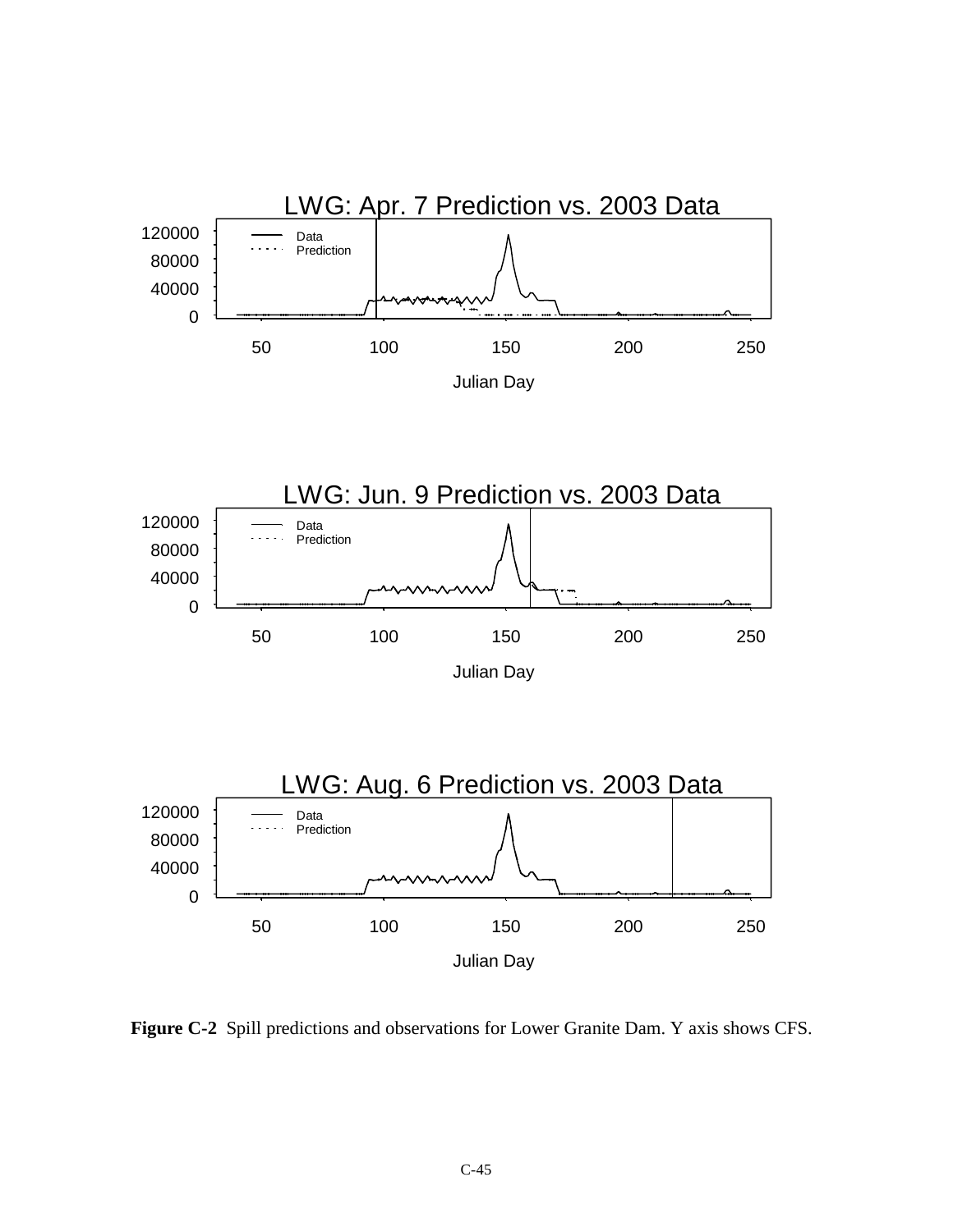LWG: Apr. 7 Prediction vs. 2003 Data

LWG: Jun. 9 Prediction vs. 2003 Data

LWG: Aug. 6 Prediction vs. 2003 Data

**Figure C-2** Spill predictions and observations for Lower Granite Dam. Y axis shows CFS.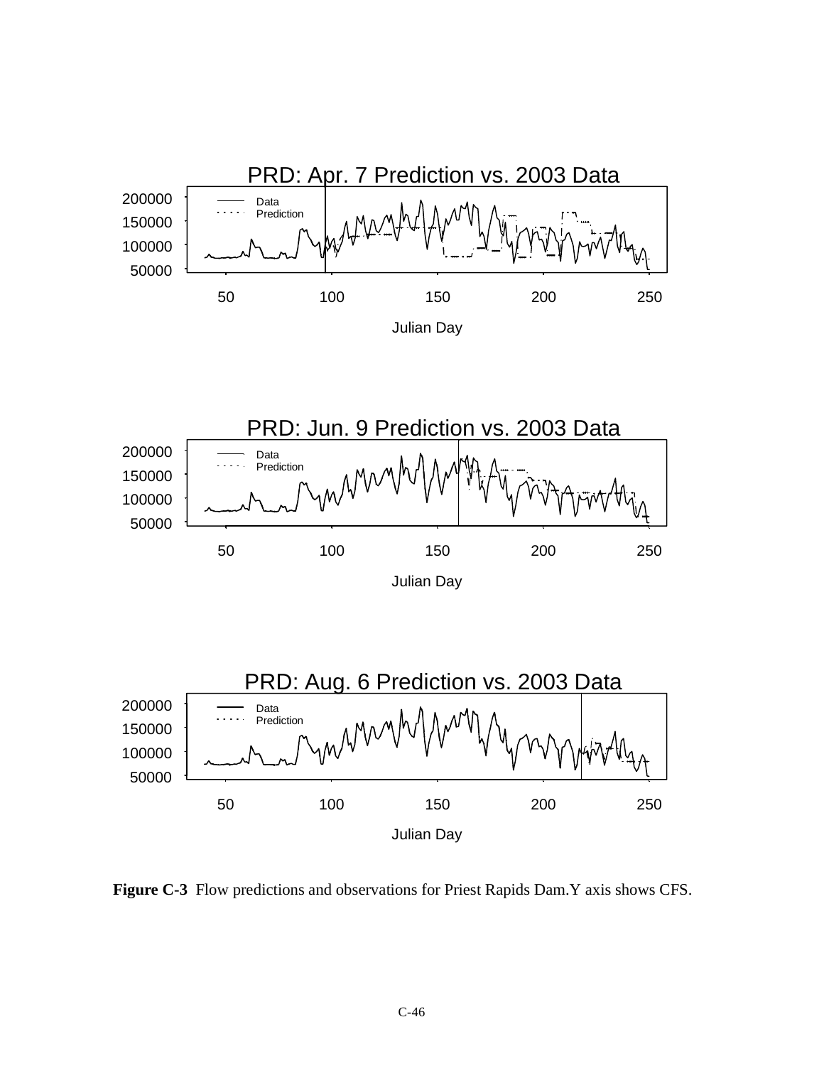PRD: Apr. 7 Prediction vs. 2003 Data

PRD: Jun. 9 Prediction vs. 2003 Data

PRD: Aug. 6 Prediction vs. 2003 Data

**Figure C-3** Flow predictions and observations for Priest Rapids Dam.Y axis shows CFS.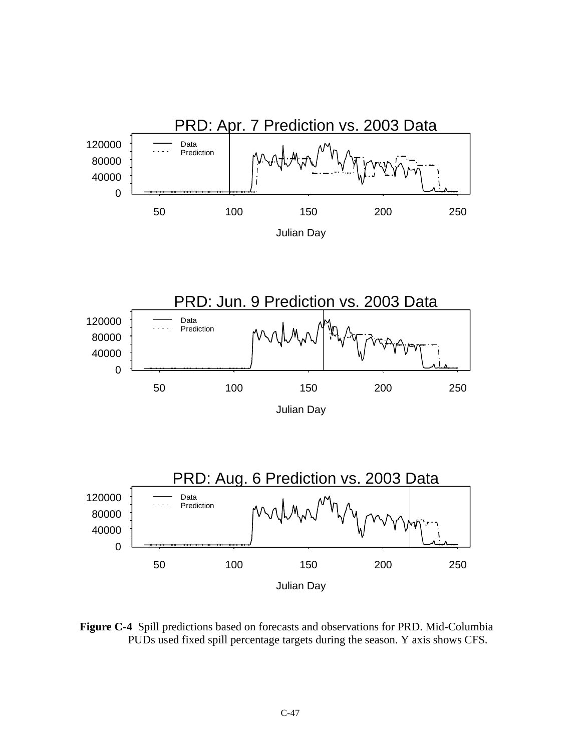**Figure C-4** Spill predictions based on forecasts and observations for PRD. Mid-Columbia PUDs used fixed spill percentage targets during the season. Y axis shows CFS.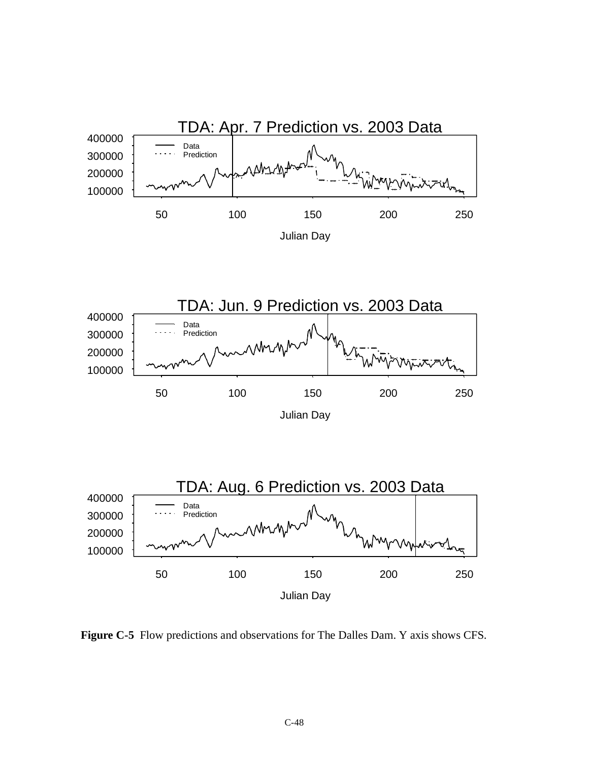**Figure C-5** Flow predictions and observations for The Dalles Dam. Y axis shows CFS.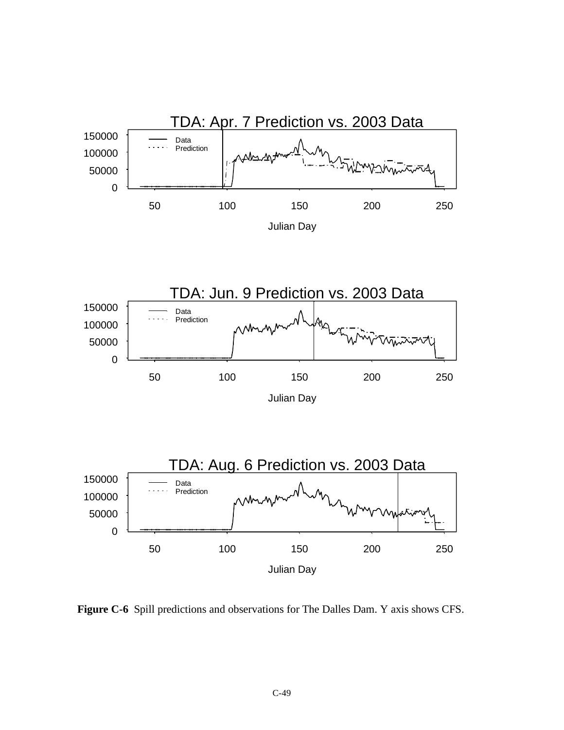TDA: Apr. 7 Prediction vs. 2003 Data

TDA: Jun. 9 Prediction vs. 2003 Data

TDA: Aug. 6 Prediction vs. 2003 Data

**Figure C-6** Spill predictions and observations for The Dalles Dam. Y axis shows CFS.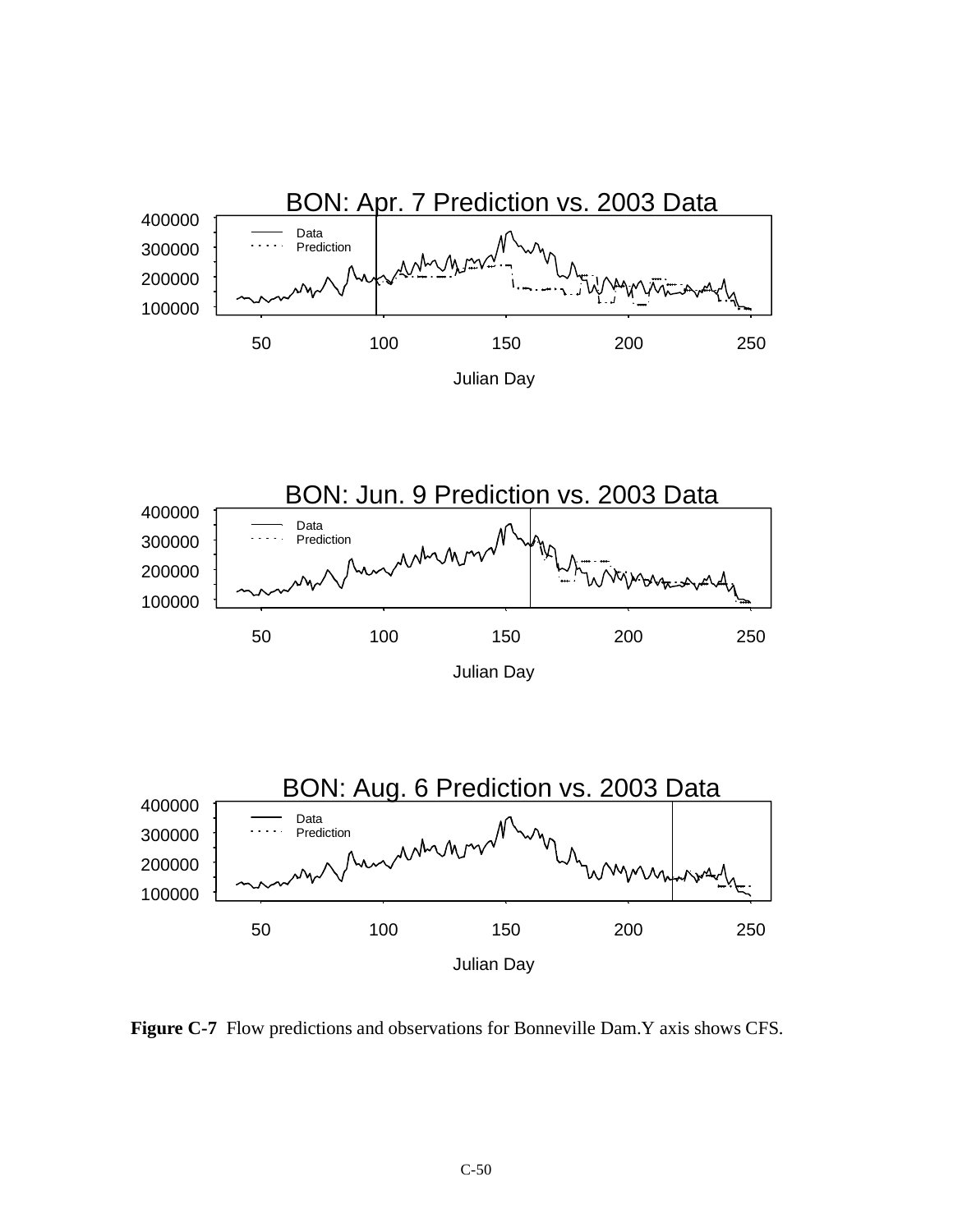BON: Apr. 7 Prediction vs. 2003 Data

BON: Jun. 9 Prediction vs. 2003 Data

BON: Aug. 6 Prediction vs. 2003 Data

**Figure C-7** Flow predictions and observations for Bonneville Dam.Y axis shows CFS.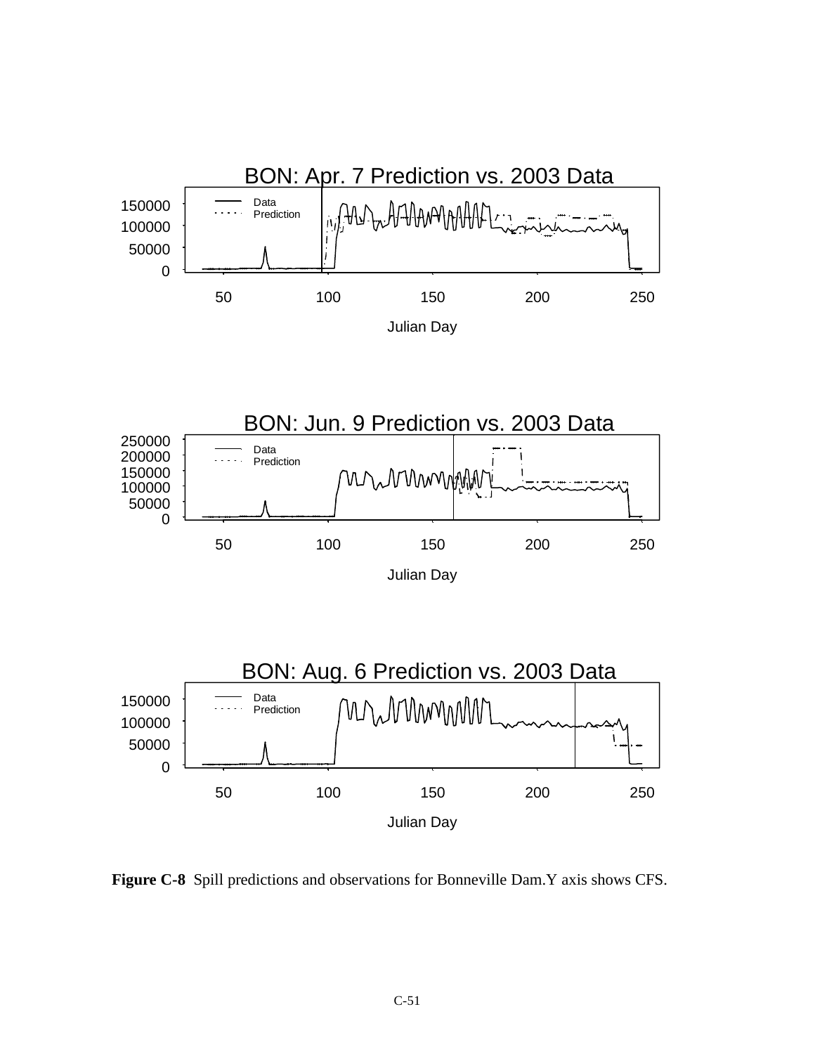**Figure C-8** Spill predictions and observations for Bonneville Dam.Y axis shows CFS.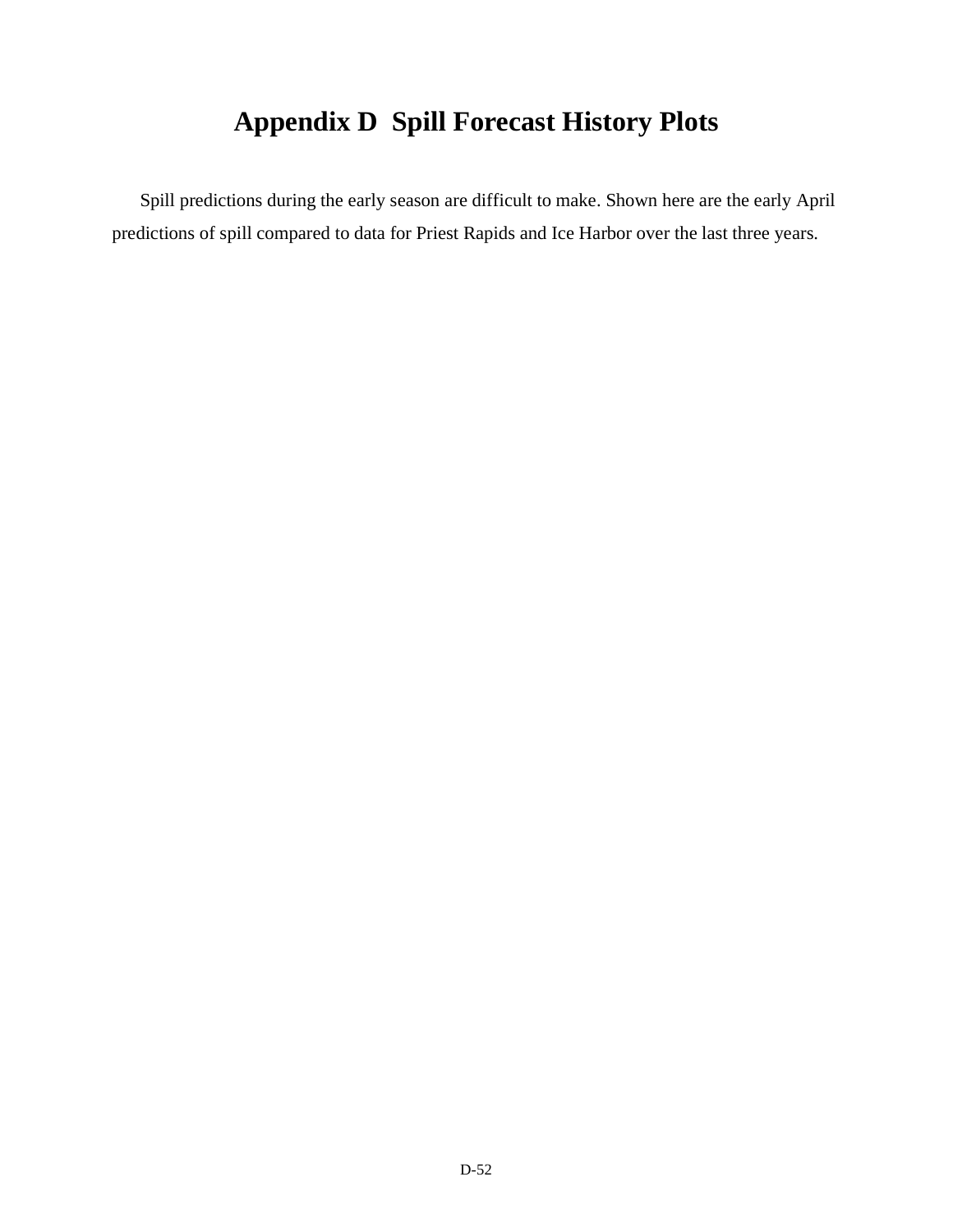# Appendix D Spill Forecast History Plots

Spill predictions during the early season are difficult to make. Shown here are the early April predictions of spill compared to data for Priest Rapids and Ice Harbor over the last three years.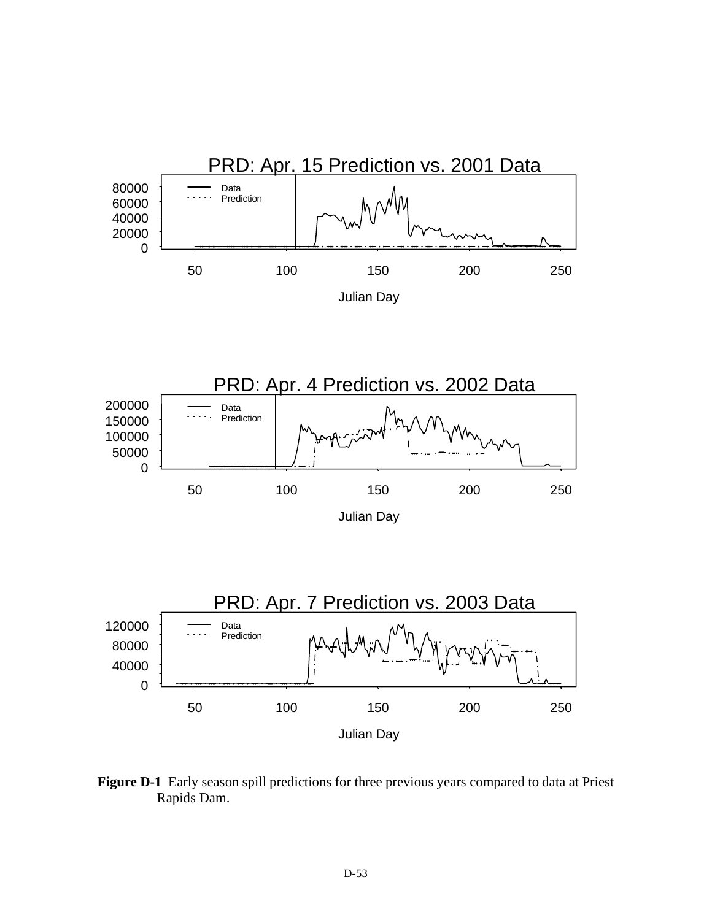**Figure D-1** Early season spill predictions for three previous years compared to data at Priest Rapids Dam.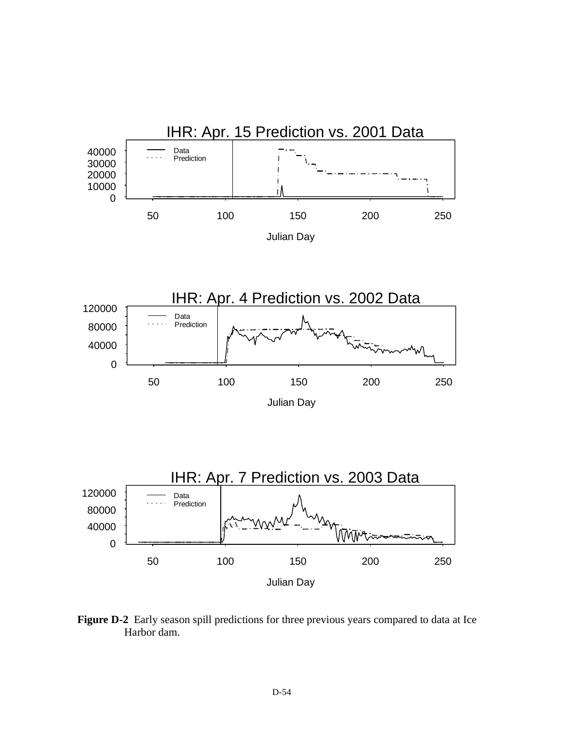**Figure D-2** Early season spill predictions for three previous years compared to data at Ice Harbor dam.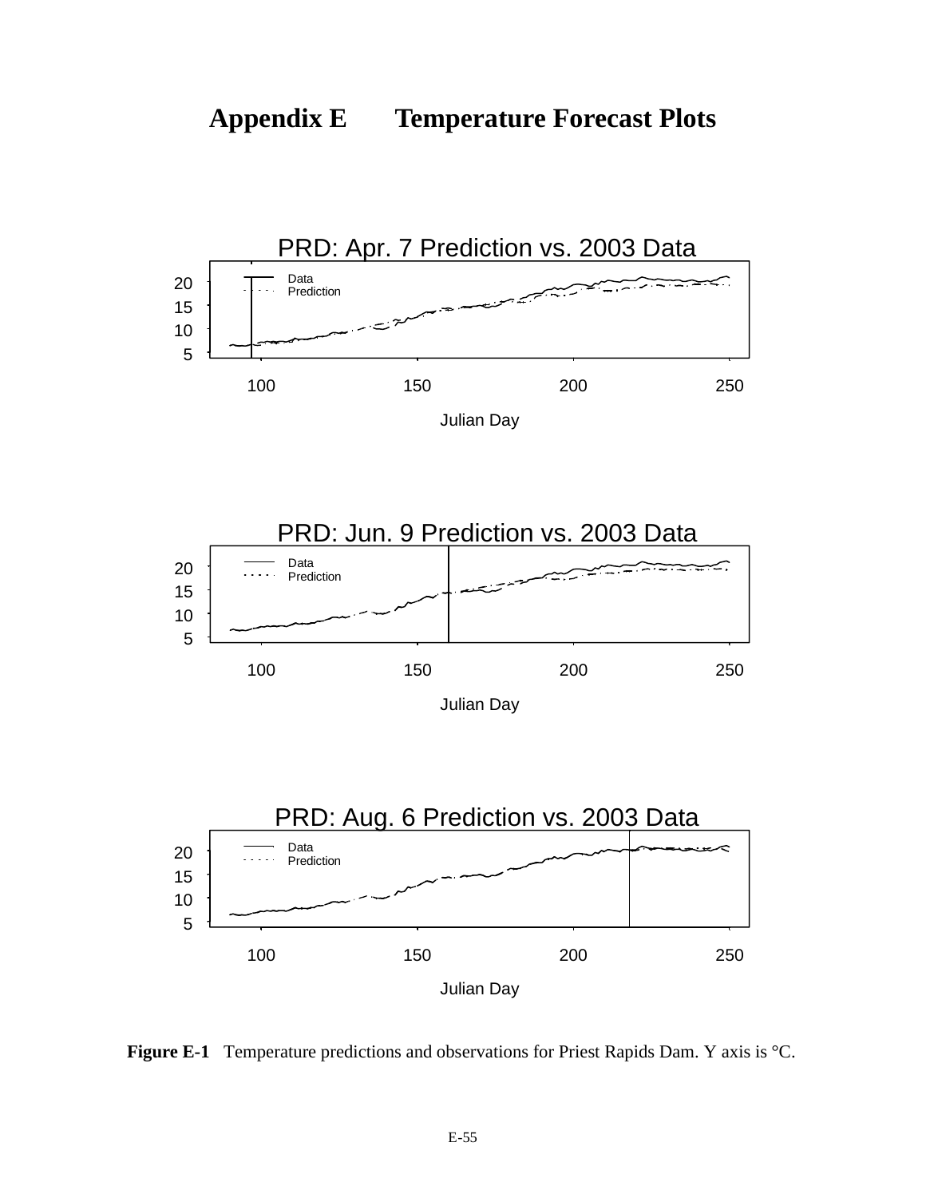# Appendix E Temperature Forecast Plots

**Figure E-1** Temperature predictions and observations for Priest Rapids Dam. Y axis is °C.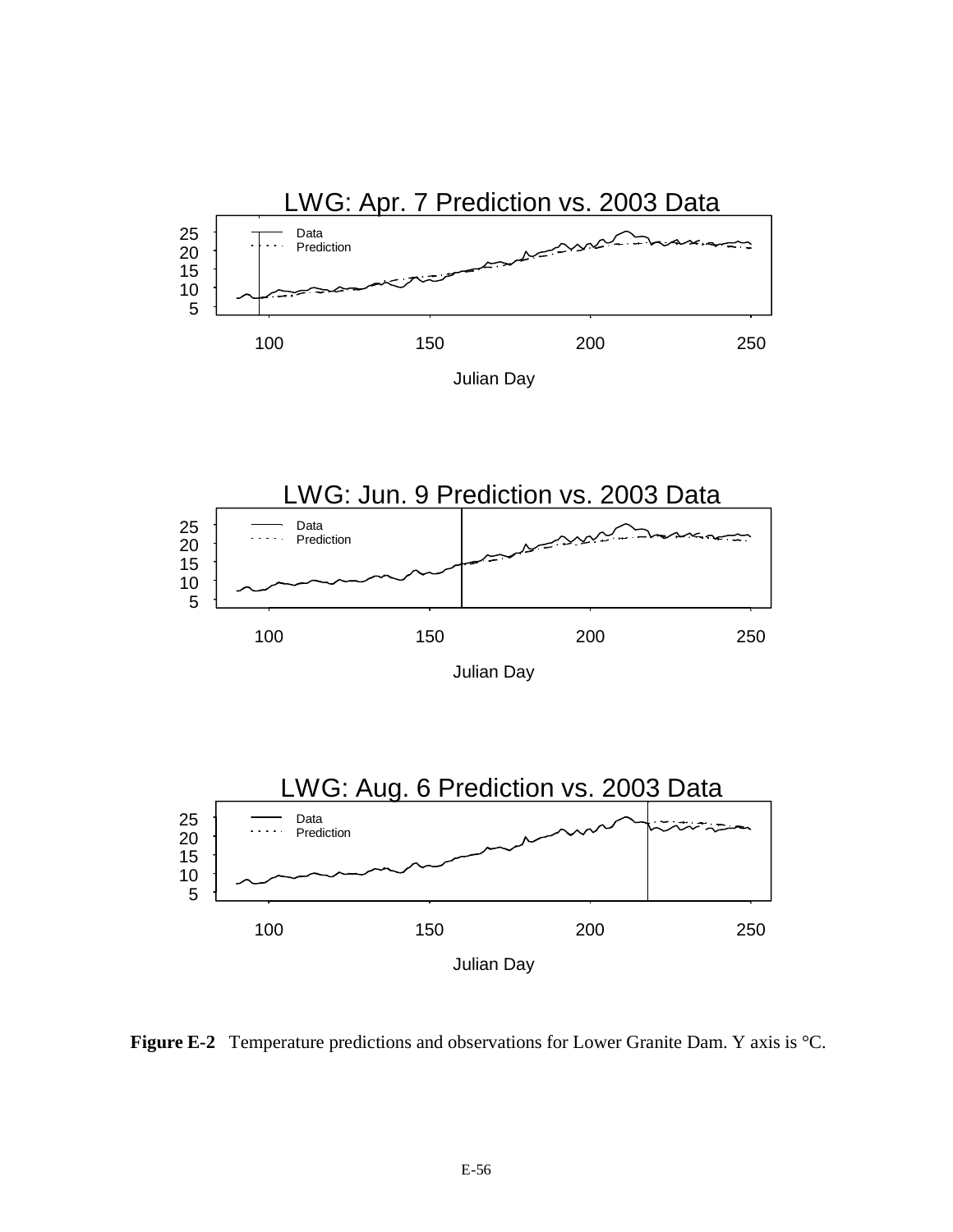LWG: Apr. 7 Prediction vs. 2003 Data

LWG: Jun. 9 Prediction vs. 2003 Data

LWG: Aug. 6 Prediction vs. 2003 Data

**Figure E-2** Temperature predictions and observations for Lower Granite Dam. Y axis is °C.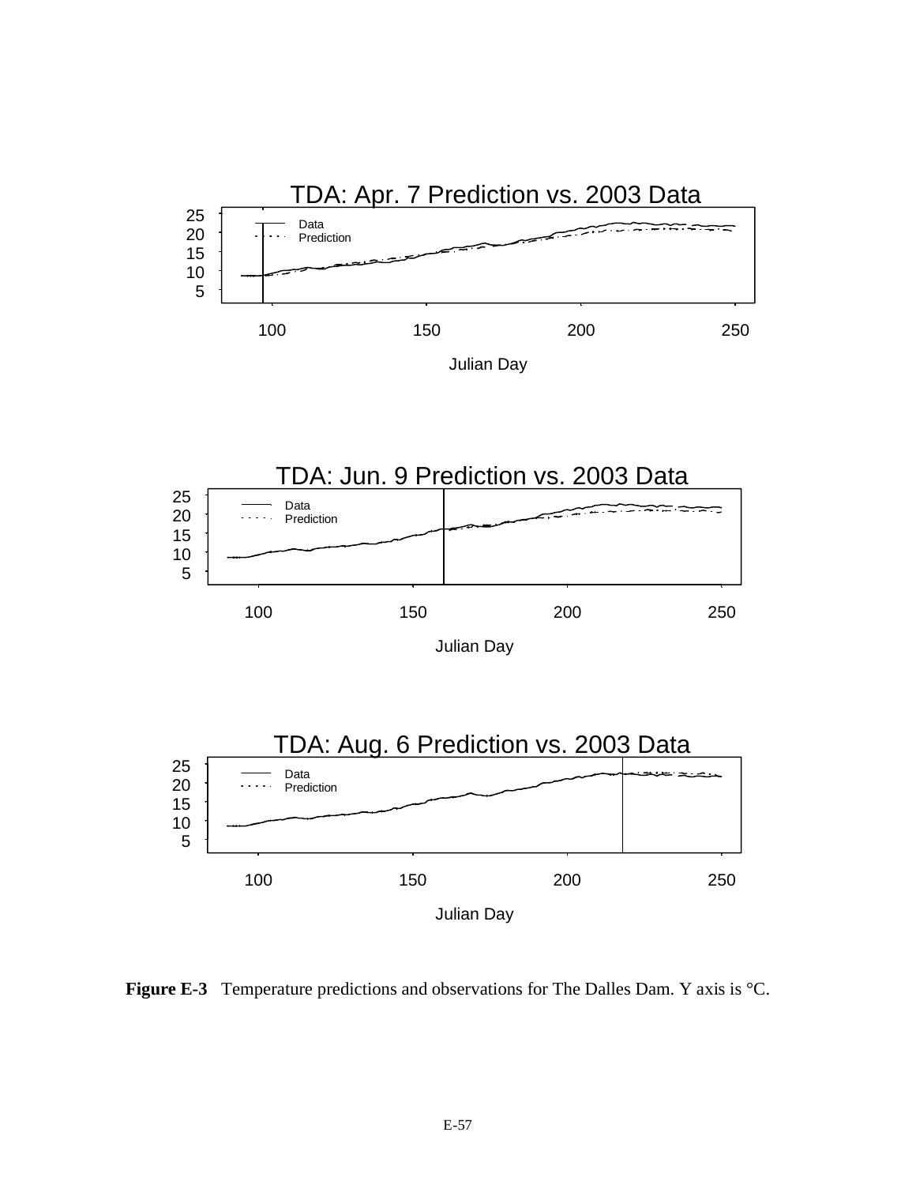TDA: Apr. 7 Prediction vs. 2003 Data

TDA: Jun. 9 Prediction vs. 2003 Data

TDA: Aug. 6 Prediction vs. 2003 Data

**Figure E-3** Temperature predictions and observations for The Dalles Dam. Y axis is °C.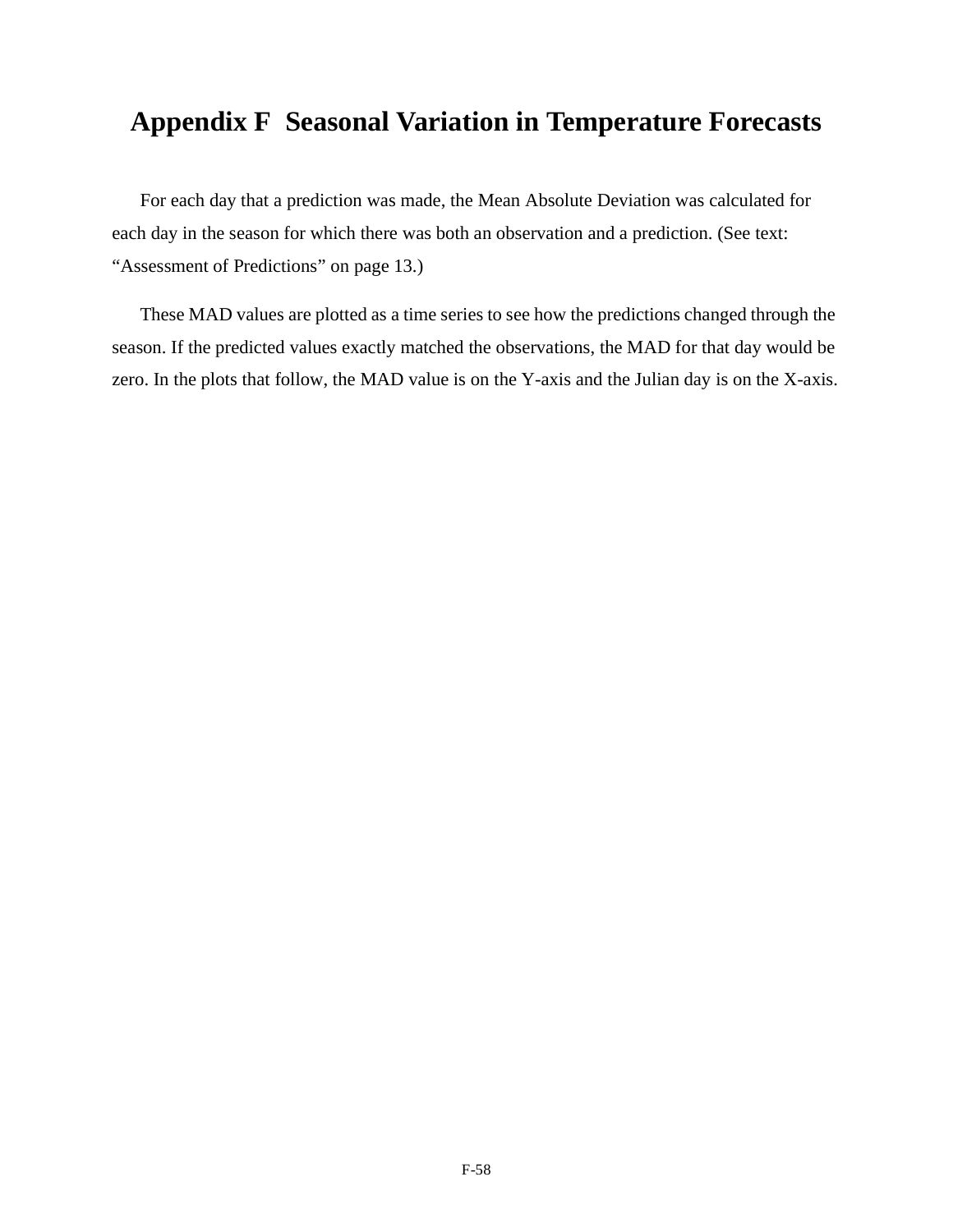# Appendix F Seasonal Variation in Temperature Forecasts

For each day that a prediction was made, the Mean Absolute Deviation was calculated for each day in the season for which there was both an observation and a prediction. (See text: "Assessment of Predictions" on page 13.)

These MAD values are plotted as a time series to see how the predictions changed through the season. If the predicted values exactly matched the observations, the MAD for that day would be zero. In the plots that follow, the MAD value is on the Y-axis and the Julian day is on the X-axis.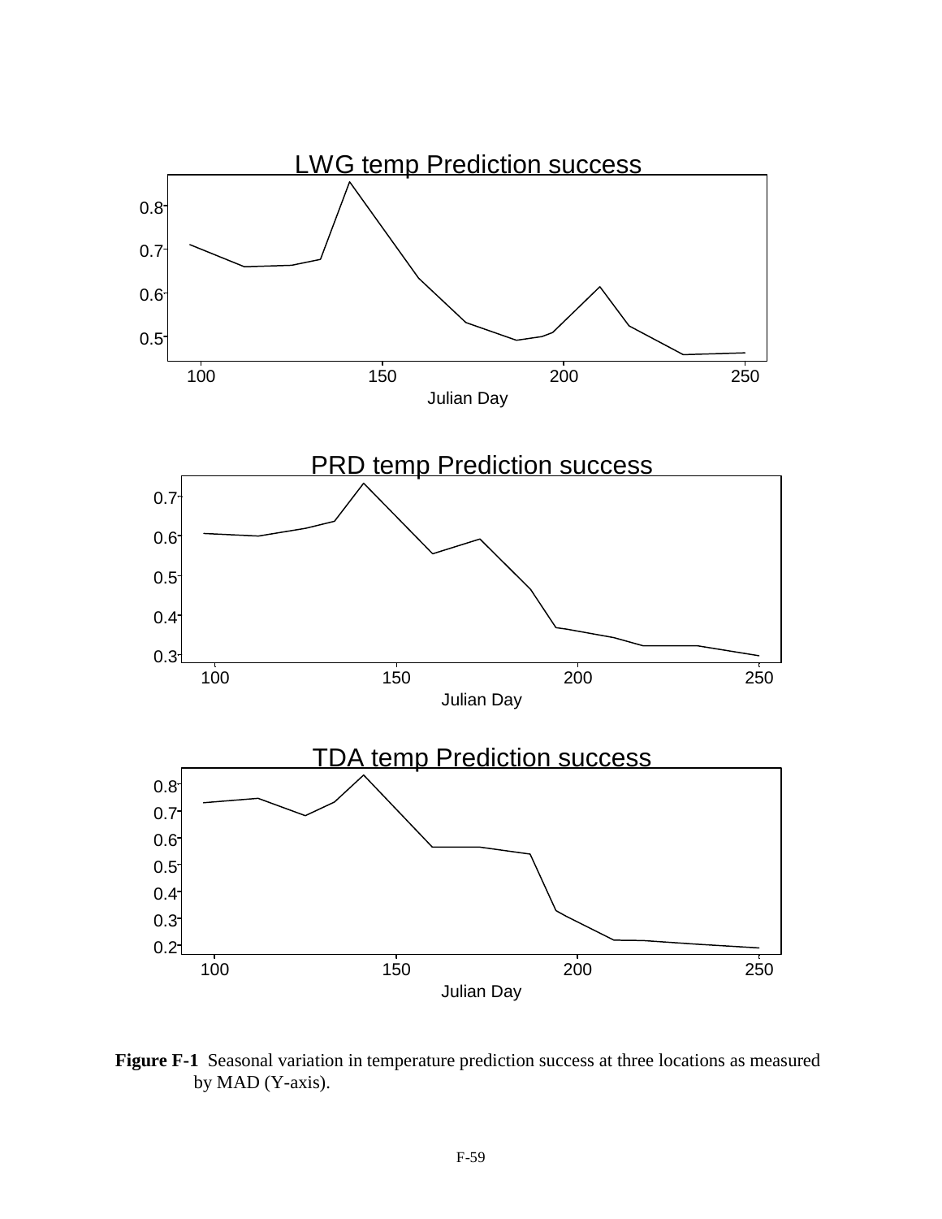LWG temp Prediction success

PRD temp Prediction success

TDA temp Prediction success

**Figure F-1** Seasonal variation in temperature prediction success at three locations as measured by MAD (Y-axis).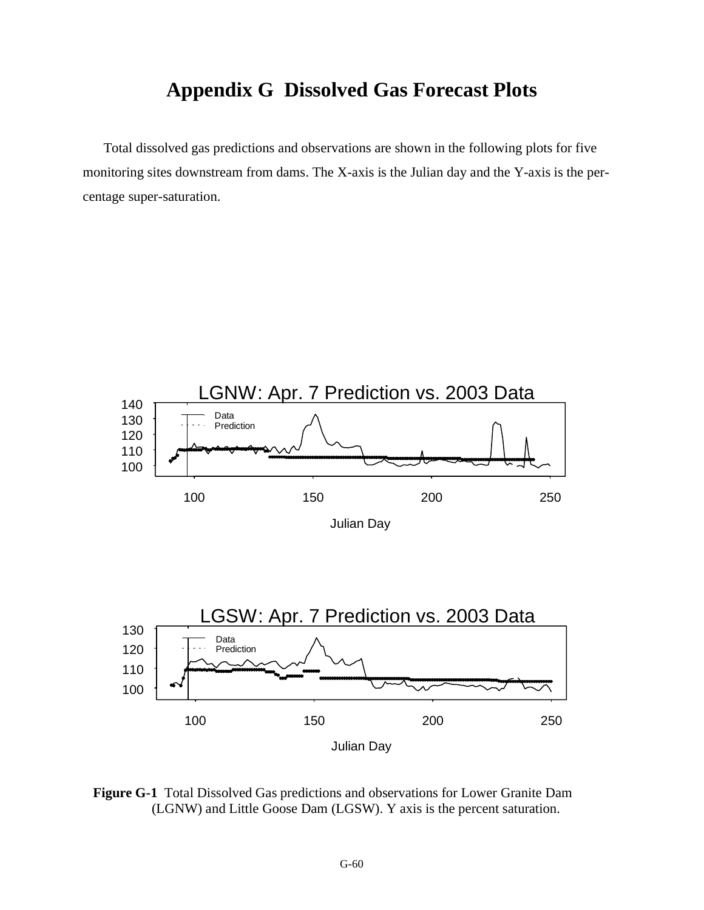# Appendix G Dissolved Gas Forecast Plots

Total dissolved gas predictions and observations are shown in the following plots for five monitoring sites downstream from dams. The X-axis is the Julian day and the Y-axis is the percentage super-saturation.

**Figure G-1** Total Dissolved Gas predictions and observations for Lower Granite Dam (LGNW) and Little Goose Dam (LGSW). Y axis is the percent saturation.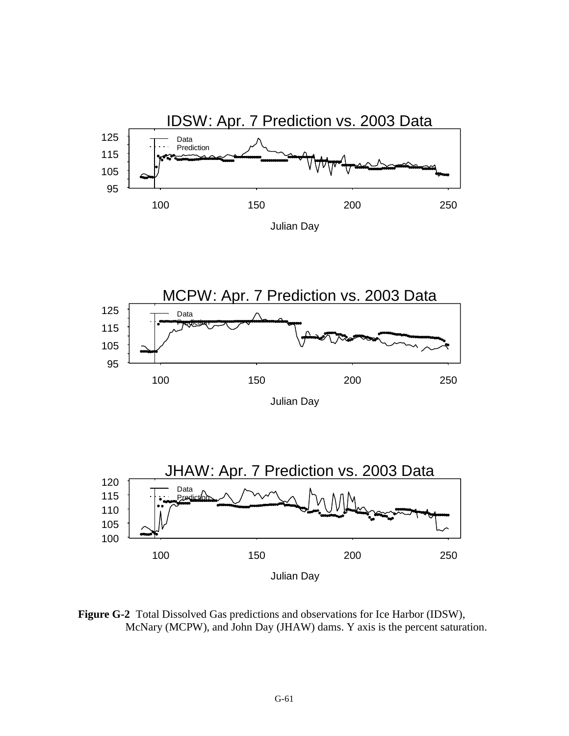**Figure G-2** Total Dissolved Gas predictions and observations for Ice Harbor (IDSW), McNary (MCPW), and John Day (JHAW) dams. Y axis is the percent saturation.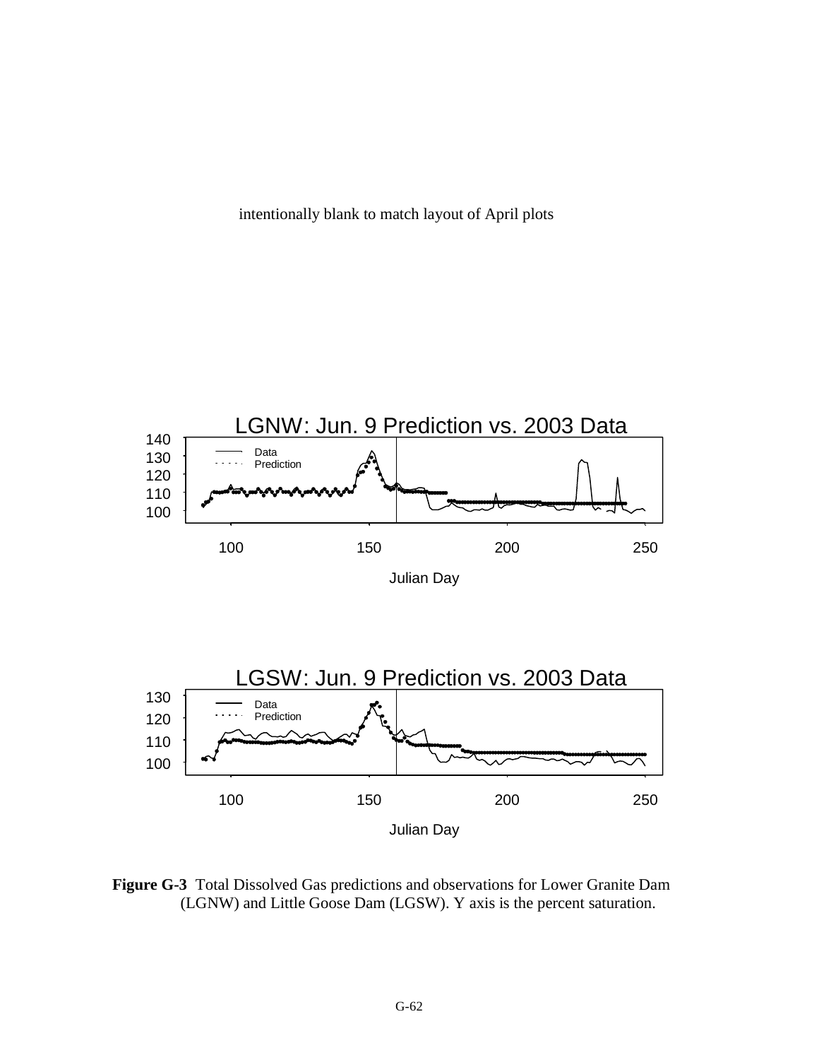intentionally blank to match layout of April plots

**Figure G-3** Total Dissolved Gas predictions and observations for Lower Granite Dam (LGNW) and Little Goose Dam (LGSW). Y axis is the percent saturation.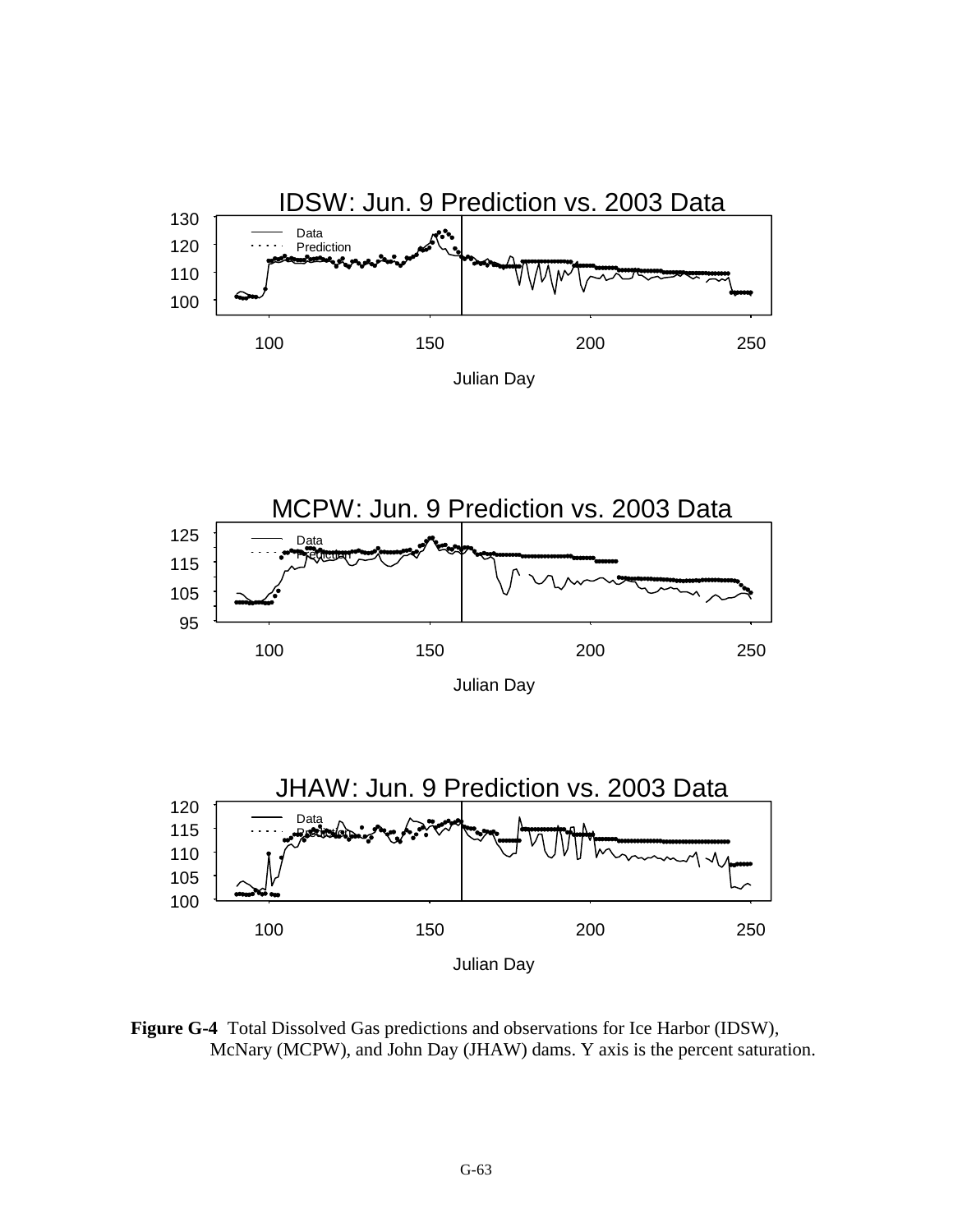IDSW: Jun. 9 Prediction vs. 2003 Data

MCPW: Jun. 9 Prediction vs. 2003 Data

JHAW: Jun. 9 Prediction vs. 2003 Data

**Figure G-4** Total Dissolved Gas predictions and observations for Ice Harbor (IDSW), McNary (MCPW), and John Day (JHAW) dams. Y axis is the percent saturation.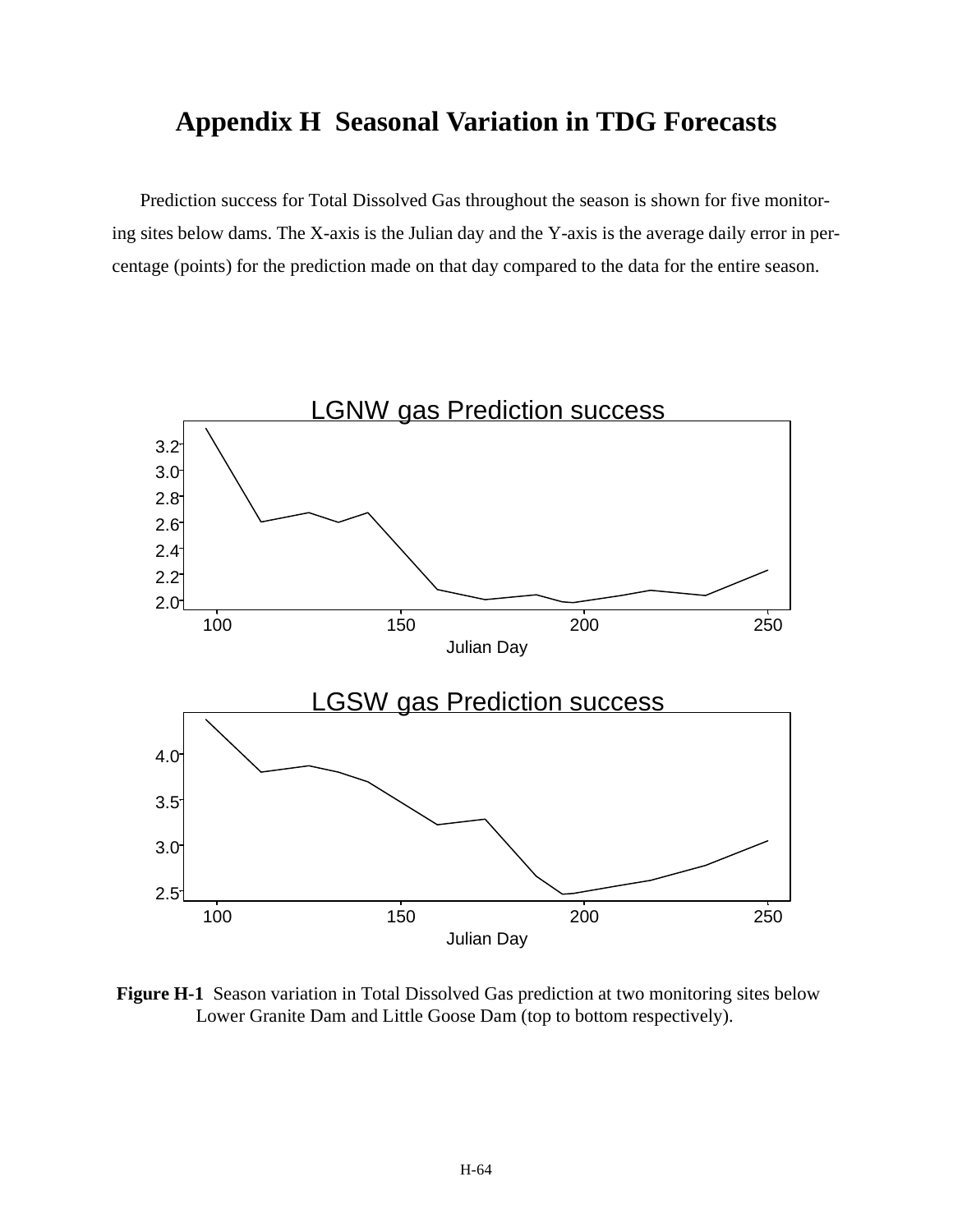# Appendix H  Seasonal Variation in TDG Forecasts

Prediction success for Total Dissolved Gas throughout the season is shown for five monitoring sites below dams. The X-axis is the Julian day and the Y-axis is the average daily error in percentage (points) for the prediction made on that day compared to the data for the entire season.

**Figure H-1**  Season variation in Total Dissolved Gas prediction at two monitoring sites below Lower Granite Dam and Little Goose Dam (top to bottom respectively).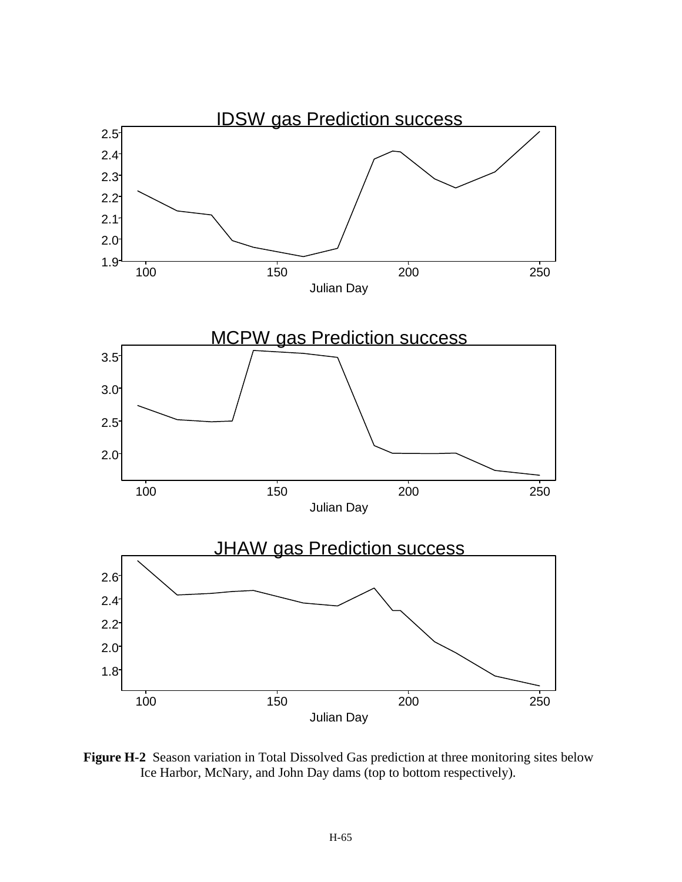IDSW gas Prediction success

MCPW gas Prediction success

JHAW gas Prediction success

**Figure H-2** Season variation in Total Dissolved Gas prediction at three monitoring sites below Ice Harbor, McNary, and John Day dams (top to bottom respectively).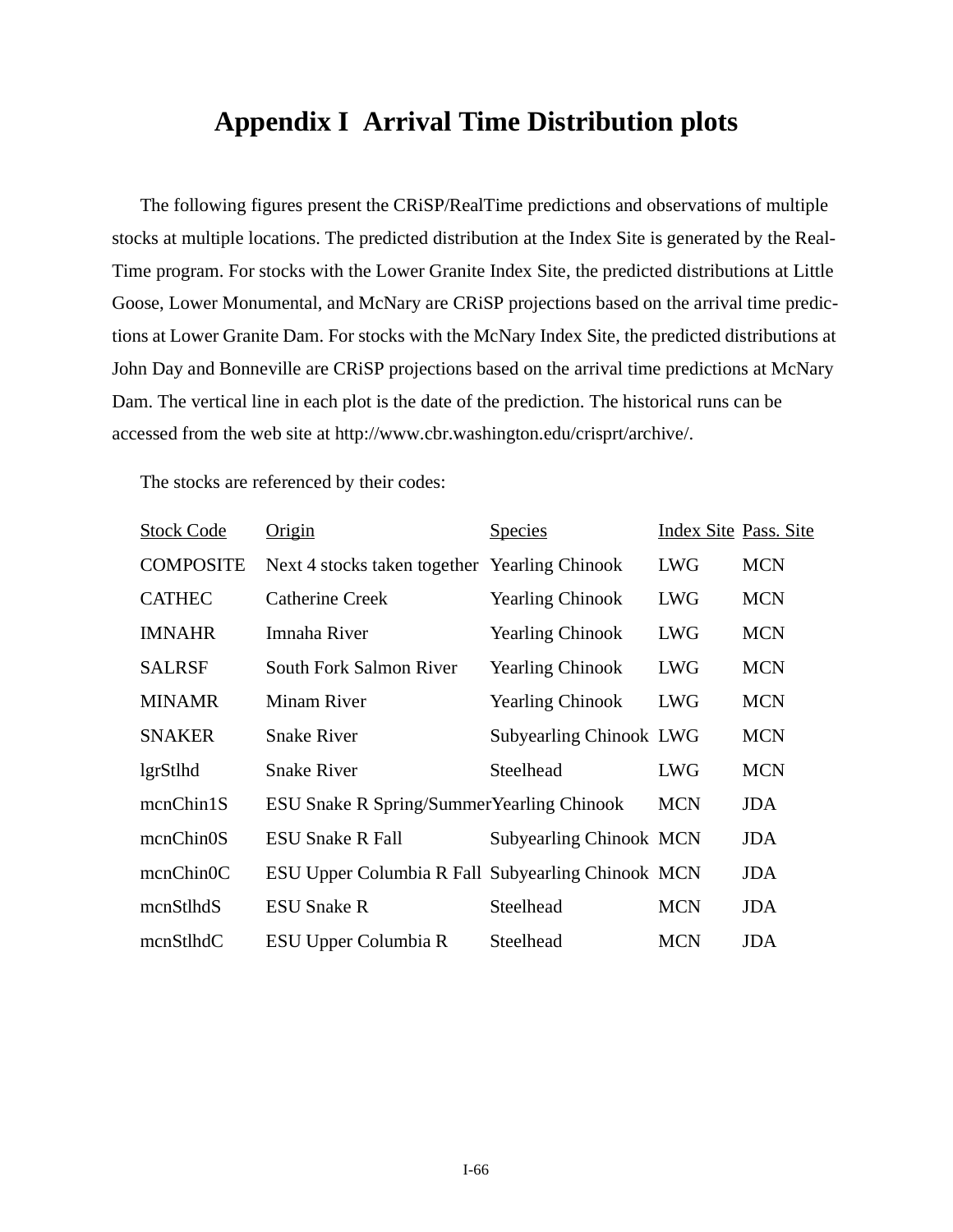# Appendix I Arrival Time Distribution plots

The following figures present the CRiSP/RealTime predictions and observations of multiple stocks at multiple locations. The predicted distribution at the Index Site is generated by the Real-Time program. For stocks with the Lower Granite Index Site, the predicted distributions at Little Goose, Lower Monumental, and McNary are CRiSP projections based on the arrival time predictions at Lower Granite Dam. For stocks with the McNary Index Site, the predicted distributions at John Day and Bonneville are CRiSP projections based on the arrival time predictions at McNary Dam. The vertical line in each plot is the date of the prediction. The historical runs can be accessed from the web site at http://www.cbr.washington.edu/crisprt/archive/.

The stocks are referenced by their codes:

| Stock Code | Origin | Species | Index Site | Pass. Site |
|---|---|---|---|---|
| COMPOSITE | Next 4 stocks taken together | Yearling Chinook | LWG | MCN |
| CATHEC | Catherine Creek | Yearling Chinook | LWG | MCN |
| IMNAHR | Imnaha River | Yearling Chinook | LWG | MCN |
| SALRSF | South Fork Salmon River | Yearling Chinook | LWG | MCN |
| MINAMR | Minam River | Yearling Chinook | LWG | MCN |
| SNAKER | Snake River | Subyearling Chinook | LWG | MCN |
| lgrStlhd | Snake River | Steelhead | LWG | MCN |
| mcnChin1S | ESU Snake R Spring/Summer | Yearling Chinook | MCN | JDA |
| mcnChin0S | ESU Snake R Fall | Subyearling Chinook | MCN | JDA |
| mcnChin0C | ESU Upper Columbia R Fall | Subyearling Chinook | MCN | JDA |
| mcnStlhdS | ESU Snake R | Steelhead | MCN | JDA |
| mcnStlhdC | ESU Upper Columbia R | Steelhead | MCN | JDA |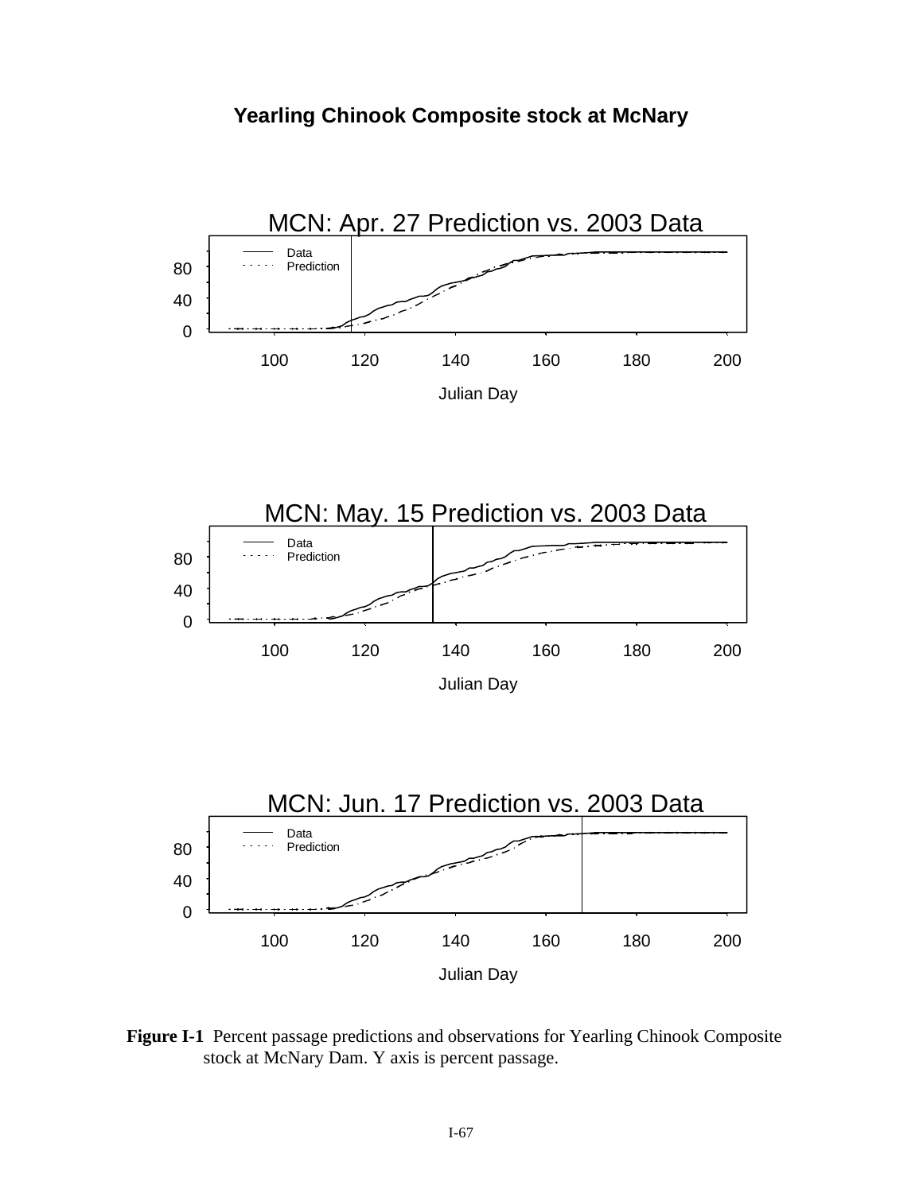**Yearling Chinook Composite stock at McNary**

MCN: Apr. 27 Prediction vs. 2003 Data

MCN: May. 15 Prediction vs. 2003 Data

MCN: Jun. 17 Prediction vs. 2003 Data

**Figure I-1** Percent passage predictions and observations for Yearling Chinook Composite stock at McNary Dam. Y axis is percent passage.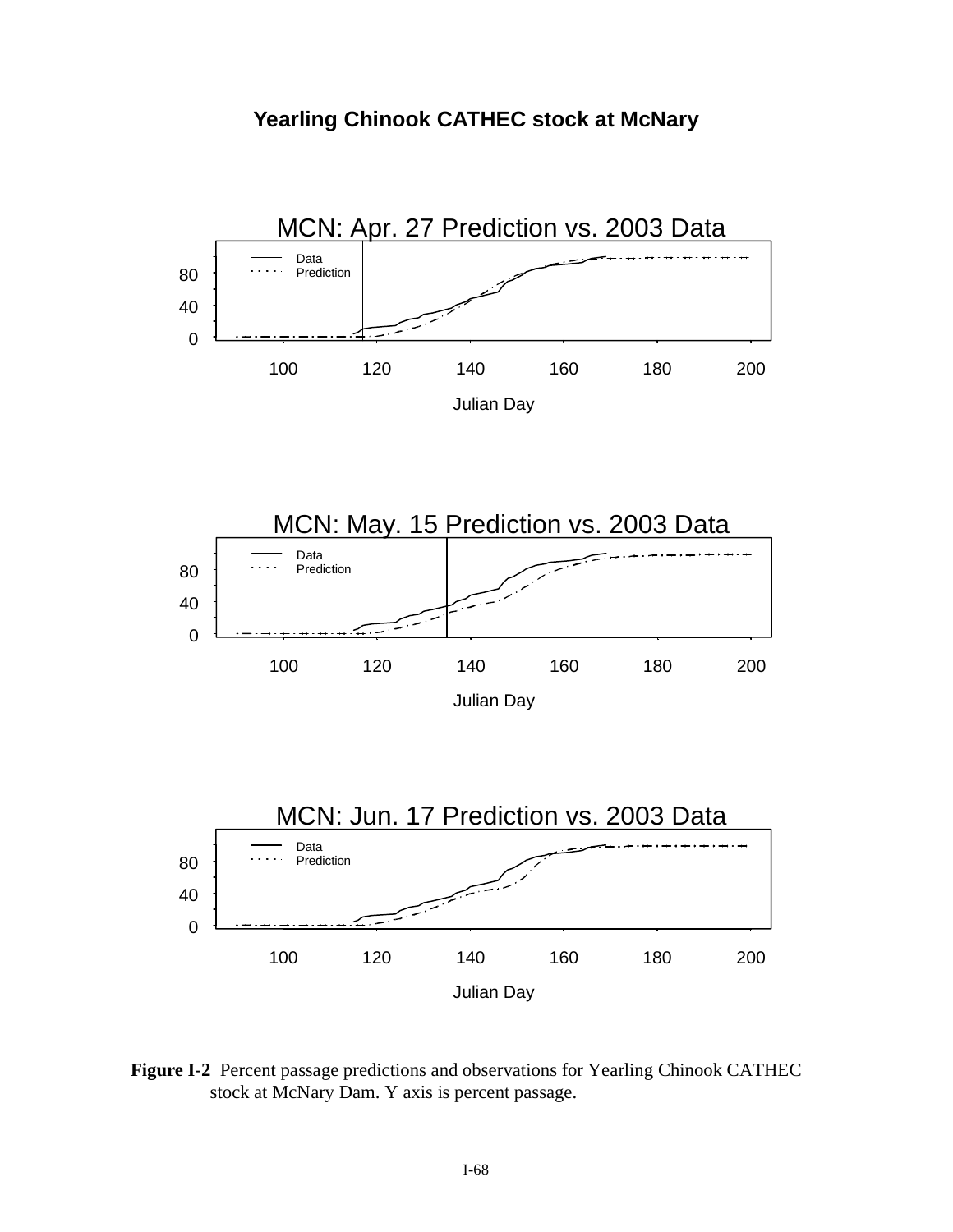**Yearling Chinook CATHEC stock at McNary**

**Figure I-2** Percent passage predictions and observations for Yearling Chinook CATHEC stock at McNary Dam. Y axis is percent passage.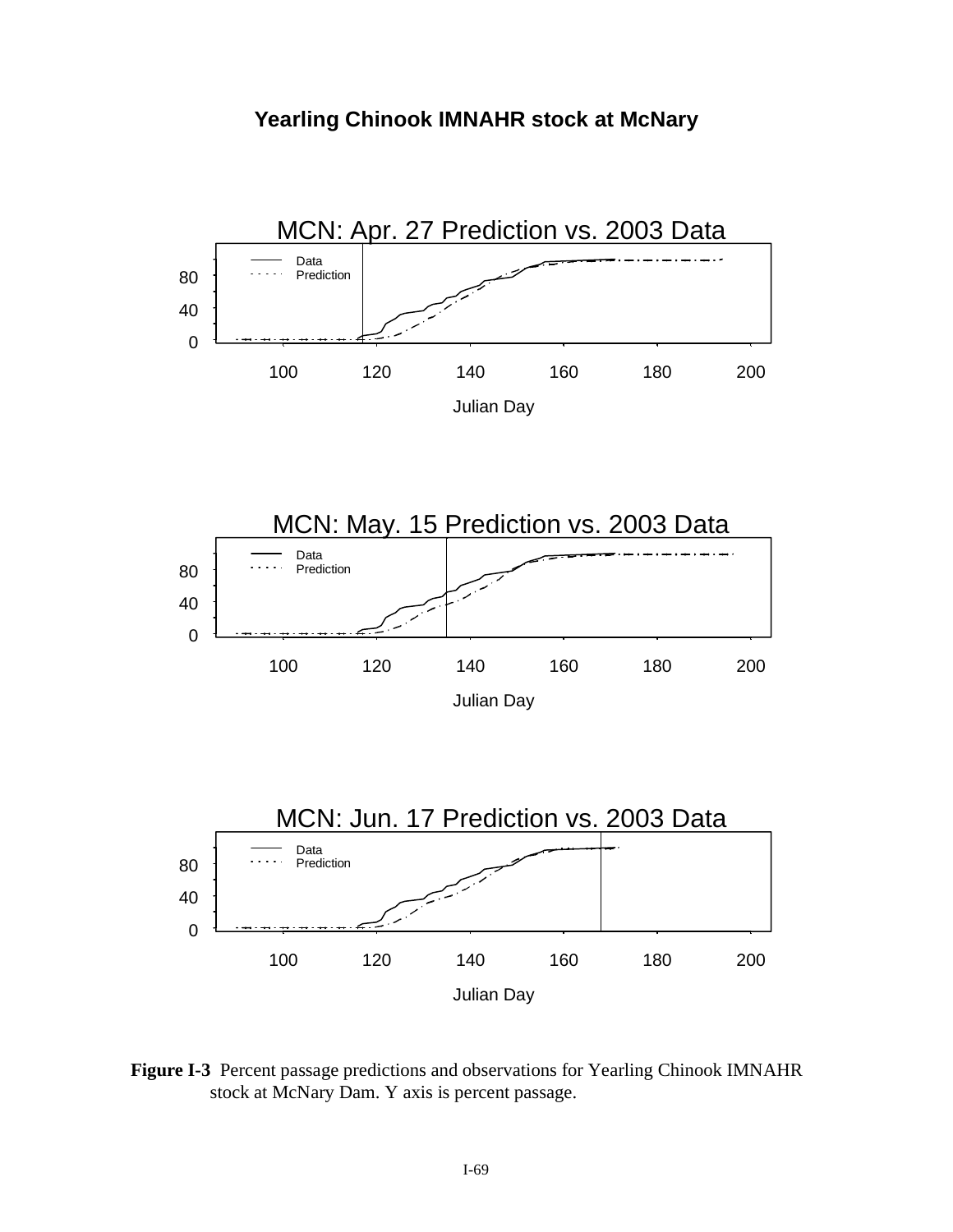**Yearling Chinook IMNAHR stock at McNary**

**Figure I-3** Percent passage predictions and observations for Yearling Chinook IMNAHR stock at McNary Dam. Y axis is percent passage.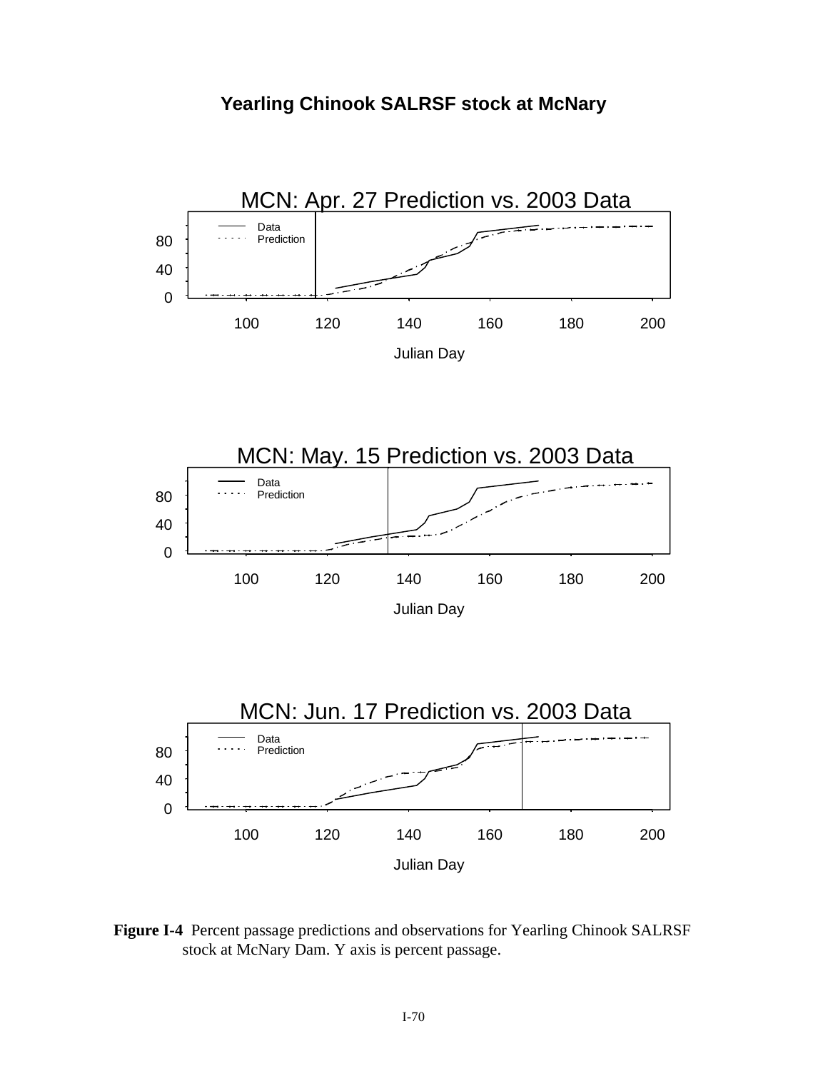**Yearling Chinook SALRSF stock at McNary**

**Figure I-4** Percent passage predictions and observations for Yearling Chinook SALRSF stock at McNary Dam. Y axis is percent passage.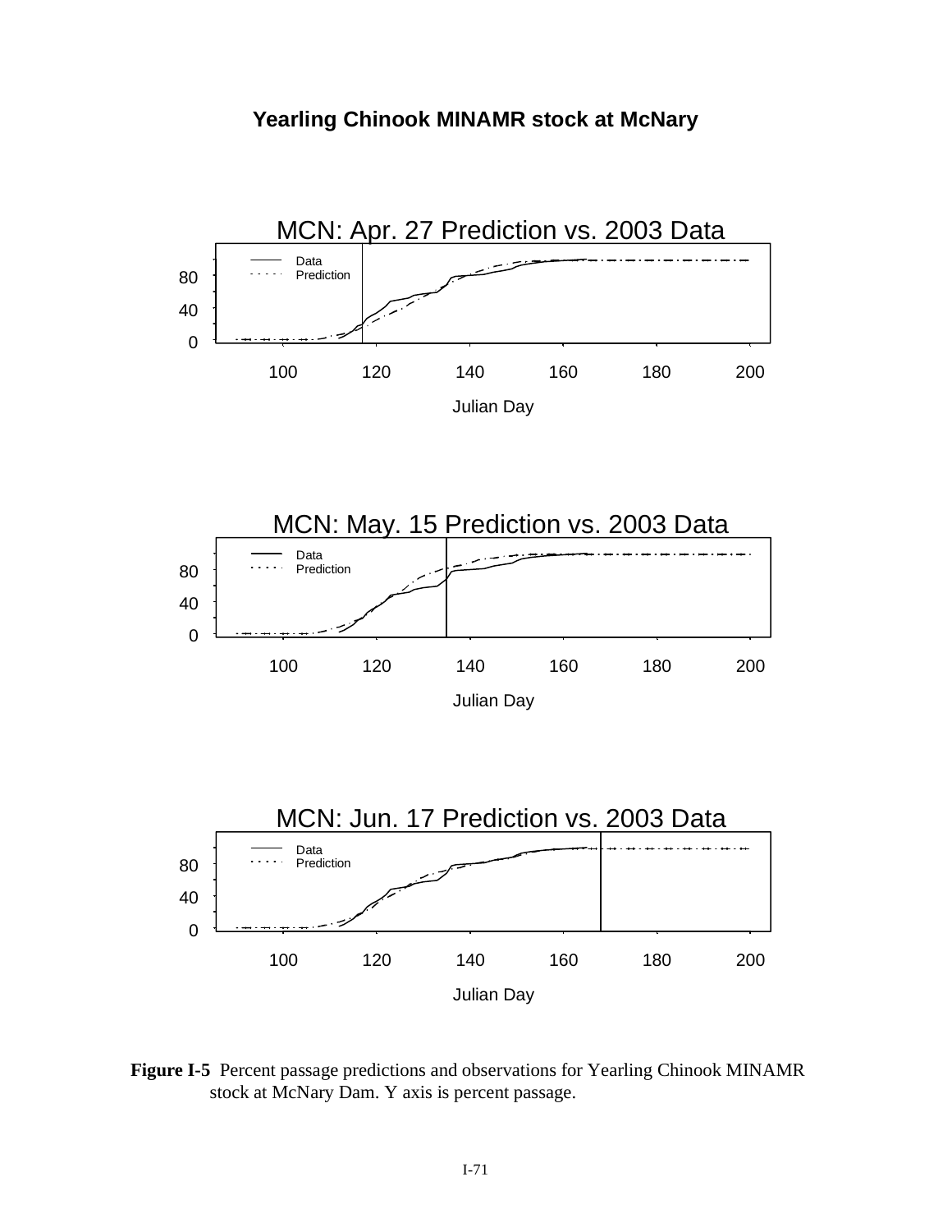**Yearling Chinook MINAMR stock at McNary**

MCN: Apr. 27 Prediction vs. 2003 Data

MCN: May. 15 Prediction vs. 2003 Data

MCN: Jun. 17 Prediction vs. 2003 Data

**Figure I-5** Percent passage predictions and observations for Yearling Chinook MINAMR stock at McNary Dam. Y axis is percent passage.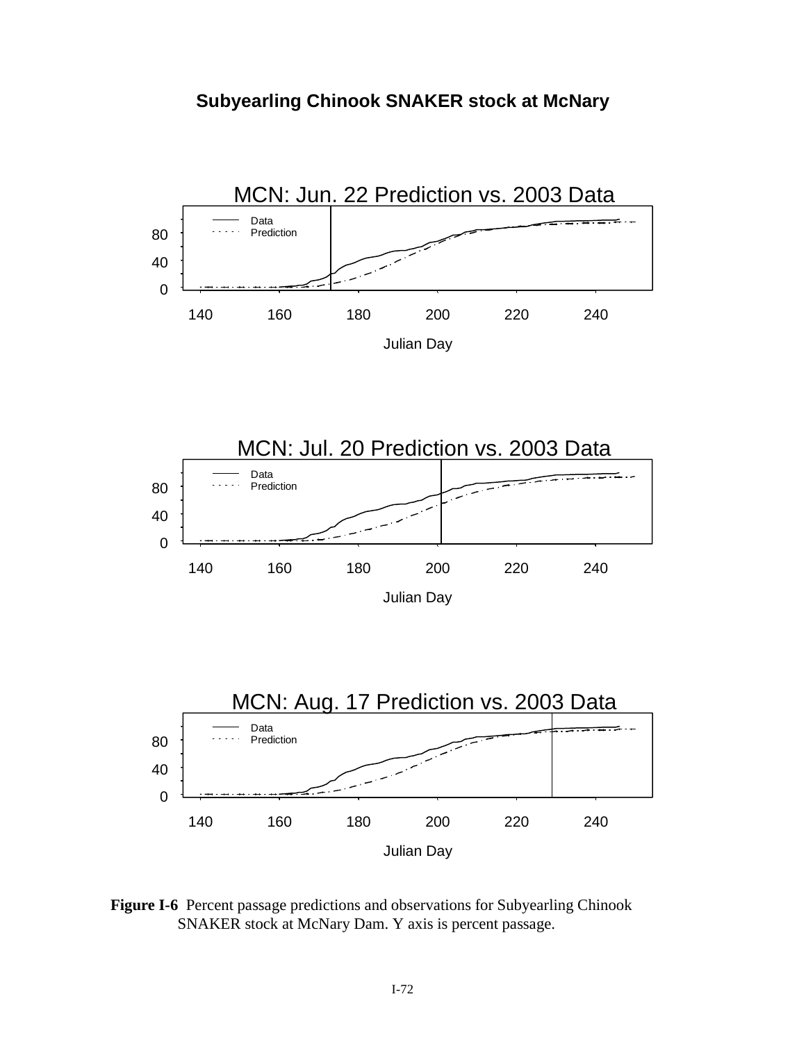**Subyearling Chinook SNAKER stock at McNary**

MCN: Jun. 22 Prediction vs. 2003 Data

MCN: Jul. 20 Prediction vs. 2003 Data

MCN: Aug. 17 Prediction vs. 2003 Data

**Figure I-6** Percent passage predictions and observations for Subyearling Chinook SNAKER stock at McNary Dam. Y axis is percent passage.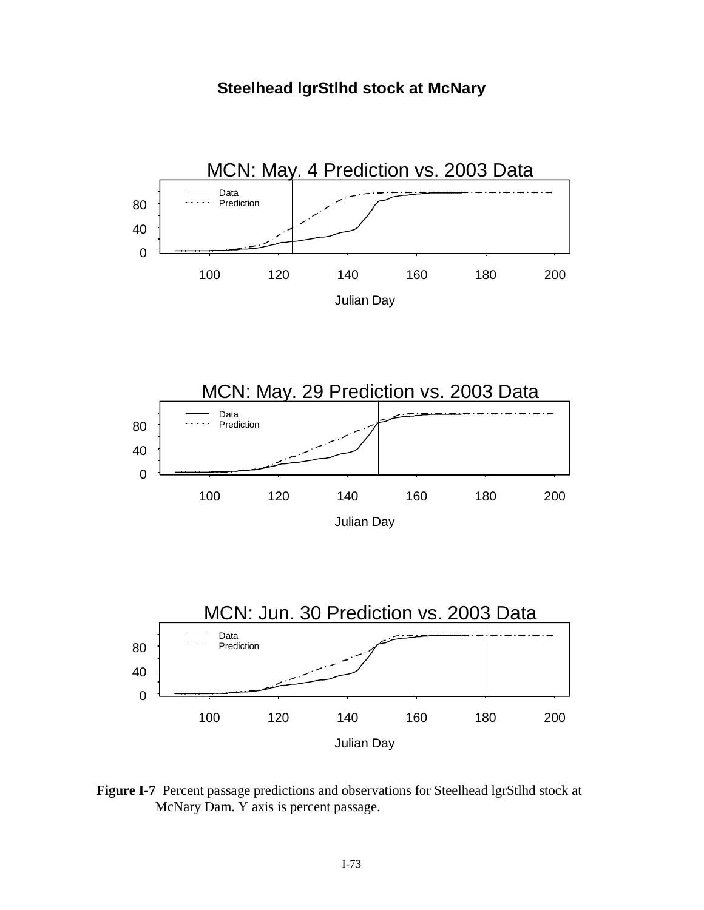**Steelhead lgrStlhd stock at McNary**

MCN: May. 4 Prediction vs. 2003 Data

MCN: May. 29 Prediction vs. 2003 Data

MCN: Jun. 30 Prediction vs. 2003 Data

**Figure I-7** Percent passage predictions and observations for Steelhead lgrStlhd stock at McNary Dam. Y axis is percent passage.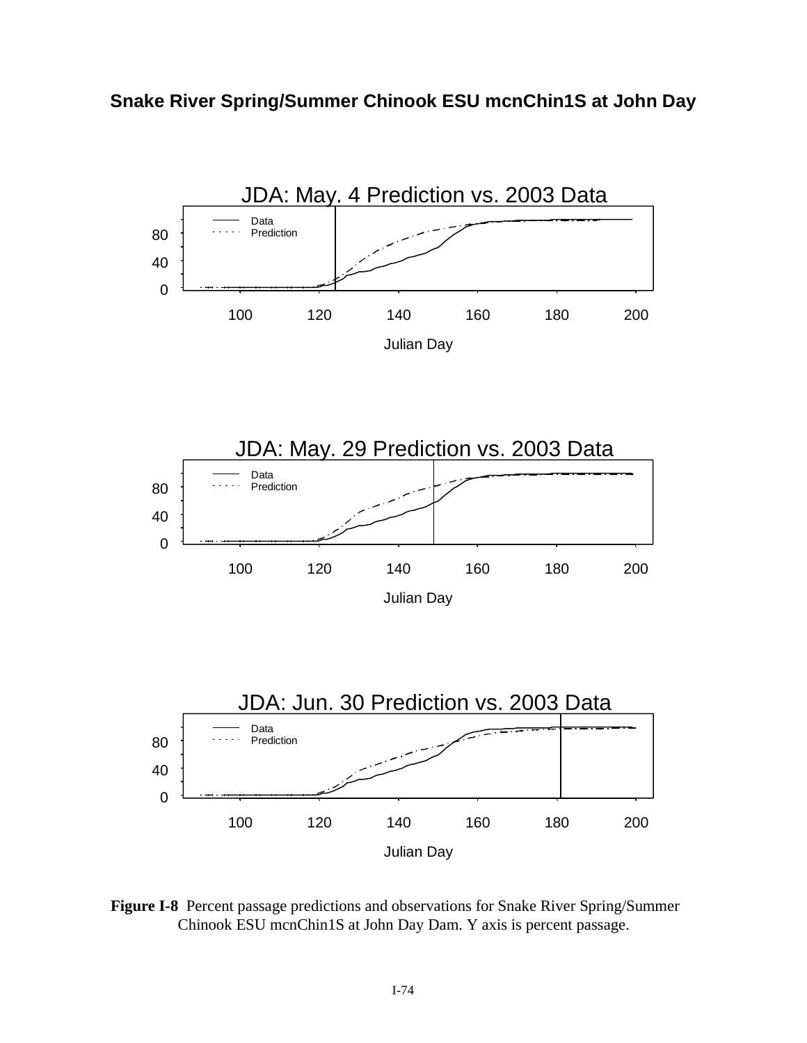**Snake River Spring/Summer Chinook ESU mcnChin1S at John Day**

JDA: May. 4 Prediction vs. 2003 Data

JDA: May. 29 Prediction vs. 2003 Data

JDA: Jun. 30 Prediction vs. 2003 Data

**Figure I-8** Percent passage predictions and observations for Snake River Spring/Summer Chinook ESU mcnChin1S at John Day Dam. Y axis is percent passage.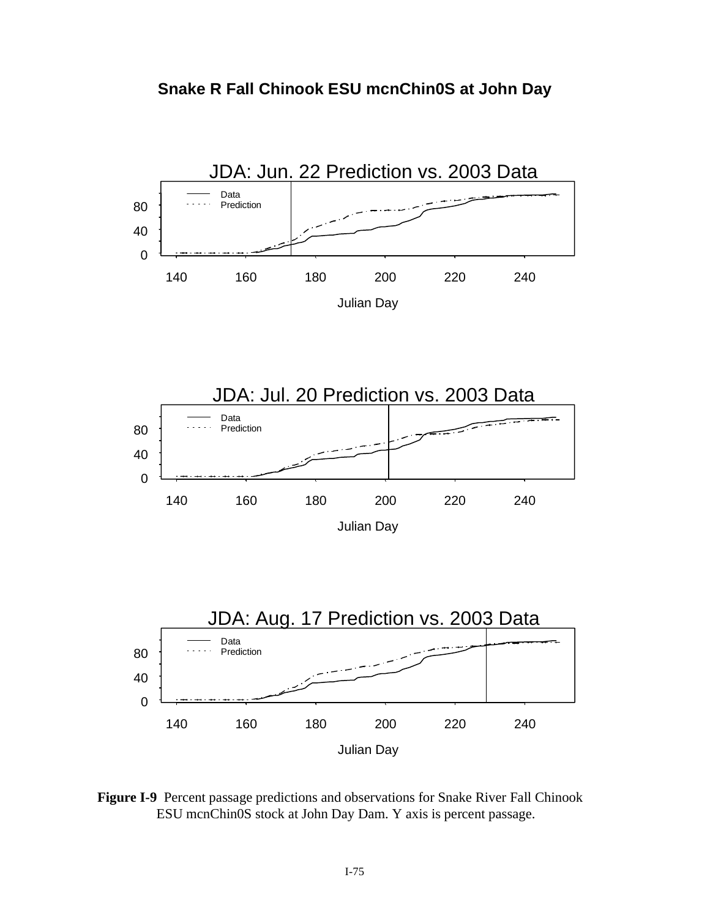**Snake R Fall Chinook ESU mcnChin0S at John Day**

JDA: Jun. 22 Prediction vs. 2003 Data

JDA: Jul. 20 Prediction vs. 2003 Data

JDA: Aug. 17 Prediction vs. 2003 Data

**Figure I-9** Percent passage predictions and observations for Snake River Fall Chinook ESU mcnChin0S stock at John Day Dam. Y axis is percent passage.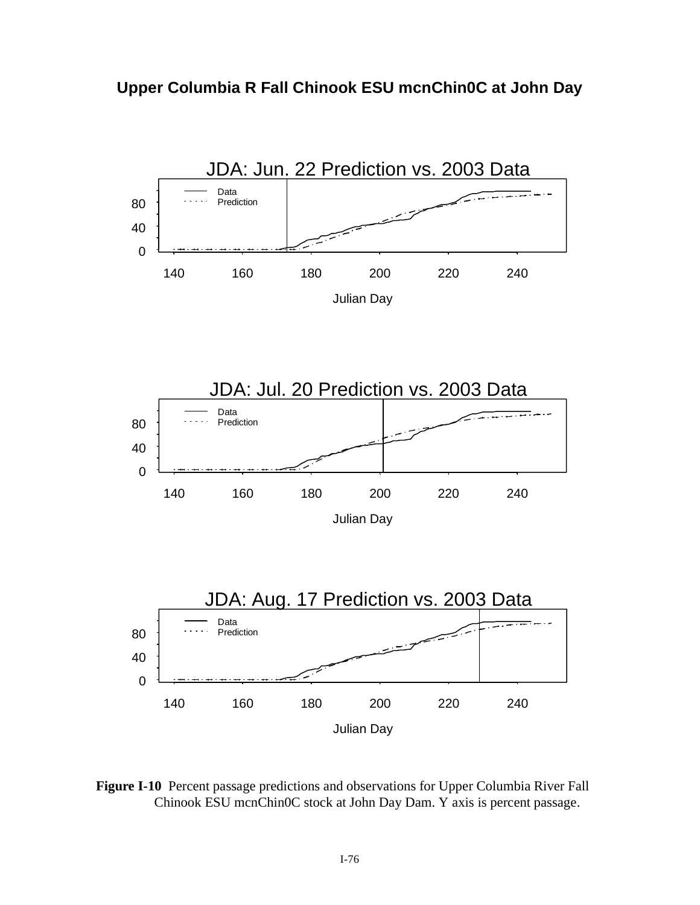**Upper Columbia R Fall Chinook ESU mcnChin0C at John Day**

JDA: Jun. 22 Prediction vs. 2003 Data

JDA: Jul. 20 Prediction vs. 2003 Data

JDA: Aug. 17 Prediction vs. 2003 Data

**Figure I-10** Percent passage predictions and observations for Upper Columbia River Fall Chinook ESU mcnChin0C stock at John Day Dam. Y axis is percent passage.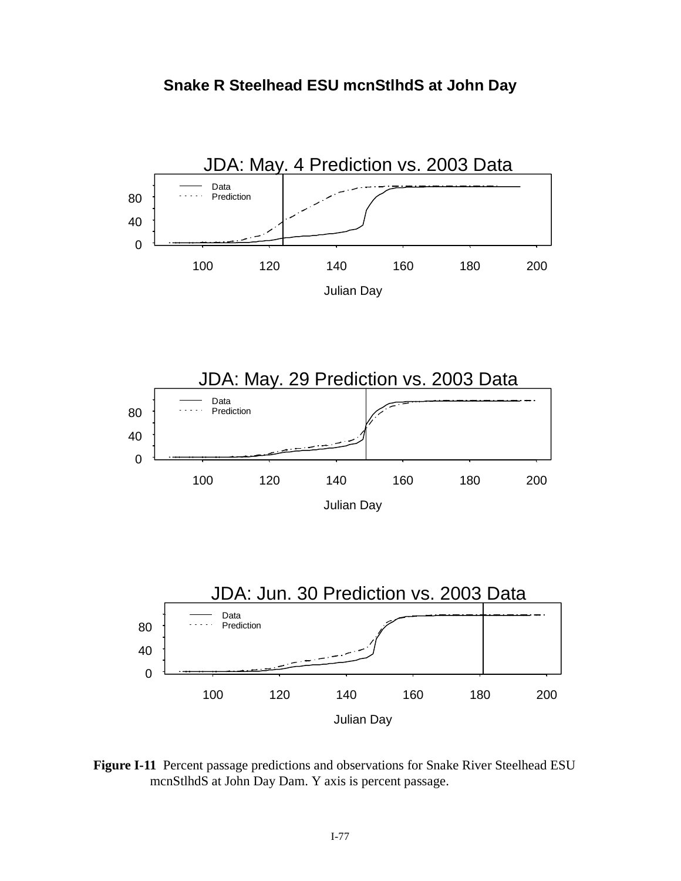**Snake R Steelhead ESU mcnStlhdS at John Day**

JDA: May. 4 Prediction vs. 2003 Data

JDA: May. 29 Prediction vs. 2003 Data

JDA: Jun. 30 Prediction vs. 2003 Data

**Figure I-11** Percent passage predictions and observations for Snake River Steelhead ESU mcnStlhdS at John Day Dam. Y axis is percent passage.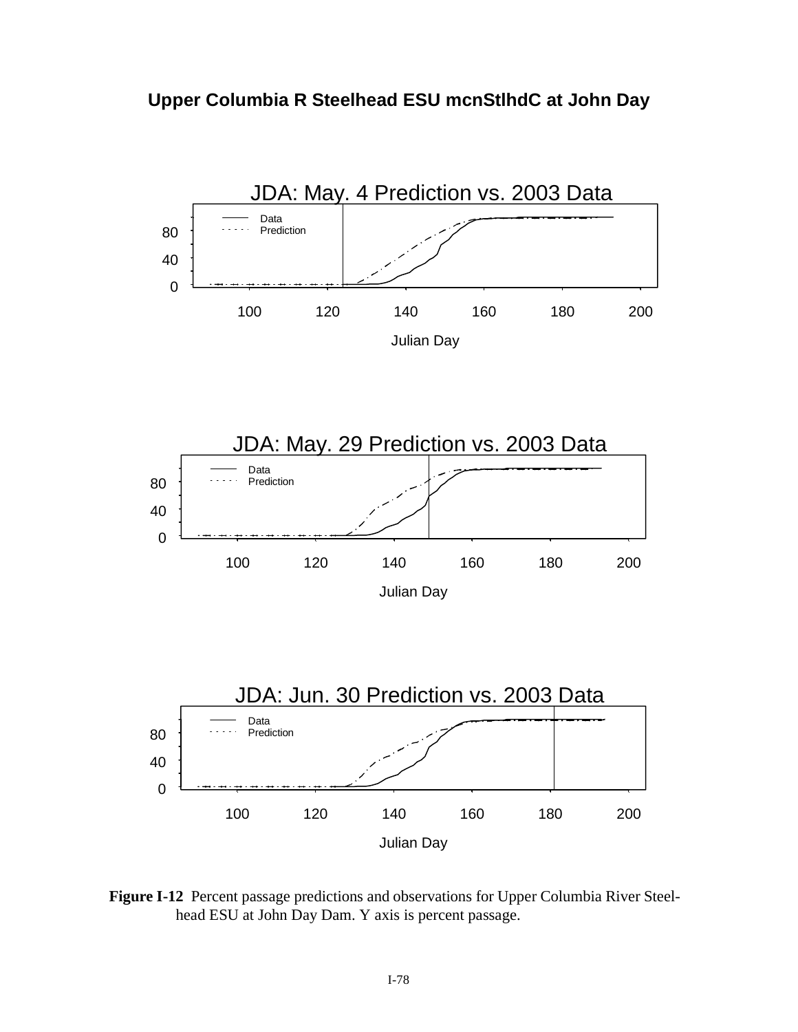**Upper Columbia R Steelhead ESU mcnStlhdC at John Day**

JDA: May. 4 Prediction vs. 2003 Data

JDA: May. 29 Prediction vs. 2003 Data

JDA: Jun. 30 Prediction vs. 2003 Data

**Figure I-12** Percent passage predictions and observations for Upper Columbia River Steelhead ESU at John Day Dam. Y axis is percent passage.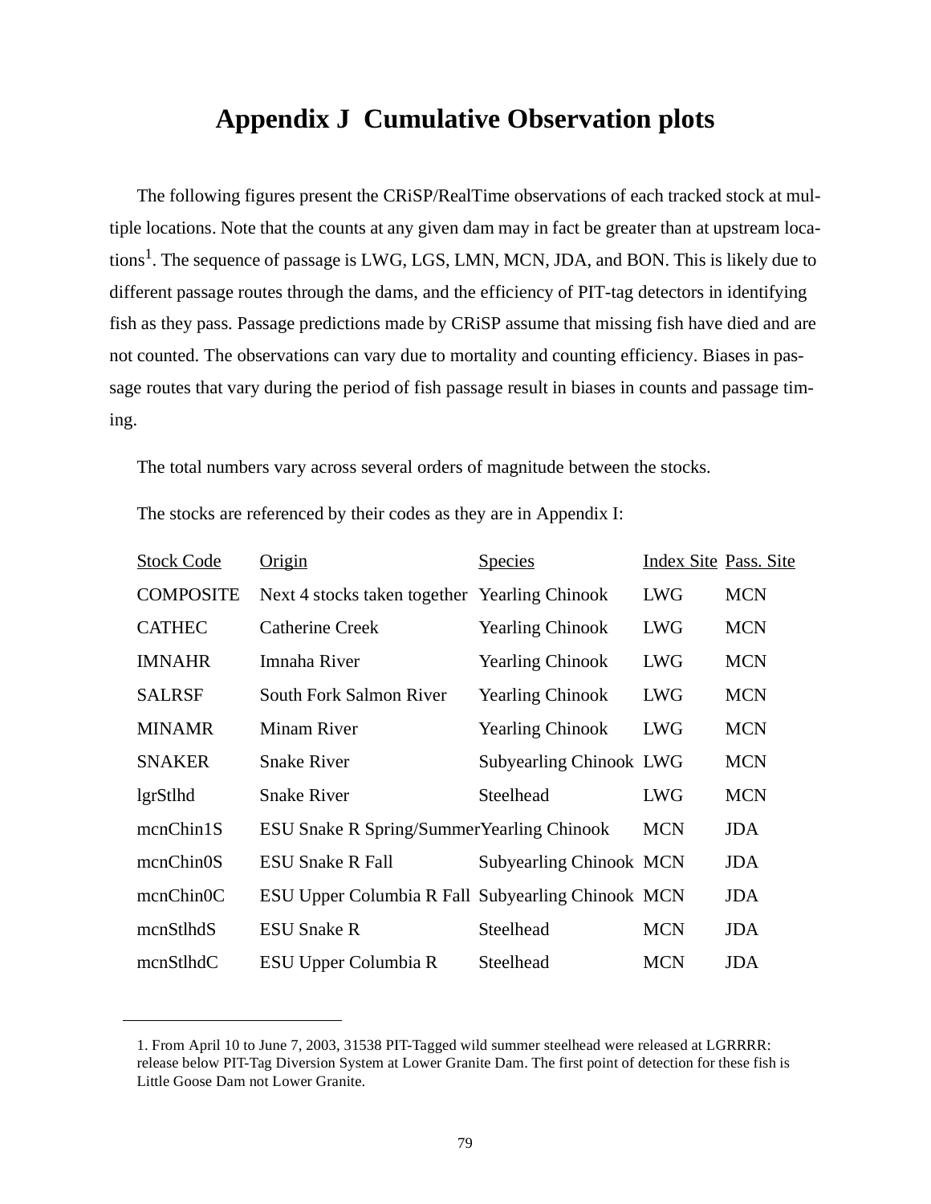# Appendix J Cumulative Observation plots

The following figures present the CRiSP/RealTime observations of each tracked stock at multiple locations. Note that the counts at any given dam may in fact be greater than at upstream locations[1]. The sequence of passage is LWG, LGS, LMN, MCN, JDA, and BON. This is likely due to different passage routes through the dams, and the efficiency of PIT-tag detectors in identifying fish as they pass. Passage predictions made by CRiSP assume that missing fish have died and are not counted. The observations can vary due to mortality and counting efficiency. Biases in passage routes that vary during the period of fish passage result in biases in counts and passage timing.

The total numbers vary across several orders of magnitude between the stocks.

The stocks are referenced by their codes as they are in Appendix I:

| Stock Code | Origin | Species | Index Site | Pass. Site |
|---|---|---|---|---|
| COMPOSITE | Next 4 stocks taken together | Yearling Chinook | LWG | MCN |
| CATHEC | Catherine Creek | Yearling Chinook | LWG | MCN |
| IMNAHR | Imnaha River | Yearling Chinook | LWG | MCN |
| SALRSF | South Fork Salmon River | Yearling Chinook | LWG | MCN |
| MINAMR | Minam River | Yearling Chinook | LWG | MCN |
| SNAKER | Snake River | Subyearling Chinook | LWG | MCN |
| lgrStlhd | Snake River | Steelhead | LWG | MCN |
| mcnChin1S | ESU Snake R Spring/Summer | Yearling Chinook | MCN | JDA |
| mcnChin0S | ESU Snake R Fall | Subyearling Chinook | MCN | JDA |
| mcnChin0C | ESU Upper Columbia R Fall | Subyearling Chinook | MCN | JDA |
| mcnStlhdS | ESU Snake R | Steelhead | MCN | JDA |
| mcnStlhdC | ESU Upper Columbia R | Steelhead | MCN | JDA |

1. From April 10 to June 7, 2003, 31538 PIT-Tagged wild summer steelhead were released at LGRRRR: release below PIT-Tag Diversion System at Lower Granite Dam. The first point of detection for these fish is Little Goose Dam not Lower Granite.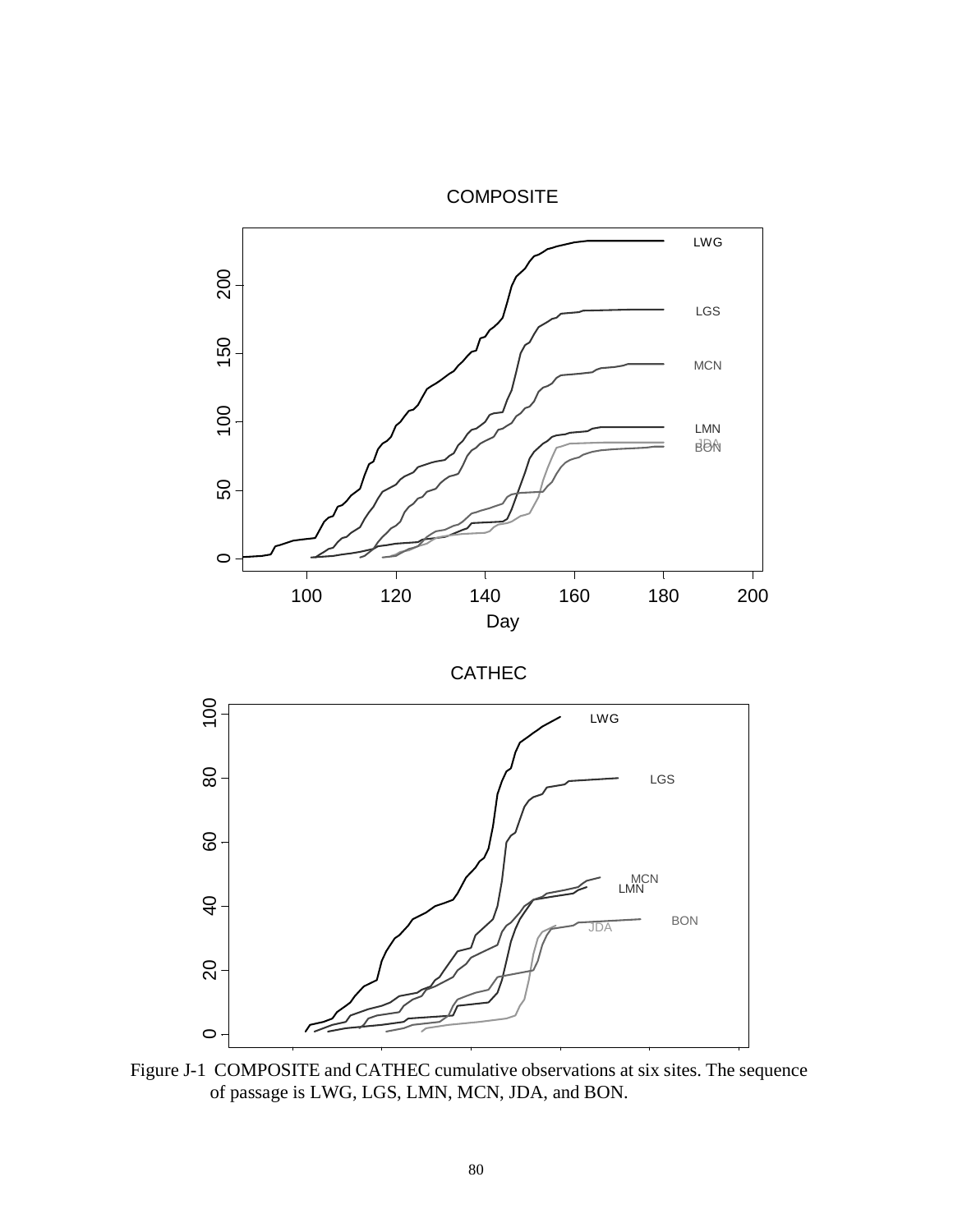Figure J-1 COMPOSITE and CATHEC cumulative observations at six sites. The sequence of passage is LWG, LGS, LMN, MCN, JDA, and BON.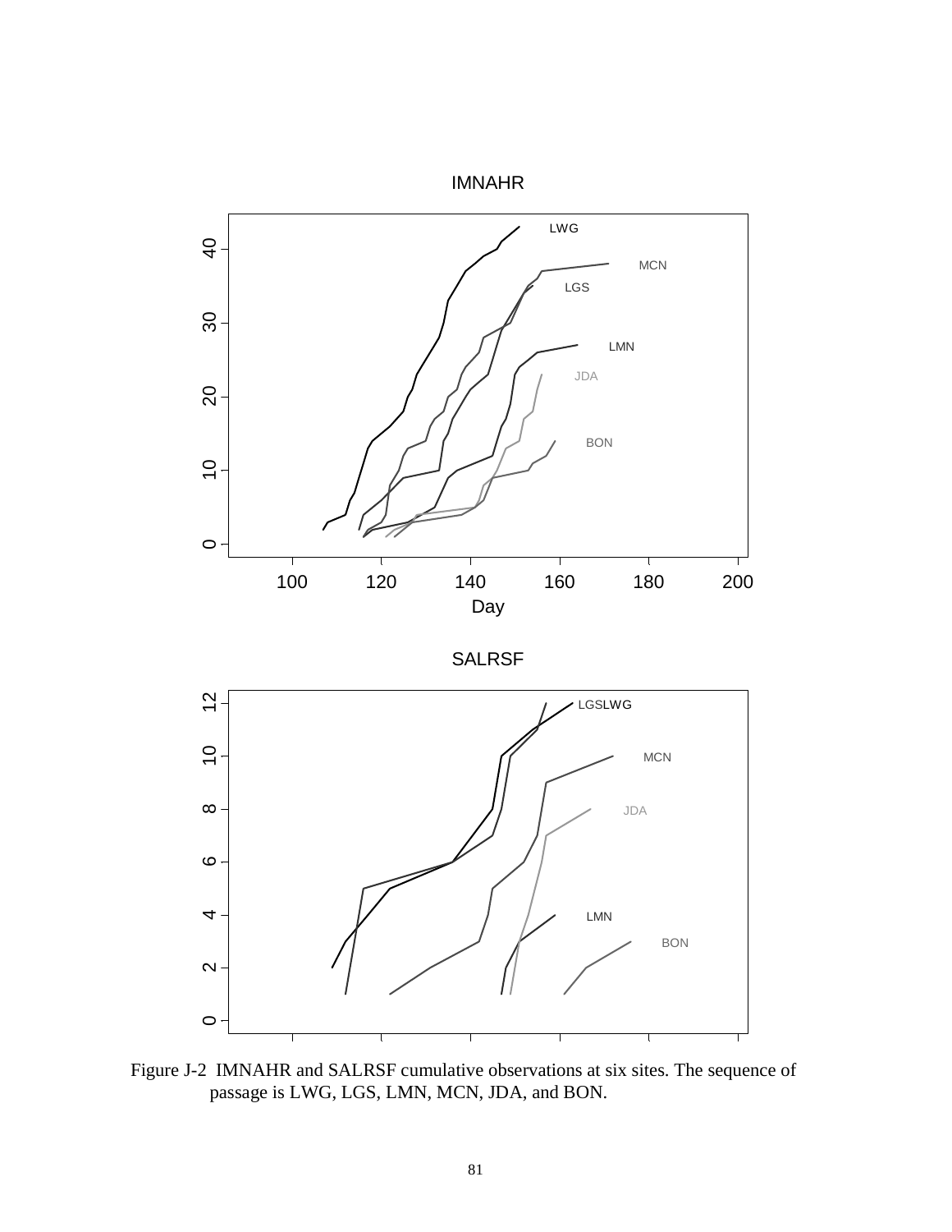Figure J-2 IMNAHR and SALRSF cumulative observations at six sites. The sequence of passage is LWG, LGS, LMN, MCN, JDA, and BON.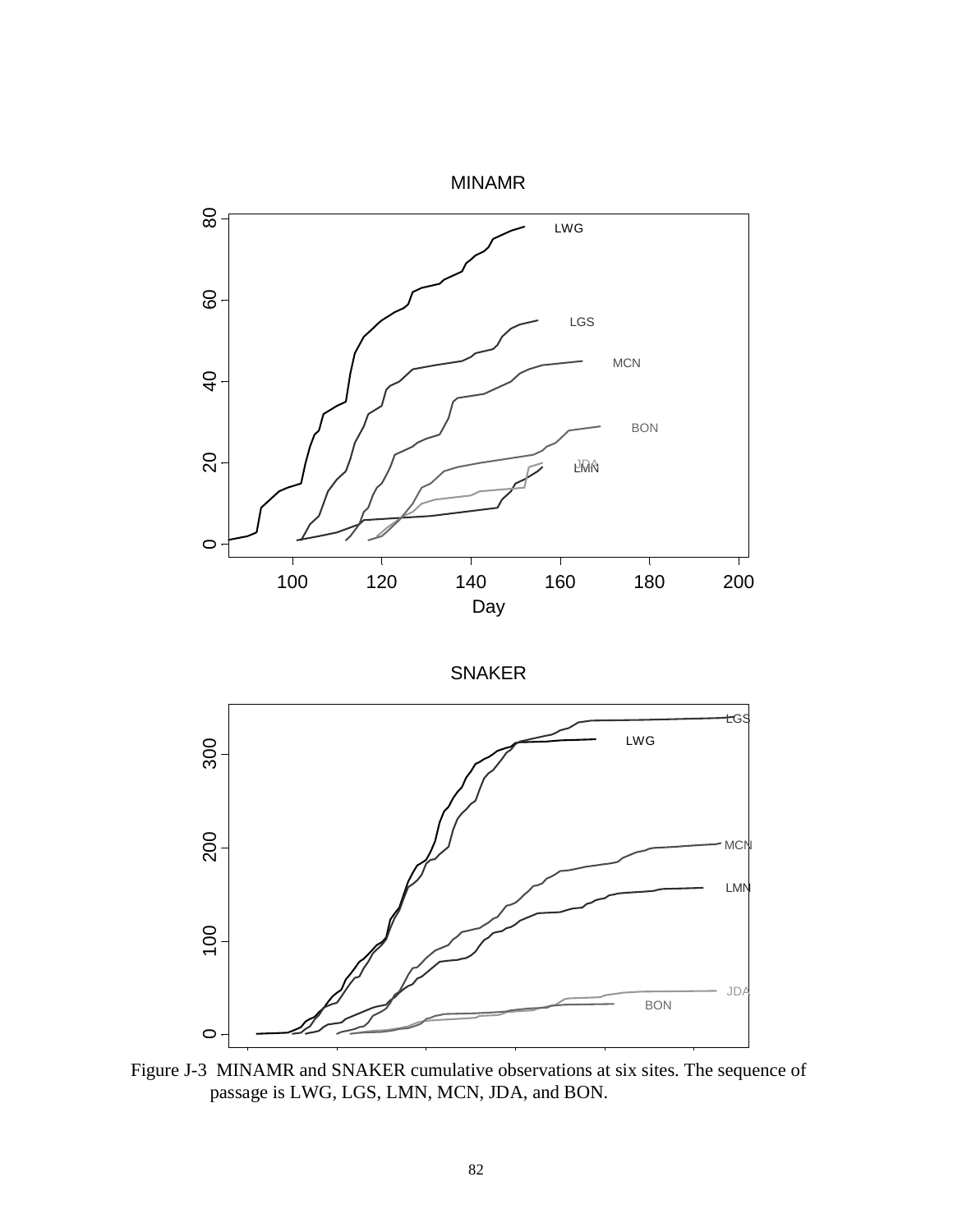Figure J-3 MINAMR and SNAKER cumulative observations at six sites. The sequence of passage is LWG, LGS, LMN, MCN, JDA, and BON.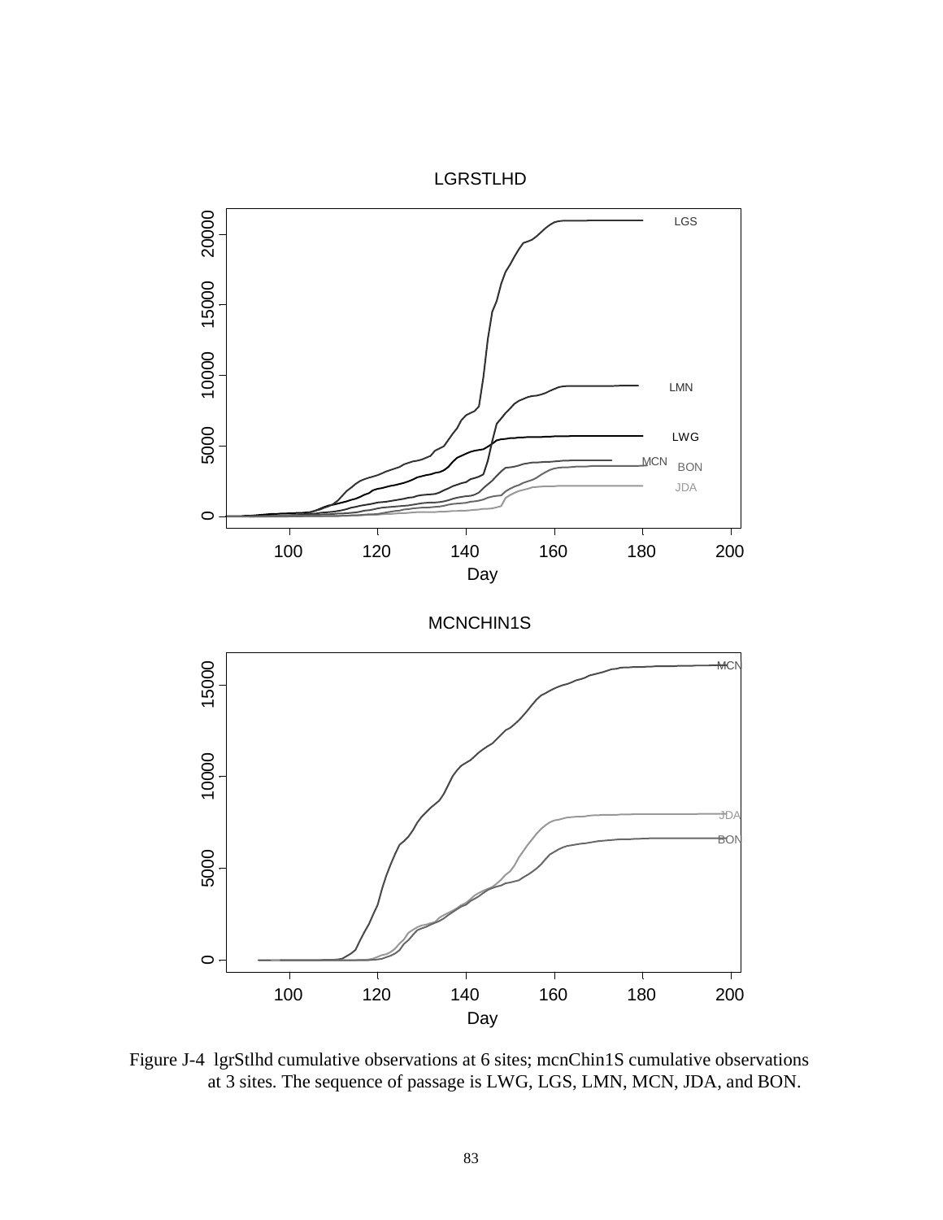LGRSTLHD

MCNCHIN1S

Figure J-4 lgrStlhd cumulative observations at 6 sites; mcnChin1S cumulative observations at 3 sites. The sequence of passage is LWG, LGS, LMN, MCN, JDA, and BON.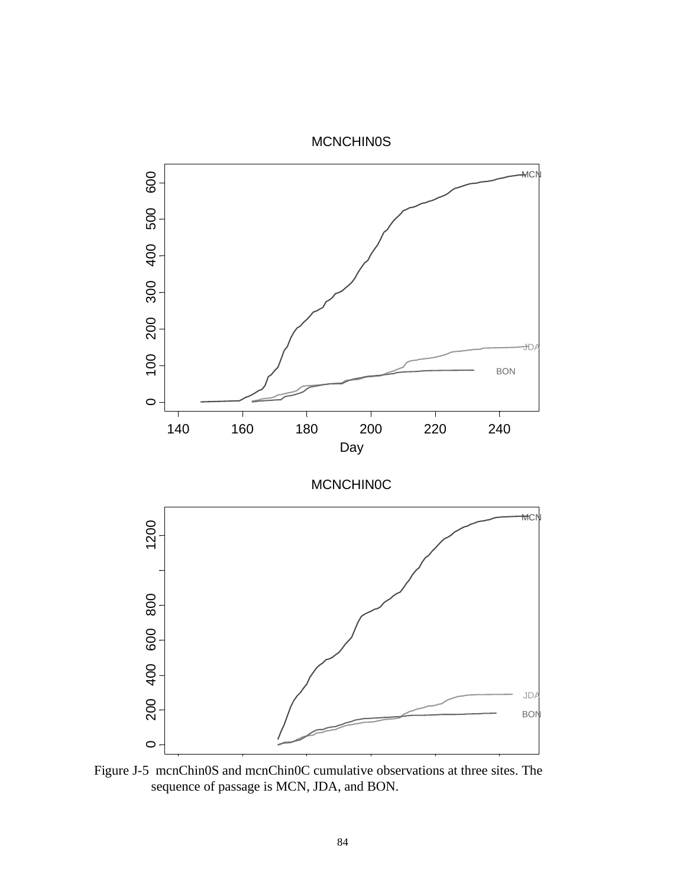Figure J-5 mcnChin0S and mcnChin0C cumulative observations at three sites. The sequence of passage is MCN, JDA, and BON.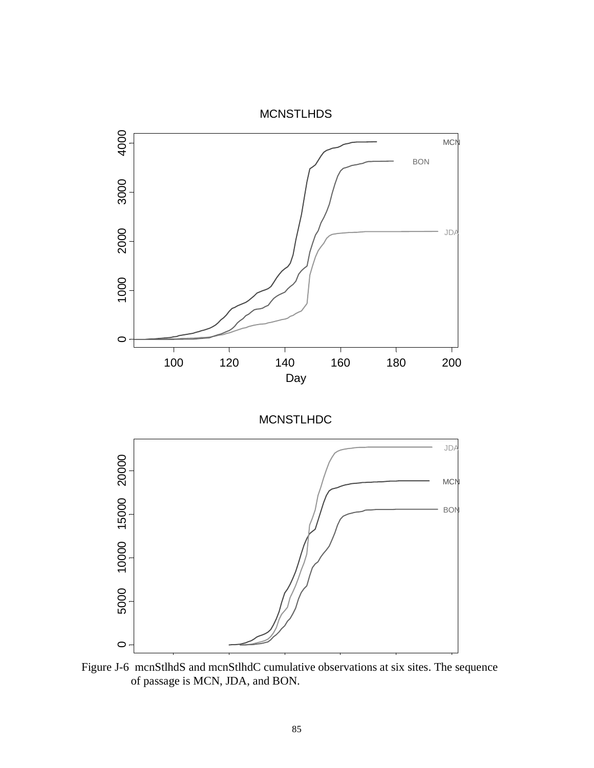Figure J-6 mcnStlhdS and mcnStlhdC cumulative observations at six sites. The sequence of passage is MCN, JDA, and BON.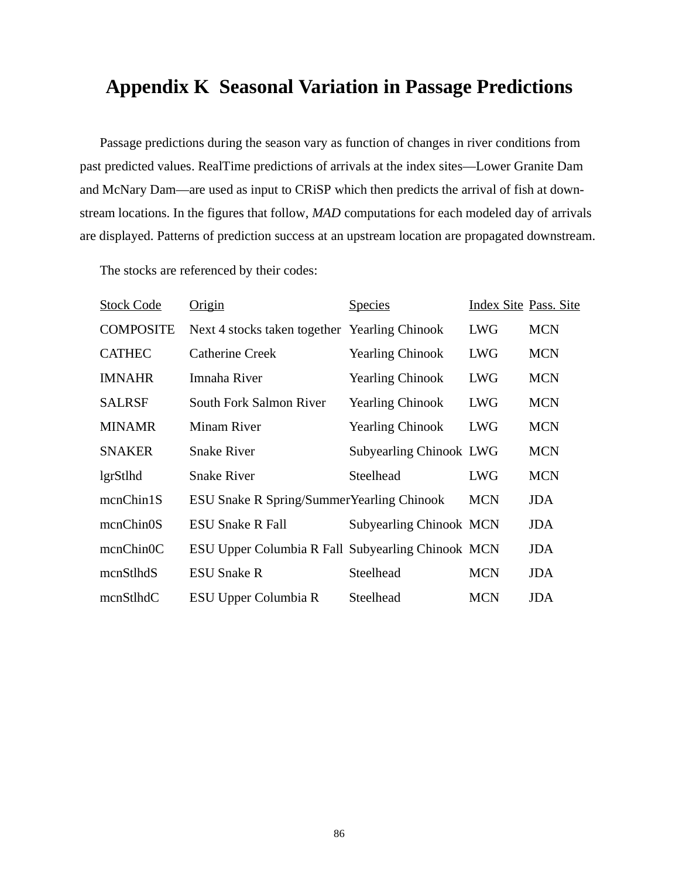# Appendix K Seasonal Variation in Passage Predictions

Passage predictions during the season vary as function of changes in river conditions from past predicted values. RealTime predictions of arrivals at the index sites—Lower Granite Dam and McNary Dam—are used as input to CRiSP which then predicts the arrival of fish at downstream locations. In the figures that follow, *MAD* computations for each modeled day of arrivals are displayed. Patterns of prediction success at an upstream location are propagated downstream.

The stocks are referenced by their codes:

| Stock Code | Origin | Species | Index Site | Pass. Site |
|---|---|---|---|---|
| COMPOSITE | Next 4 stocks taken together | Yearling Chinook | LWG | MCN |
| CATHEC | Catherine Creek | Yearling Chinook | LWG | MCN |
| IMNAHR | Imnaha River | Yearling Chinook | LWG | MCN |
| SALRSF | South Fork Salmon River | Yearling Chinook | LWG | MCN |
| MINAMR | Minam River | Yearling Chinook | LWG | MCN |
| SNAKER | Snake River | Subyearling Chinook | LWG | MCN |
| lgrStlhd | Snake River | Steelhead | LWG | MCN |
| mcnChin1S | ESU Snake R Spring/Summer | Yearling Chinook | MCN | JDA |
| mcnChin0S | ESU Snake R Fall | Subyearling Chinook | MCN | JDA |
| mcnChin0C | ESU Upper Columbia R Fall | Subyearling Chinook | MCN | JDA |
| mcnStlhdS | ESU Snake R | Steelhead | MCN | JDA |
| mcnStlhdC | ESU Upper Columbia R | Steelhead | MCN | JDA |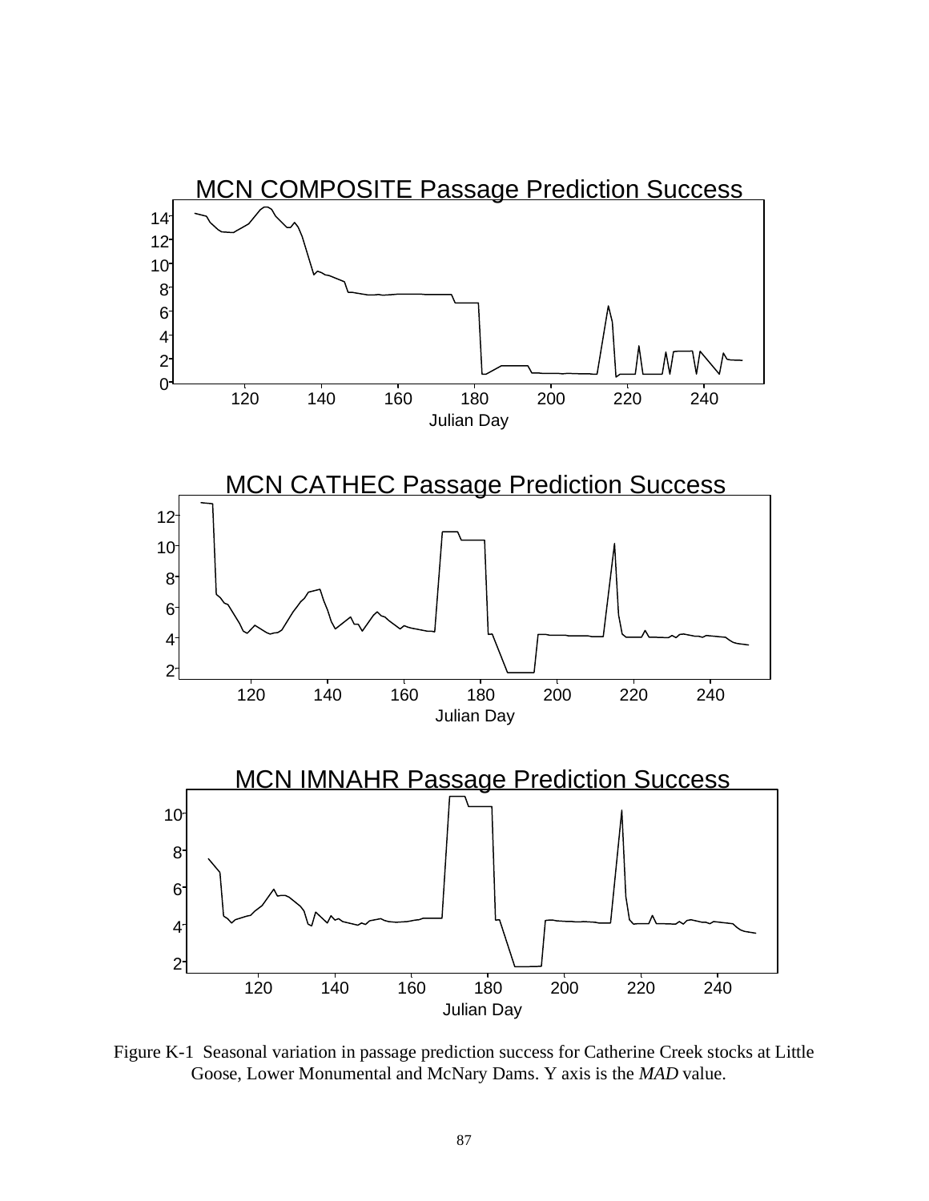MCN COMPOSITE Passage Prediction Success

MCN CATHEC Passage Prediction Success

MCN IMNAHR Passage Prediction Success

Figure K-1 Seasonal variation in passage prediction success for Catherine Creek stocks at Little Goose, Lower Monumental and McNary Dams. Y axis is the *MAD* value.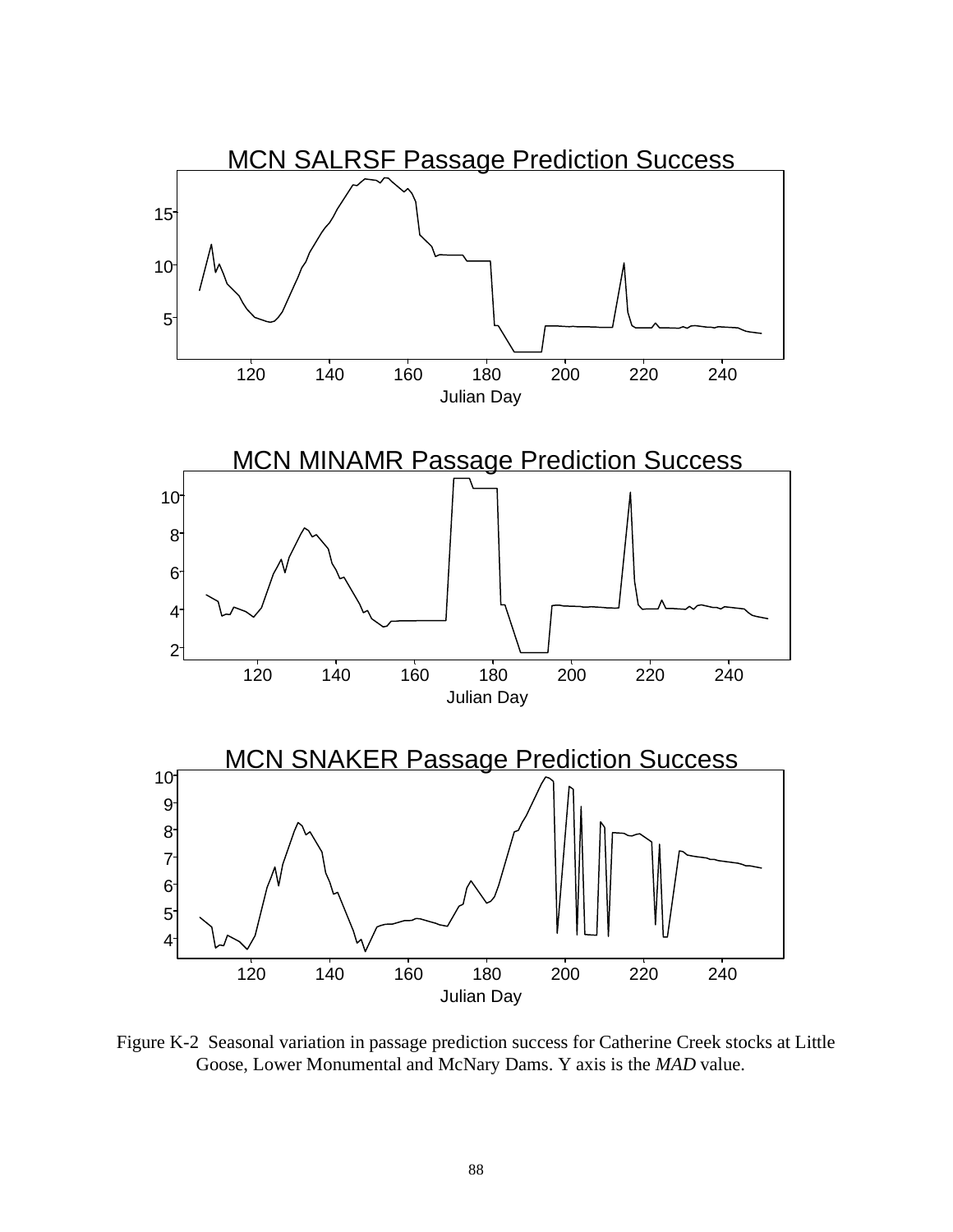MCN SALRSF Passage Prediction Success

MCN MINAMR Passage Prediction Success

MCN SNAKER Passage Prediction Success

Figure K-2 Seasonal variation in passage prediction success for Catherine Creek stocks at Little Goose, Lower Monumental and McNary Dams. Y axis is the *MAD* value.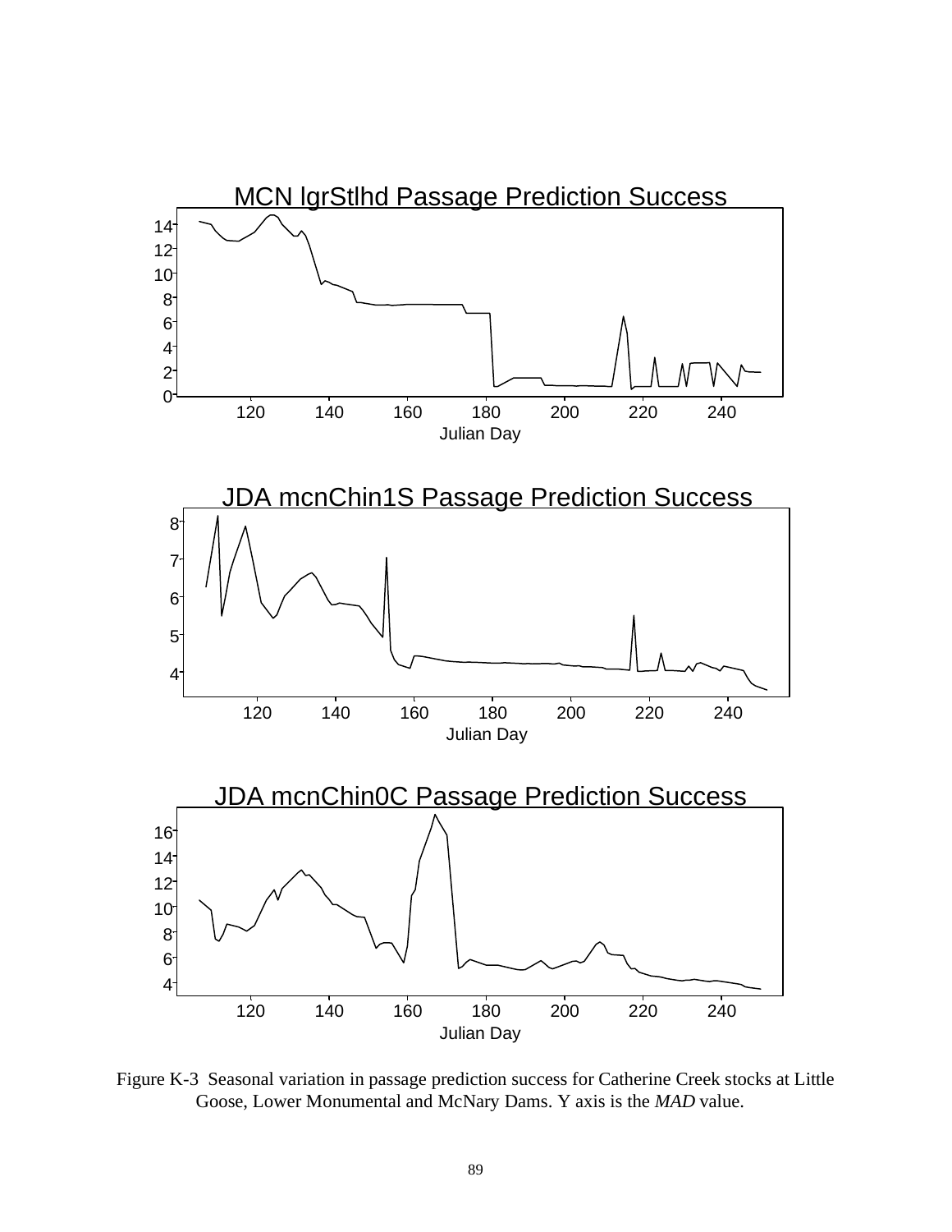MCN lgrStlhd Passage Prediction Success

JDA mcnChin1S Passage Prediction Success

JDA mcnChin0C Passage Prediction Success

Figure K-3 Seasonal variation in passage prediction success for Catherine Creek stocks at Little Goose, Lower Monumental and McNary Dams. Y axis is the *MAD* value.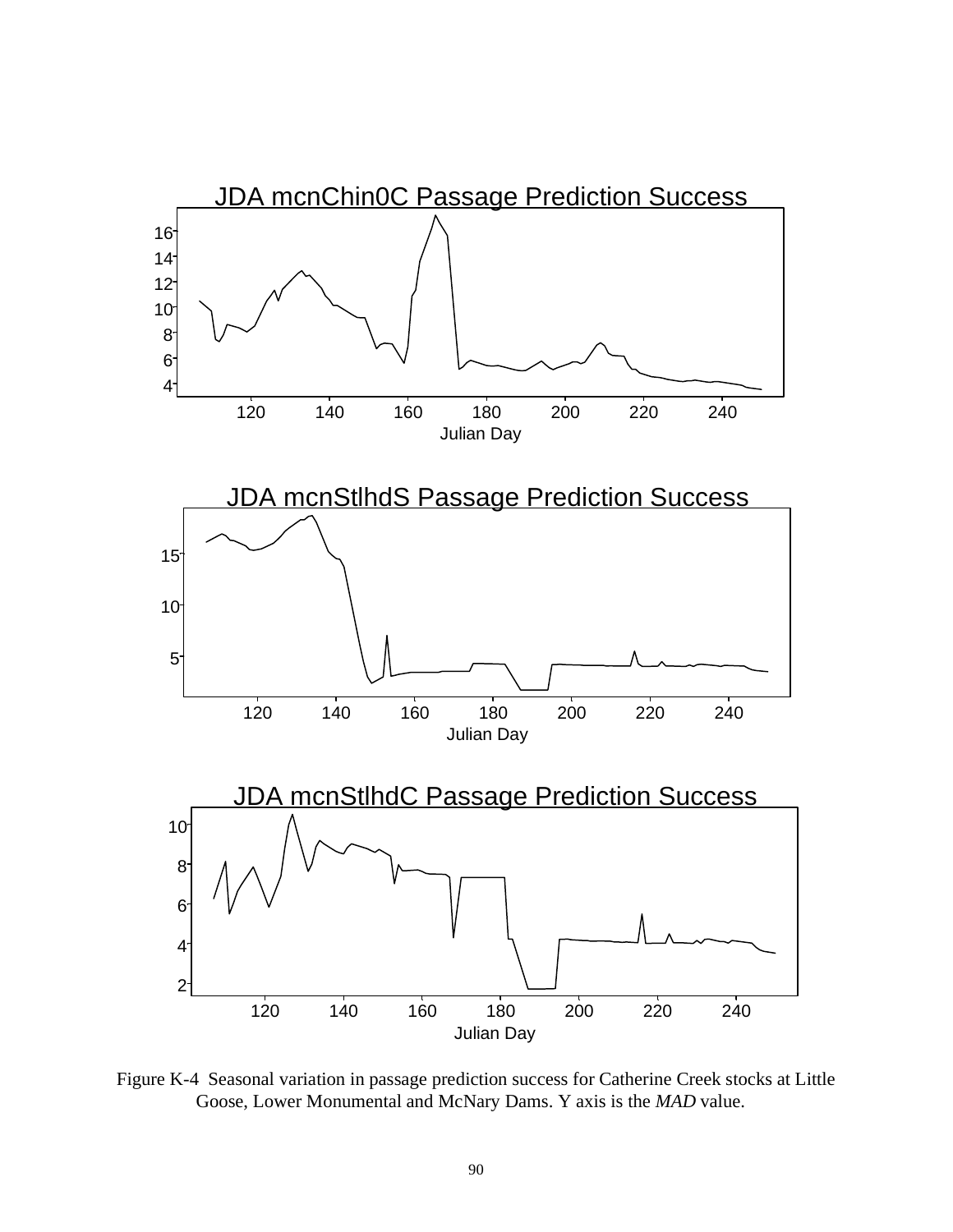JDA mcnChin0C Passage Prediction Success

16
14
12
10
8
6
4

120 140 160 180 200 220 240

Julian Day

JDA mcnStlhdS Passage Prediction Success

15
10
5

120 140 160 180 200 220 240

Julian Day

JDA mcnStlhdC Passage Prediction Success

10
8
6
4
2

120 140 160 180 200 220 240

Julian Day

Figure K-4 Seasonal variation in passage prediction success for Catherine Creek stocks at Little Goose, Lower Monumental and McNary Dams. Y axis is the *MAD* value.